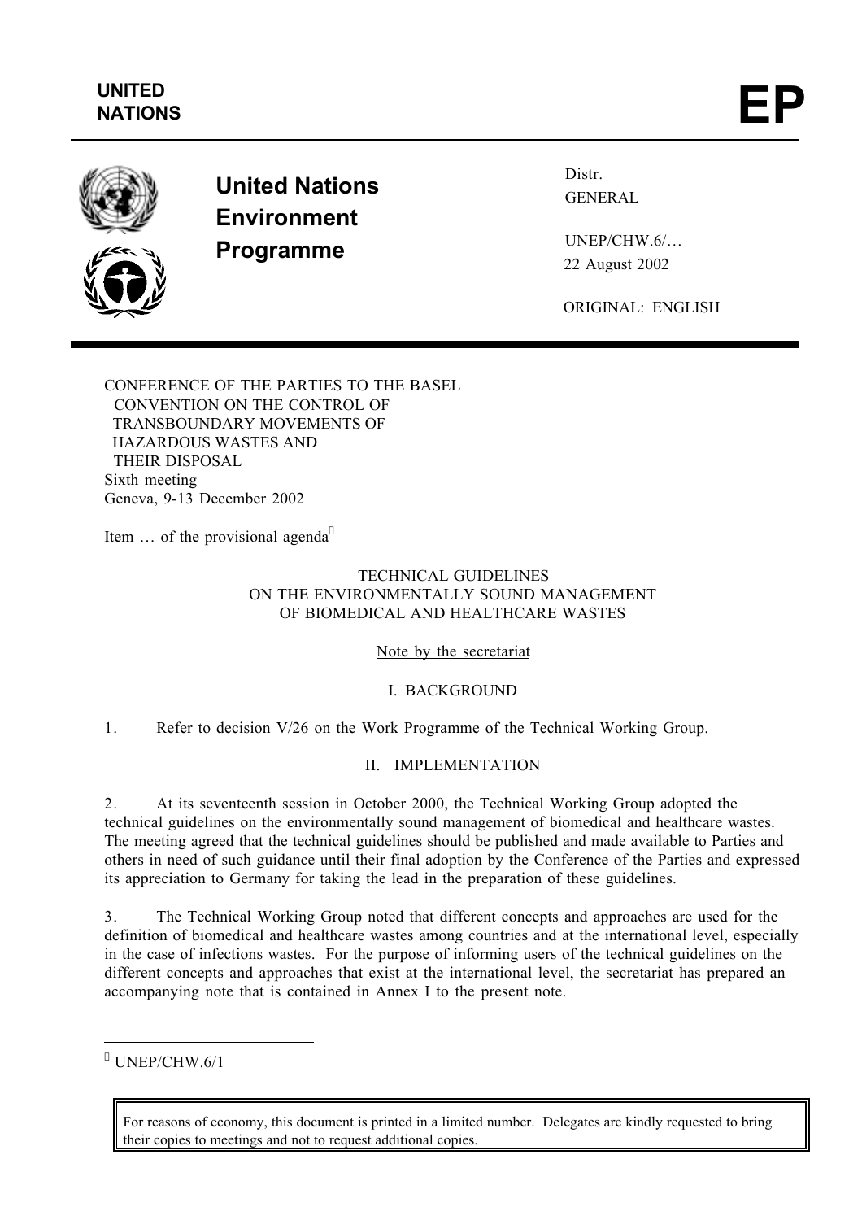UNITED NATIONS

# EP

**United Nations Environment Programme**

Distr.
GENERAL

UNEP/CHW.6/…
22 August 2002

ORIGINAL: ENGLISH

CONFERENCE OF THE PARTIES TO THE BASEL CONVENTION ON THE CONTROL OF TRANSBOUNDARY MOVEMENTS OF HAZARDOUS WASTES AND THEIR DISPOSAL
Sixth meeting
Geneva, 9-13 December 2002

Item … of the provisional agenda[*]

## TECHNICAL GUIDELINES ON THE ENVIRONMENTALLY SOUND MANAGEMENT OF BIOMEDICAL AND HEALTHCARE WASTES

Note by the secretariat

### I. BACKGROUND

1. Refer to decision V/26 on the Work Programme of the Technical Working Group.

### II. IMPLEMENTATION

2. At its seventeenth session in October 2000, the Technical Working Group adopted the technical guidelines on the environmentally sound management of biomedical and healthcare wastes. The meeting agreed that the technical guidelines should be published and made available to Parties and others in need of such guidance until their final adoption by the Conference of the Parties and expressed its appreciation to Germany for taking the lead in the preparation of these guidelines.

3. The Technical Working Group noted that different concepts and approaches are used for the definition of biomedical and healthcare wastes among countries and at the international level, especially in the case of infections wastes. For the purpose of informing users of the technical guidelines on the different concepts and approaches that exist at the international level, the secretariat has prepared an accompanying note that is contained in Annex I to the present note.

[*] UNEP/CHW.6/1

For reasons of economy, this document is printed in a limited number. Delegates are kindly requested to bring their copies to meetings and not to request additional copies.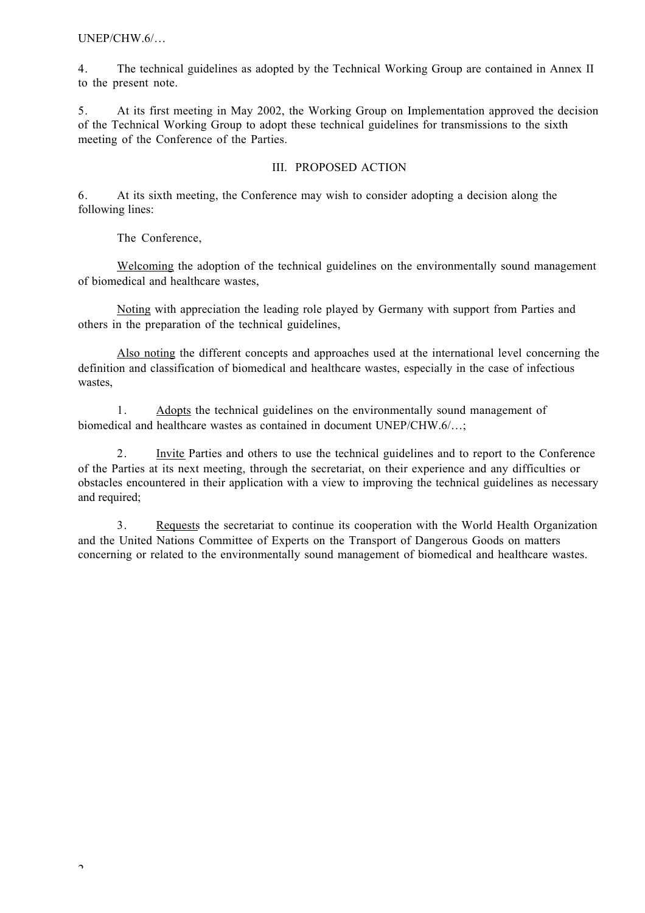4. The technical guidelines as adopted by the Technical Working Group are contained in Annex II to the present note.

5. At its first meeting in May 2002, the Working Group on Implementation approved the decision of the Technical Working Group to adopt these technical guidelines for transmissions to the sixth meeting of the Conference of the Parties.

## III. PROPOSED ACTION

6. At its sixth meeting, the Conference may wish to consider adopting a decision along the following lines:

The Conference,

Welcoming the adoption of the technical guidelines on the environmentally sound management of biomedical and healthcare wastes,

Noting with appreciation the leading role played by Germany with support from Parties and others in the preparation of the technical guidelines,

Also noting the different concepts and approaches used at the international level concerning the definition and classification of biomedical and healthcare wastes, especially in the case of infectious wastes,

1. Adopts the technical guidelines on the environmentally sound management of biomedical and healthcare wastes as contained in document UNEP/CHW.6/…;

2. Invite Parties and others to use the technical guidelines and to report to the Conference of the Parties at its next meeting, through the secretariat, on their experience and any difficulties or obstacles encountered in their application with a view to improving the technical guidelines as necessary and required;

3. Requests the secretariat to continue its cooperation with the World Health Organization and the United Nations Committee of Experts on the Transport of Dangerous Goods on matters concerning or related to the environmentally sound management of biomedical and healthcare wastes.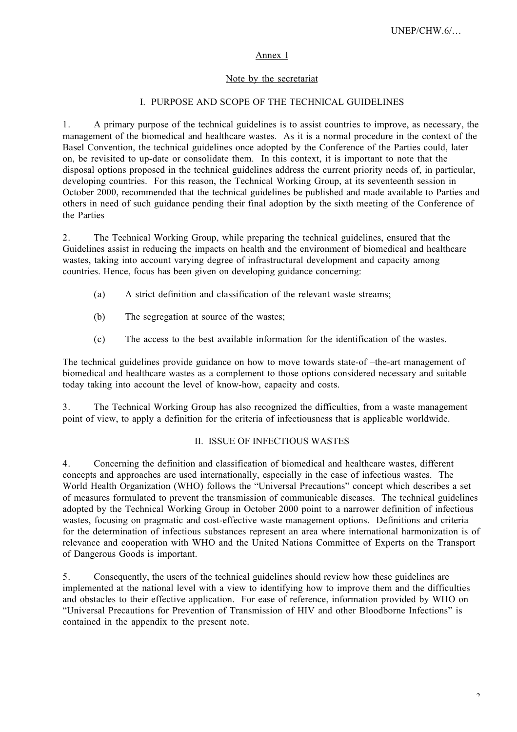Annex I

Note by the secretariat

## I. PURPOSE AND SCOPE OF THE TECHNICAL GUIDELINES

1. A primary purpose of the technical guidelines is to assist countries to improve, as necessary, the management of the biomedical and healthcare wastes. As it is a normal procedure in the context of the Basel Convention, the technical guidelines once adopted by the Conference of the Parties could, later on, be revisited to up-date or consolidate them. In this context, it is important to note that the disposal options proposed in the technical guidelines address the current priority needs of, in particular, developing countries. For this reason, the Technical Working Group, at its seventeenth session in October 2000, recommended that the technical guidelines be published and made available to Parties and others in need of such guidance pending their final adoption by the sixth meeting of the Conference of the Parties

2. The Technical Working Group, while preparing the technical guidelines, ensured that the Guidelines assist in reducing the impacts on health and the environment of biomedical and healthcare wastes, taking into account varying degree of infrastructural development and capacity among countries. Hence, focus has been given on developing guidance concerning:

(a) A strict definition and classification of the relevant waste streams;

(b) The segregation at source of the wastes;

(c) The access to the best available information for the identification of the wastes.

The technical guidelines provide guidance on how to move towards state-of –the-art management of biomedical and healthcare wastes as a complement to those options considered necessary and suitable today taking into account the level of know-how, capacity and costs.

3. The Technical Working Group has also recognized the difficulties, from a waste management point of view, to apply a definition for the criteria of infectiousness that is applicable worldwide.

## II. ISSUE OF INFECTIOUS WASTES

4. Concerning the definition and classification of biomedical and healthcare wastes, different concepts and approaches are used internationally, especially in the case of infectious wastes. The World Health Organization (WHO) follows the "Universal Precautions" concept which describes a set of measures formulated to prevent the transmission of communicable diseases. The technical guidelines adopted by the Technical Working Group in October 2000 point to a narrower definition of infectious wastes, focusing on pragmatic and cost-effective waste management options. Definitions and criteria for the determination of infectious substances represent an area where international harmonization is of relevance and cooperation with WHO and the United Nations Committee of Experts on the Transport of Dangerous Goods is important.

5. Consequently, the users of the technical guidelines should review how these guidelines are implemented at the national level with a view to identifying how to improve them and the difficulties and obstacles to their effective application. For ease of reference, information provided by WHO on "Universal Precautions for Prevention of Transmission of HIV and other Bloodborne Infections" is contained in the appendix to the present note.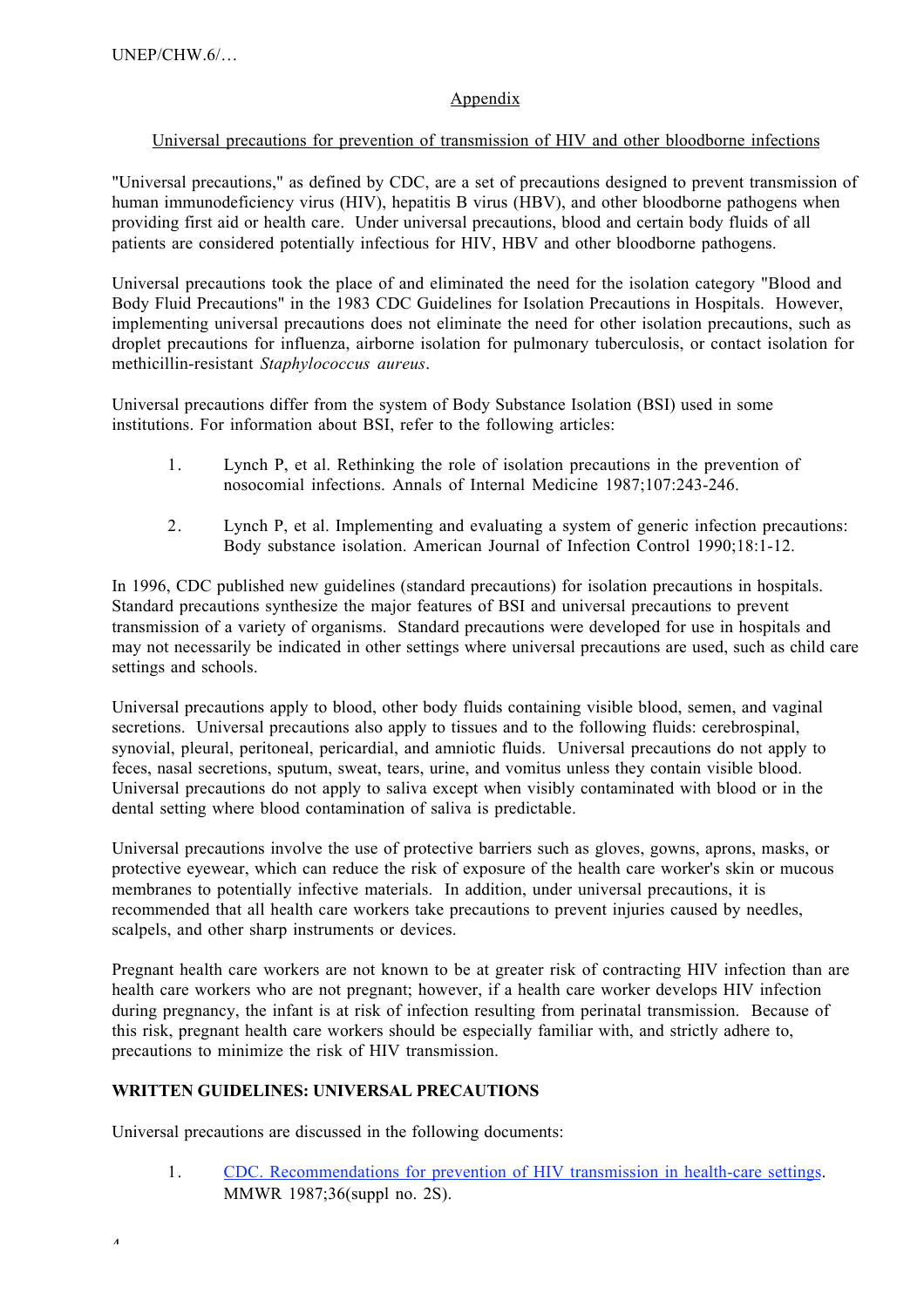Appendix

Universal precautions for prevention of transmission of HIV and other bloodborne infections

"Universal precautions," as defined by CDC, are a set of precautions designed to prevent transmission of human immunodeficiency virus (HIV), hepatitis B virus (HBV), and other bloodborne pathogens when providing first aid or health care. Under universal precautions, blood and certain body fluids of all patients are considered potentially infectious for HIV, HBV and other bloodborne pathogens.

Universal precautions took the place of and eliminated the need for the isolation category "Blood and Body Fluid Precautions" in the 1983 CDC Guidelines for Isolation Precautions in Hospitals. However, implementing universal precautions does not eliminate the need for other isolation precautions, such as droplet precautions for influenza, airborne isolation for pulmonary tuberculosis, or contact isolation for methicillin-resistant *Staphylococcus aureus*.

Universal precautions differ from the system of Body Substance Isolation (BSI) used in some institutions. For information about BSI, refer to the following articles:

1. Lynch P, et al. Rethinking the role of isolation precautions in the prevention of nosocomial infections. Annals of Internal Medicine 1987;107:243-246.

2. Lynch P, et al. Implementing and evaluating a system of generic infection precautions: Body substance isolation. American Journal of Infection Control 1990;18:1-12.

In 1996, CDC published new guidelines (standard precautions) for isolation precautions in hospitals. Standard precautions synthesize the major features of BSI and universal precautions to prevent transmission of a variety of organisms. Standard precautions were developed for use in hospitals and may not necessarily be indicated in other settings where universal precautions are used, such as child care settings and schools.

Universal precautions apply to blood, other body fluids containing visible blood, semen, and vaginal secretions. Universal precautions also apply to tissues and to the following fluids: cerebrospinal, synovial, pleural, peritoneal, pericardial, and amniotic fluids. Universal precautions do not apply to feces, nasal secretions, sputum, sweat, tears, urine, and vomitus unless they contain visible blood. Universal precautions do not apply to saliva except when visibly contaminated with blood or in the dental setting where blood contamination of saliva is predictable.

Universal precautions involve the use of protective barriers such as gloves, gowns, aprons, masks, or protective eyewear, which can reduce the risk of exposure of the health care worker's skin or mucous membranes to potentially infective materials. In addition, under universal precautions, it is recommended that all health care workers take precautions to prevent injuries caused by needles, scalpels, and other sharp instruments or devices.

Pregnant health care workers are not known to be at greater risk of contracting HIV infection than are health care workers who are not pregnant; however, if a health care worker develops HIV infection during pregnancy, the infant is at risk of infection resulting from perinatal transmission. Because of this risk, pregnant health care workers should be especially familiar with, and strictly adhere to, precautions to minimize the risk of HIV transmission.

**WRITTEN GUIDELINES: UNIVERSAL PRECAUTIONS**

Universal precautions are discussed in the following documents:

1. CDC. Recommendations for prevention of HIV transmission in health-care settings. MMWR 1987;36(suppl no. 2S).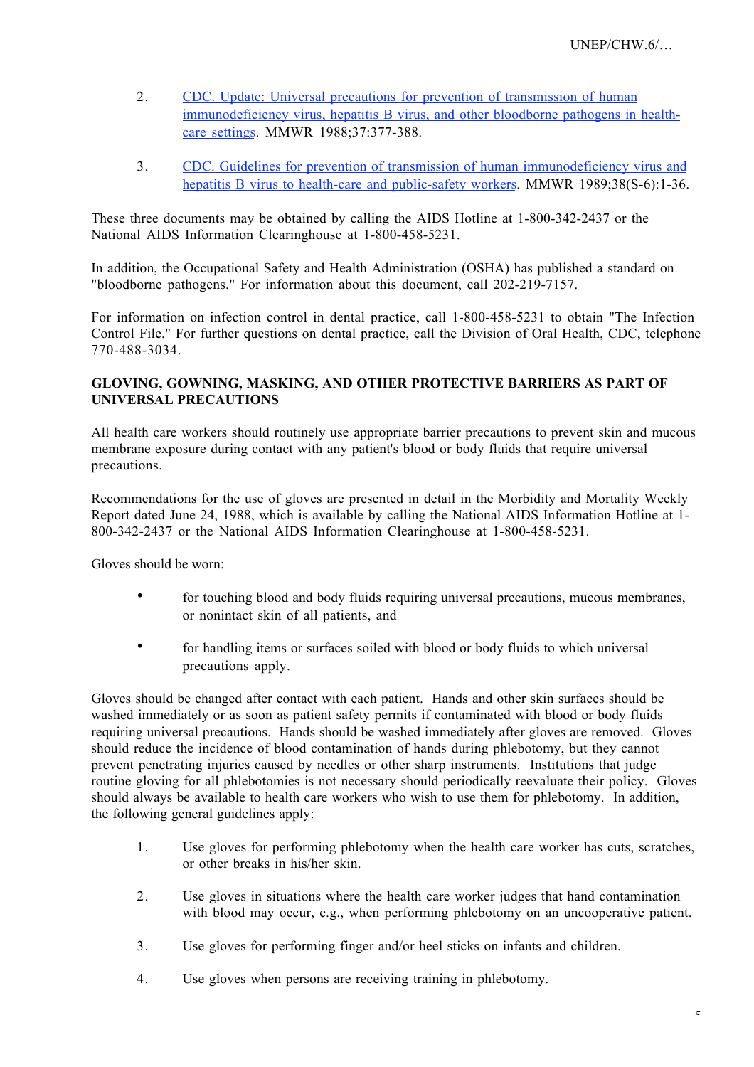2. CDC. Update: Universal precautions for prevention of transmission of human immunodeficiency virus, hepatitis B virus, and other bloodborne pathogens in health-care settings. MMWR 1988;37:377-388.

3. CDC. Guidelines for prevention of transmission of human immunodeficiency virus and hepatitis B virus to health-care and public-safety workers. MMWR 1989;38(S-6):1-36.

These three documents may be obtained by calling the AIDS Hotline at 1-800-342-2437 or the National AIDS Information Clearinghouse at 1-800-458-5231.

In addition, the Occupational Safety and Health Administration (OSHA) has published a standard on "bloodborne pathogens." For information about this document, call 202-219-7157.

For information on infection control in dental practice, call 1-800-458-5231 to obtain "The Infection Control File." For further questions on dental practice, call the Division of Oral Health, CDC, telephone 770-488-3034.

**GLOVING, GOWNING, MASKING, AND OTHER PROTECTIVE BARRIERS AS PART OF UNIVERSAL PRECAUTIONS**

All health care workers should routinely use appropriate barrier precautions to prevent skin and mucous membrane exposure during contact with any patient's blood or body fluids that require universal precautions.

Recommendations for the use of gloves are presented in detail in the Morbidity and Mortality Weekly Report dated June 24, 1988, which is available by calling the National AIDS Information Hotline at 1-800-342-2437 or the National AIDS Information Clearinghouse at 1-800-458-5231.

Gloves should be worn:

- for touching blood and body fluids requiring universal precautions, mucous membranes, or nonintact skin of all patients, and
- for handling items or surfaces soiled with blood or body fluids to which universal precautions apply.

Gloves should be changed after contact with each patient. Hands and other skin surfaces should be washed immediately or as soon as patient safety permits if contaminated with blood or body fluids requiring universal precautions. Hands should be washed immediately after gloves are removed. Gloves should reduce the incidence of blood contamination of hands during phlebotomy, but they cannot prevent penetrating injuries caused by needles or other sharp instruments. Institutions that judge routine gloving for all phlebotomies is not necessary should periodically reevaluate their policy. Gloves should always be available to health care workers who wish to use them for phlebotomy. In addition, the following general guidelines apply:

1. Use gloves for performing phlebotomy when the health care worker has cuts, scratches, or other breaks in his/her skin.

2. Use gloves in situations where the health care worker judges that hand contamination with blood may occur, e.g., when performing phlebotomy on an uncooperative patient.

3. Use gloves for performing finger and/or heel sticks on infants and children.

4. Use gloves when persons are receiving training in phlebotomy.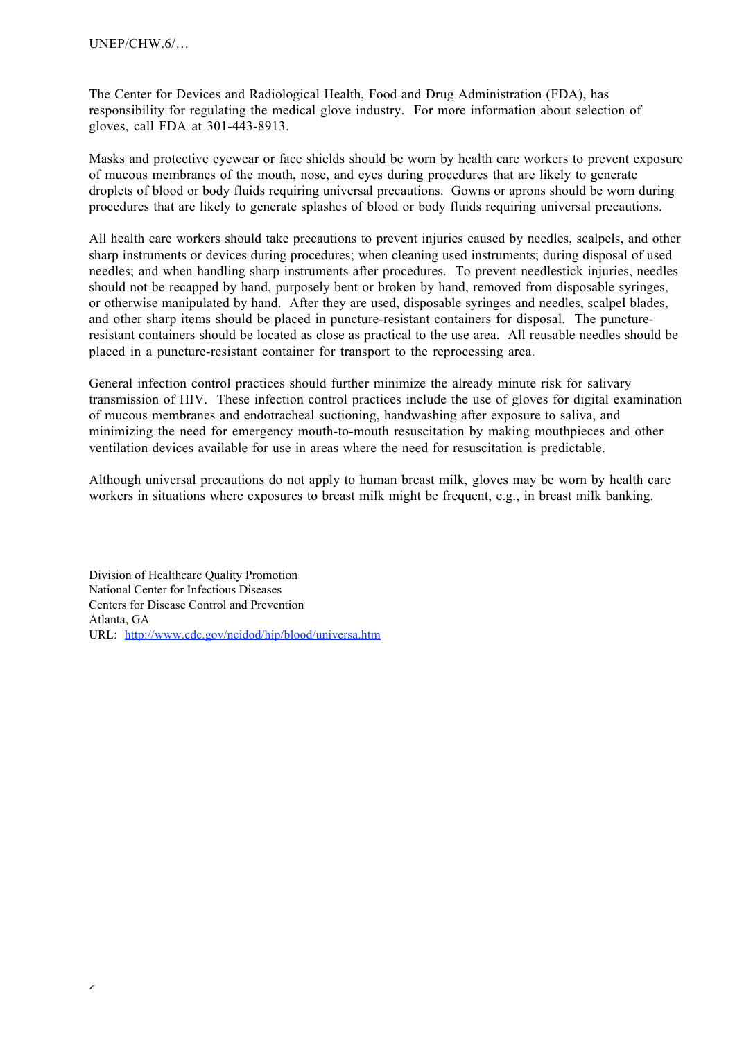The Center for Devices and Radiological Health, Food and Drug Administration (FDA), has responsibility for regulating the medical glove industry. For more information about selection of gloves, call FDA at 301-443-8913.

Masks and protective eyewear or face shields should be worn by health care workers to prevent exposure of mucous membranes of the mouth, nose, and eyes during procedures that are likely to generate droplets of blood or body fluids requiring universal precautions. Gowns or aprons should be worn during procedures that are likely to generate splashes of blood or body fluids requiring universal precautions.

All health care workers should take precautions to prevent injuries caused by needles, scalpels, and other sharp instruments or devices during procedures; when cleaning used instruments; during disposal of used needles; and when handling sharp instruments after procedures. To prevent needlestick injuries, needles should not be recapped by hand, purposely bent or broken by hand, removed from disposable syringes, or otherwise manipulated by hand. After they are used, disposable syringes and needles, scalpel blades, and other sharp items should be placed in puncture-resistant containers for disposal. The puncture-resistant containers should be located as close as practical to the use area. All reusable needles should be placed in a puncture-resistant container for transport to the reprocessing area.

General infection control practices should further minimize the already minute risk for salivary transmission of HIV. These infection control practices include the use of gloves for digital examination of mucous membranes and endotracheal suctioning, handwashing after exposure to saliva, and minimizing the need for emergency mouth-to-mouth resuscitation by making mouthpieces and other ventilation devices available for use in areas where the need for resuscitation is predictable.

Although universal precautions do not apply to human breast milk, gloves may be worn by health care workers in situations where exposures to breast milk might be frequent, e.g., in breast milk banking.

Division of Healthcare Quality Promotion
National Center for Infectious Diseases
Centers for Disease Control and Prevention
Atlanta, GA
URL: http://www.cdc.gov/ncidod/hip/blood/universa.htm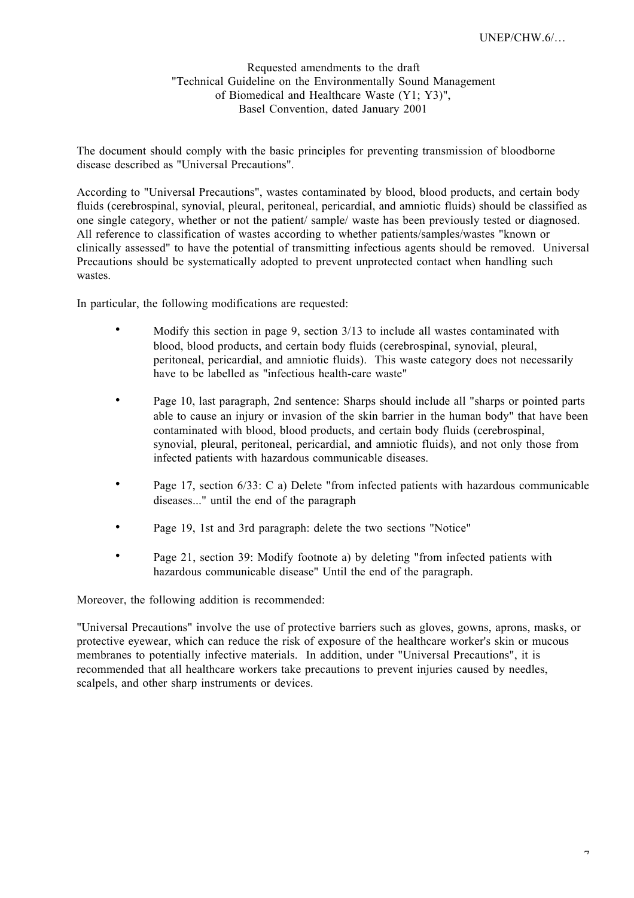Requested amendments to the draft
"Technical Guideline on the Environmentally Sound Management
of Biomedical and Healthcare Waste (Y1; Y3)",
Basel Convention, dated January 2001

The document should comply with the basic principles for preventing transmission of bloodborne disease described as "Universal Precautions".

According to "Universal Precautions", wastes contaminated by blood, blood products, and certain body fluids (cerebrospinal, synovial, pleural, peritoneal, pericardial, and amniotic fluids) should be classified as one single category, whether or not the patient/ sample/ waste has been previously tested or diagnosed. All reference to classification of wastes according to whether patients/samples/wastes "known or clinically assessed" to have the potential of transmitting infectious agents should be removed. Universal Precautions should be systematically adopted to prevent unprotected contact when handling such wastes.

In particular, the following modifications are requested:

- Modify this section in page 9, section 3/13 to include all wastes contaminated with blood, blood products, and certain body fluids (cerebrospinal, synovial, pleural, peritoneal, pericardial, and amniotic fluids). This waste category does not necessarily have to be labelled as "infectious health-care waste"
- Page 10, last paragraph, 2nd sentence: Sharps should include all "sharps or pointed parts able to cause an injury or invasion of the skin barrier in the human body" that have been contaminated with blood, blood products, and certain body fluids (cerebrospinal, synovial, pleural, peritoneal, pericardial, and amniotic fluids), and not only those from infected patients with hazardous communicable diseases.
- Page 17, section 6/33: C a) Delete "from infected patients with hazardous communicable diseases..." until the end of the paragraph
- Page 19, 1st and 3rd paragraph: delete the two sections "Notice"
- Page 21, section 39: Modify footnote a) by deleting "from infected patients with hazardous communicable disease" Until the end of the paragraph.

Moreover, the following addition is recommended:

"Universal Precautions" involve the use of protective barriers such as gloves, gowns, aprons, masks, or protective eyewear, which can reduce the risk of exposure of the healthcare worker's skin or mucous membranes to potentially infective materials. In addition, under "Universal Precautions", it is recommended that all healthcare workers take precautions to prevent injuries caused by needles, scalpels, and other sharp instruments or devices.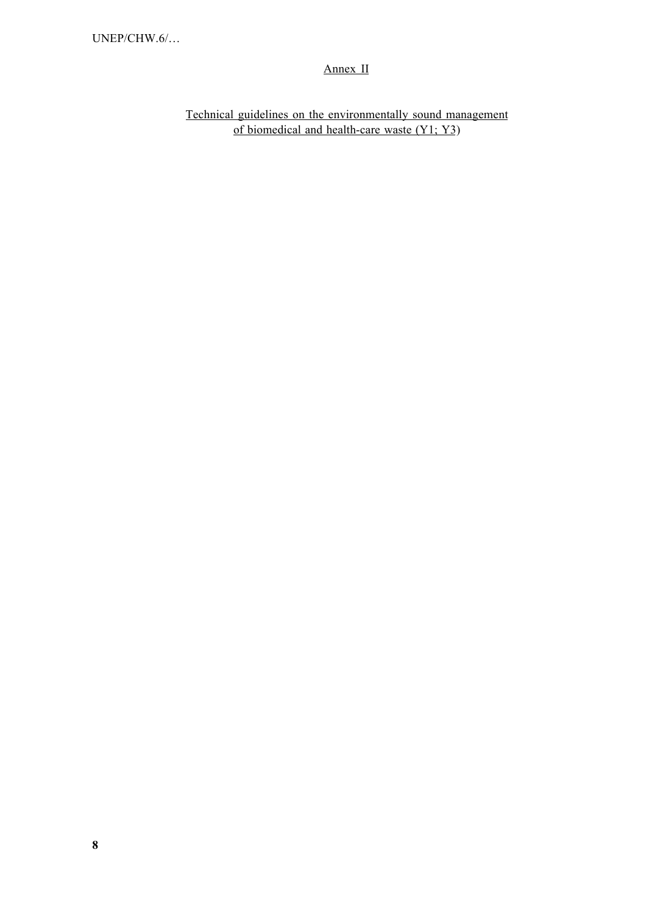## Annex II

## Technical guidelines on the environmentally sound management of biomedical and health-care waste (Y1; Y3)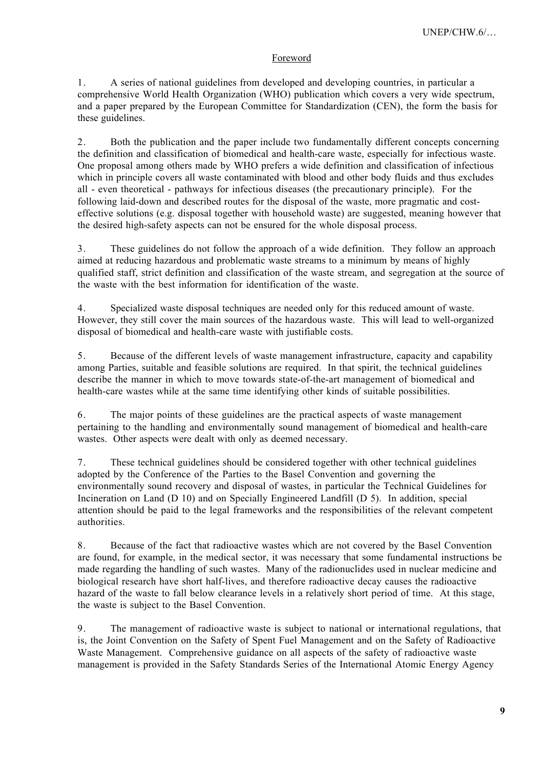## Foreword

1. A series of national guidelines from developed and developing countries, in particular a comprehensive World Health Organization (WHO) publication which covers a very wide spectrum, and a paper prepared by the European Committee for Standardization (CEN), the form the basis for these guidelines.

2. Both the publication and the paper include two fundamentally different concepts concerning the definition and classification of biomedical and health-care waste, especially for infectious waste. One proposal among others made by WHO prefers a wide definition and classification of infectious which in principle covers all waste contaminated with blood and other body fluids and thus excludes all - even theoretical - pathways for infectious diseases (the precautionary principle). For the following laid-down and described routes for the disposal of the waste, more pragmatic and cost-effective solutions (e.g. disposal together with household waste) are suggested, meaning however that the desired high-safety aspects can not be ensured for the whole disposal process.

3. These guidelines do not follow the approach of a wide definition. They follow an approach aimed at reducing hazardous and problematic waste streams to a minimum by means of highly qualified staff, strict definition and classification of the waste stream, and segregation at the source of the waste with the best information for identification of the waste.

4. Specialized waste disposal techniques are needed only for this reduced amount of waste. However, they still cover the main sources of the hazardous waste. This will lead to well-organized disposal of biomedical and health-care waste with justifiable costs.

5. Because of the different levels of waste management infrastructure, capacity and capability among Parties, suitable and feasible solutions are required. In that spirit, the technical guidelines describe the manner in which to move towards state-of-the-art management of biomedical and health-care wastes while at the same time identifying other kinds of suitable possibilities.

6. The major points of these guidelines are the practical aspects of waste management pertaining to the handling and environmentally sound management of biomedical and health-care wastes. Other aspects were dealt with only as deemed necessary.

7. These technical guidelines should be considered together with other technical guidelines adopted by the Conference of the Parties to the Basel Convention and governing the environmentally sound recovery and disposal of wastes, in particular the Technical Guidelines for Incineration on Land (D 10) and on Specially Engineered Landfill (D 5). In addition, special attention should be paid to the legal frameworks and the responsibilities of the relevant competent authorities.

8. Because of the fact that radioactive wastes which are not covered by the Basel Convention are found, for example, in the medical sector, it was necessary that some fundamental instructions be made regarding the handling of such wastes. Many of the radionuclides used in nuclear medicine and biological research have short half-lives, and therefore radioactive decay causes the radioactive hazard of the waste to fall below clearance levels in a relatively short period of time. At this stage, the waste is subject to the Basel Convention.

9. The management of radioactive waste is subject to national or international regulations, that is, the Joint Convention on the Safety of Spent Fuel Management and on the Safety of Radioactive Waste Management. Comprehensive guidance on all aspects of the safety of radioactive waste management is provided in the Safety Standards Series of the International Atomic Energy Agency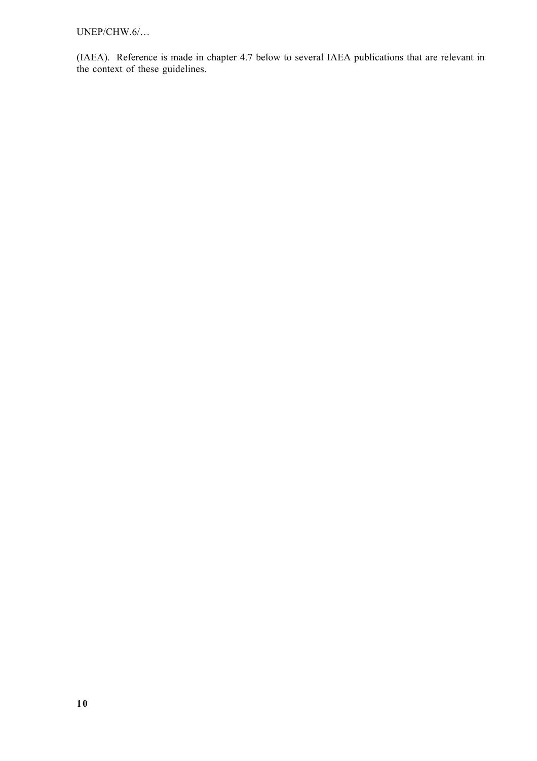(IAEA). Reference is made in chapter 4.7 below to several IAEA publications that are relevant in the context of these guidelines.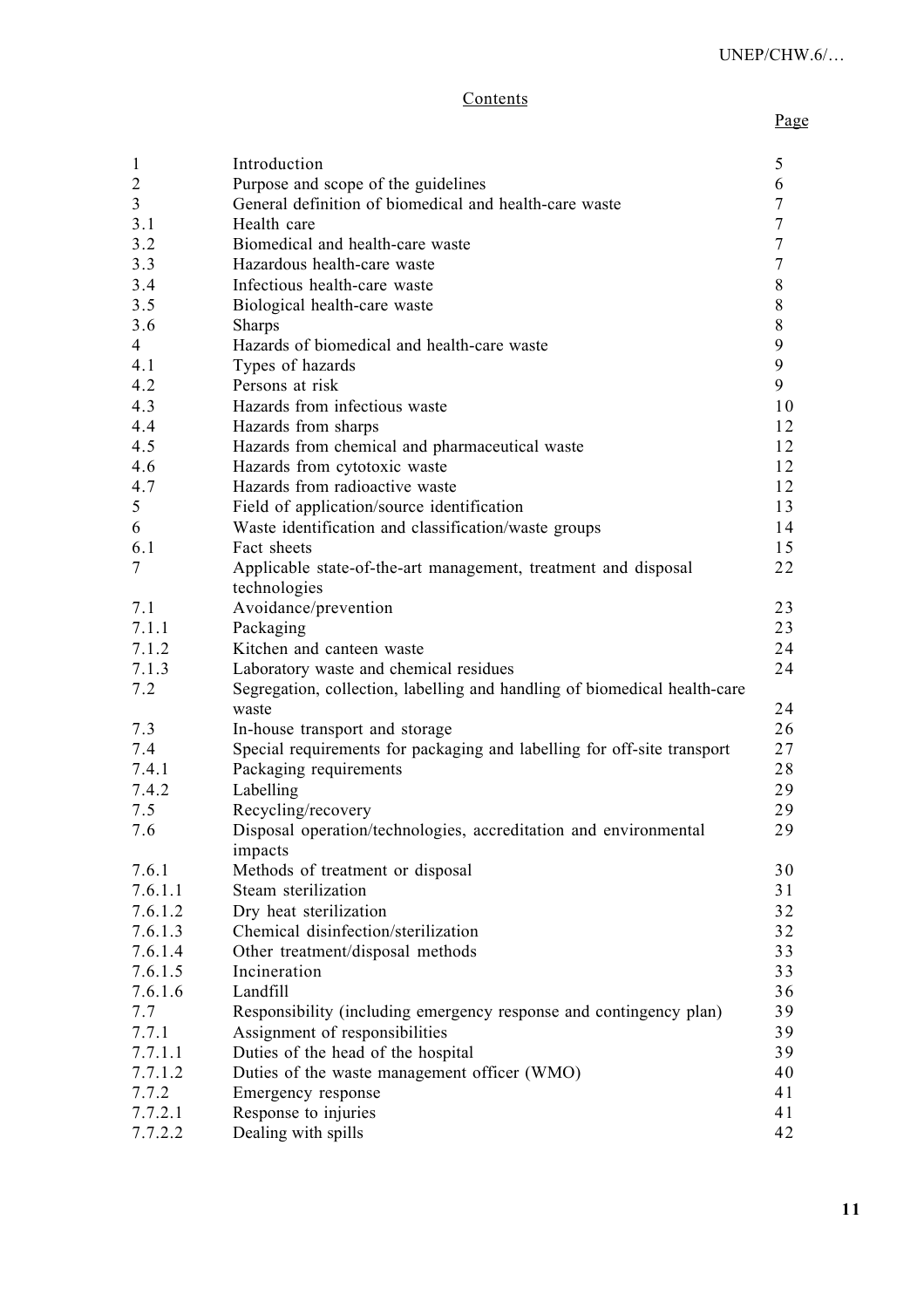# Contents

| | | Page |
|---|---|---|
| 1 | Introduction | 5 |
| 2 | Purpose and scope of the guidelines | 6 |
| 3 | General definition of biomedical and health-care waste | 7 |
| 3.1 | Health care | 7 |
| 3.2 | Biomedical and health-care waste | 7 |
| 3.3 | Hazardous health-care waste | 7 |
| 3.4 | Infectious health-care waste | 8 |
| 3.5 | Biological health-care waste | 8 |
| 3.6 | Sharps | 8 |
| 4 | Hazards of biomedical and health-care waste | 9 |
| 4.1 | Types of hazards | 9 |
| 4.2 | Persons at risk | 9 |
| 4.3 | Hazards from infectious waste | 10 |
| 4.4 | Hazards from sharps | 12 |
| 4.5 | Hazards from chemical and pharmaceutical waste | 12 |
| 4.6 | Hazards from cytotoxic waste | 12 |
| 4.7 | Hazards from radioactive waste | 12 |
| 5 | Field of application/source identification | 13 |
| 6 | Waste identification and classification/waste groups | 14 |
| 6.1 | Fact sheets | 15 |
| 7 | Applicable state-of-the-art management, treatment and disposal technologies | 22 |
| 7.1 | Avoidance/prevention | 23 |
| 7.1.1 | Packaging | 23 |
| 7.1.2 | Kitchen and canteen waste | 24 |
| 7.1.3 | Laboratory waste and chemical residues | 24 |
| 7.2 | Segregation, collection, labelling and handling of biomedical health-care waste | 24 |
| 7.3 | In-house transport and storage | 26 |
| 7.4 | Special requirements for packaging and labelling for off-site transport | 27 |
| 7.4.1 | Packaging requirements | 28 |
| 7.4.2 | Labelling | 29 |
| 7.5 | Recycling/recovery | 29 |
| 7.6 | Disposal operation/technologies, accreditation and environmental impacts | 29 |
| 7.6.1 | Methods of treatment or disposal | 30 |
| 7.6.1.1 | Steam sterilization | 31 |
| 7.6.1.2 | Dry heat sterilization | 32 |
| 7.6.1.3 | Chemical disinfection/sterilization | 32 |
| 7.6.1.4 | Other treatment/disposal methods | 33 |
| 7.6.1.5 | Incineration | 33 |
| 7.6.1.6 | Landfill | 36 |
| 7.7 | Responsibility (including emergency response and contingency plan) | 39 |
| 7.7.1 | Assignment of responsibilities | 39 |
| 7.7.1.1 | Duties of the head of the hospital | 39 |
| 7.7.1.2 | Duties of the waste management officer (WMO) | 40 |
| 7.7.2 | Emergency response | 41 |
| 7.7.2.1 | Response to injuries | 41 |
| 7.7.2.2 | Dealing with spills | 42 |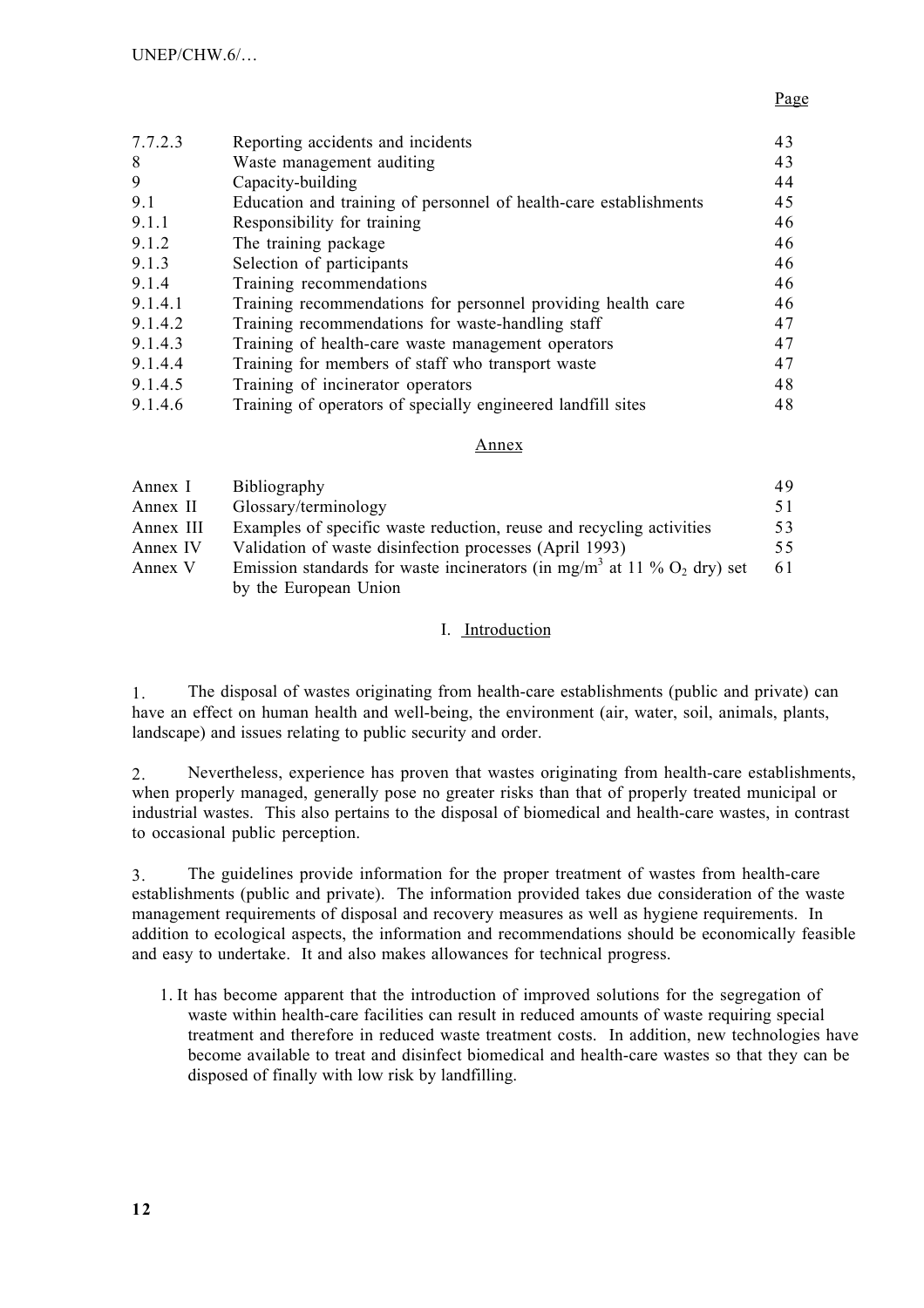| | | Page |
|---|---|---|
| 7.7.2.3 | Reporting accidents and incidents | 43 |
| 8 | Waste management auditing | 43 |
| 9 | Capacity-building | 44 |
| 9.1 | Education and training of personnel of health-care establishments | 45 |
| 9.1.1 | Responsibility for training | 46 |
| 9.1.2 | The training package | 46 |
| 9.1.3 | Selection of participants | 46 |
| 9.1.4 | Training recommendations | 46 |
| 9.1.4.1 | Training recommendations for personnel providing health care | 46 |
| 9.1.4.2 | Training recommendations for waste-handling staff | 47 |
| 9.1.4.3 | Training of health-care waste management operators | 47 |
| 9.1.4.4 | Training for members of staff who transport waste | 47 |
| 9.1.4.5 | Training of incinerator operators | 48 |
| 9.1.4.6 | Training of operators of specially engineered landfill sites | 48 |

Annex

| | | |
|---|---|---|
| Annex I | Bibliography | 49 |
| Annex II | Glossary/terminology | 51 |
| Annex III | Examples of specific waste reduction, reuse and recycling activities | 53 |
| Annex IV | Validation of waste disinfection processes (April 1993) | 55 |
| Annex V | Emission standards for waste incinerators (in mg/m$^3$ at 11 % $O_2$ dry) set by the European Union | 61 |

# I. Introduction

1. The disposal of wastes originating from health-care establishments (public and private) can have an effect on human health and well-being, the environment (air, water, soil, animals, plants, landscape) and issues relating to public security and order.

2. Nevertheless, experience has proven that wastes originating from health-care establishments, when properly managed, generally pose no greater risks than that of properly treated municipal or industrial wastes. This also pertains to the disposal of biomedical and health-care wastes, in contrast to occasional public perception.

3. The guidelines provide information for the proper treatment of wastes from health-care establishments (public and private). The information provided takes due consideration of the waste management requirements of disposal and recovery measures as well as hygiene requirements. In addition to ecological aspects, the information and recommendations should be economically feasible and easy to undertake. It and also makes allowances for technical progress.

1. It has become apparent that the introduction of improved solutions for the segregation of waste within health-care facilities can result in reduced amounts of waste requiring special treatment and therefore in reduced waste treatment costs. In addition, new technologies have become available to treat and disinfect biomedical and health-care wastes so that they can be disposed of finally with low risk by landfilling.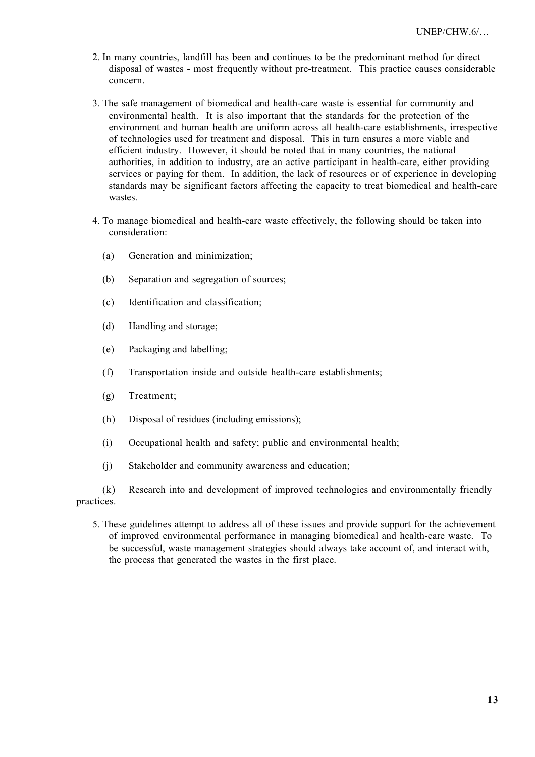2. In many countries, landfill has been and continues to be the predominant method for direct disposal of wastes - most frequently without pre-treatment. This practice causes considerable concern.

3. The safe management of biomedical and health-care waste is essential for community and environmental health. It is also important that the standards for the protection of the environment and human health are uniform across all health-care establishments, irrespective of technologies used for treatment and disposal. This in turn ensures a more viable and efficient industry. However, it should be noted that in many countries, the national authorities, in addition to industry, are an active participant in health-care, either providing services or paying for them. In addition, the lack of resources or of experience in developing standards may be significant factors affecting the capacity to treat biomedical and health-care wastes.

4. To manage biomedical and health-care waste effectively, the following should be taken into consideration:

   (a) Generation and minimization;

   (b) Separation and segregation of sources;

   (c) Identification and classification;

   (d) Handling and storage;

   (e) Packaging and labelling;

   (f) Transportation inside and outside health-care establishments;

   (g) Treatment;

   (h) Disposal of residues (including emissions);

   (i) Occupational health and safety; public and environmental health;

   (j) Stakeholder and community awareness and education;

   (k) Research into and development of improved technologies and environmentally friendly practices.

5. These guidelines attempt to address all of these issues and provide support for the achievement of improved environmental performance in managing biomedical and health-care waste. To be successful, waste management strategies should always take account of, and interact with, the process that generated the wastes in the first place.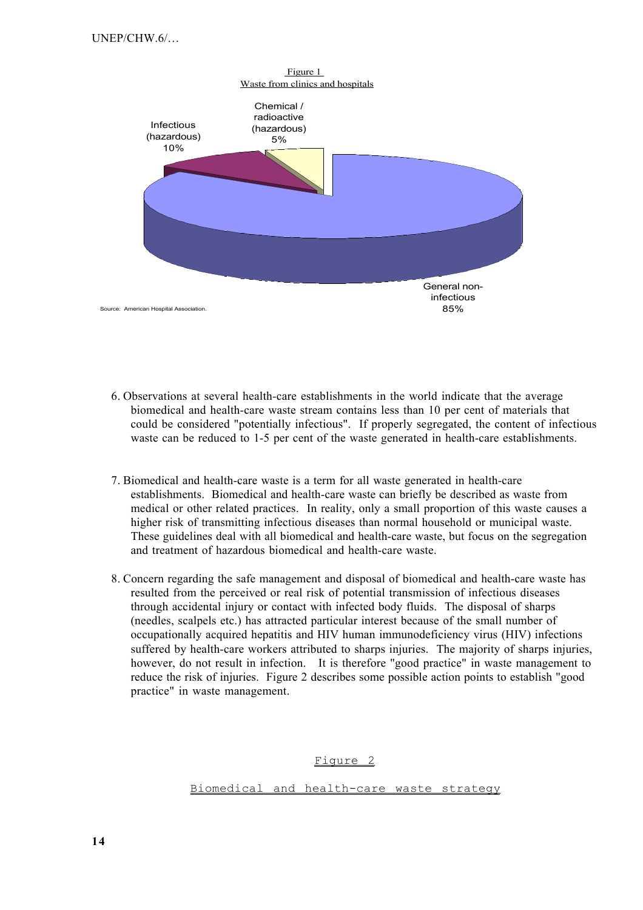Figure 1
Waste from clinics and hospitals

Infectious (hazardous) 10%

Chemical / radioactive (hazardous) 5%

General non-infectious 85%

Source: American Hospital Association.

6. Observations at several health-care establishments in the world indicate that the average biomedical and health-care waste stream contains less than 10 per cent of materials that could be considered "potentially infectious". If properly segregated, the content of infectious waste can be reduced to 1-5 per cent of the waste generated in health-care establishments.

7. Biomedical and health-care waste is a term for all waste generated in health-care establishments. Biomedical and health-care waste can briefly be described as waste from medical or other related practices. In reality, only a small proportion of this waste causes a higher risk of transmitting infectious diseases than normal household or municipal waste. These guidelines deal with all biomedical and health-care waste, but focus on the segregation and treatment of hazardous biomedical and health-care waste.

8. Concern regarding the safe management and disposal of biomedical and health-care waste has resulted from the perceived or real risk of potential transmission of infectious diseases through accidental injury or contact with infected body fluids. The disposal of sharps (needles, scalpels etc.) has attracted particular interest because of the small number of occupationally acquired hepatitis and HIV human immunodeficiency virus (HIV) infections suffered by health-care workers attributed to sharps injuries. The majority of sharps injuries, however, do not result in infection. It is therefore "good practice" in waste management to reduce the risk of injuries. Figure 2 describes some possible action points to establish "good practice" in waste management.

Figure 2

Biomedical and health-care waste strategy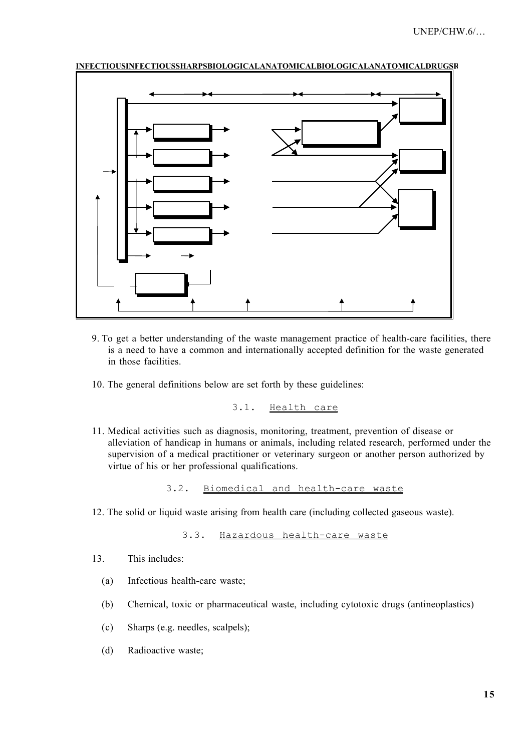INFECTIOUSINFECTIOUSSHARPSBIOLOGICALANATOMICALBIOLOGICALANATOMICALDRUGSR

9. To get a better understanding of the waste management practice of health-care facilities, there is a need to have a common and internationally accepted definition for the waste generated in those facilities.

10. The general definitions below are set forth by these guidelines:

### 3.1. Health care

11. Medical activities such as diagnosis, monitoring, treatment, prevention of disease or alleviation of handicap in humans or animals, including related research, performed under the supervision of a medical practitioner or veterinary surgeon or another person authorized by virtue of his or her professional qualifications.

### 3.2. Biomedical and health-care waste

12. The solid or liquid waste arising from health care (including collected gaseous waste).

### 3.3. Hazardous health-care waste

13. This includes:

(a) Infectious health-care waste;

(b) Chemical, toxic or pharmaceutical waste, including cytotoxic drugs (antineoplastics)

(c) Sharps (e.g. needles, scalpels);

(d) Radioactive waste;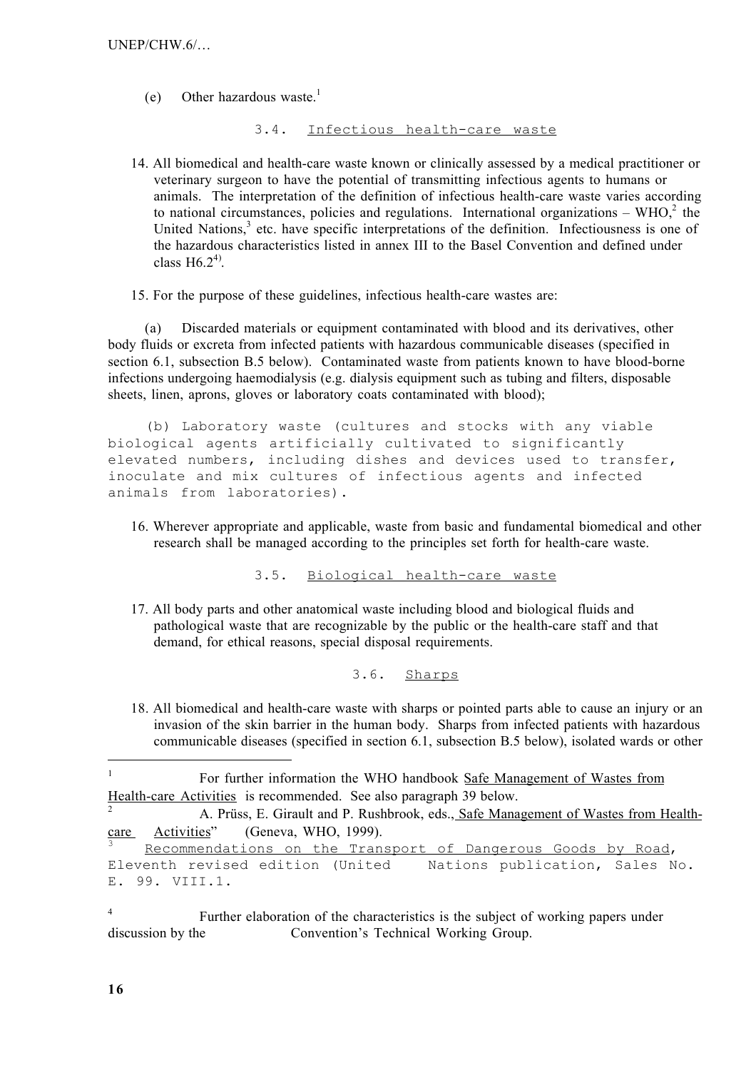(e) Other hazardous waste.[1]

### 3.4. Infectious health-care waste

14. All biomedical and health-care waste known or clinically assessed by a medical practitioner or veterinary surgeon to have the potential of transmitting infectious agents to humans or animals. The interpretation of the definition of infectious health-care waste varies according to national circumstances, policies and regulations. International organizations – WHO,[2] the United Nations,[3] etc. have specific interpretations of the definition. Infectiousness is one of the hazardous characteristics listed in annex III to the Basel Convention and defined under class H6.2[4)].

15. For the purpose of these guidelines, infectious health-care wastes are:

(a) Discarded materials or equipment contaminated with blood and its derivatives, other body fluids or excreta from infected patients with hazardous communicable diseases (specified in section 6.1, subsection B.5 below). Contaminated waste from patients known to have blood-borne infections undergoing haemodialysis (e.g. dialysis equipment such as tubing and filters, disposable sheets, linen, aprons, gloves or laboratory coats contaminated with blood);

(b) Laboratory waste (cultures and stocks with any viable biological agents artificially cultivated to significantly elevated numbers, including dishes and devices used to transfer, inoculate and mix cultures of infectious agents and infected animals from laboratories).

16. Wherever appropriate and applicable, waste from basic and fundamental biomedical and other research shall be managed according to the principles set forth for health-care waste.

### 3.5. Biological health-care waste

17. All body parts and other anatomical waste including blood and biological fluids and pathological waste that are recognizable by the public or the health-care staff and that demand, for ethical reasons, special disposal requirements.

### 3.6. Sharps

18. All biomedical and health-care waste with sharps or pointed parts able to cause an injury or an invasion of the skin barrier in the human body. Sharps from infected patients with hazardous communicable diseases (specified in section 6.1, subsection B.5 below), isolated wards or other

---

[1] For further information the WHO handbook Safe Management of Wastes from Health-care Activities is recommended. See also paragraph 39 below.

[2] A. Prüss, E. Girault and P. Rushbrook, eds., Safe Management of Wastes from Health-care Activities" (Geneva, WHO, 1999).

[3] Recommendations on the Transport of Dangerous Goods by Road, Eleventh revised edition (United Nations publication, Sales No. E. 99. VIII.1.

[4] Further elaboration of the characteristics is the subject of working papers under discussion by the Convention's Technical Working Group.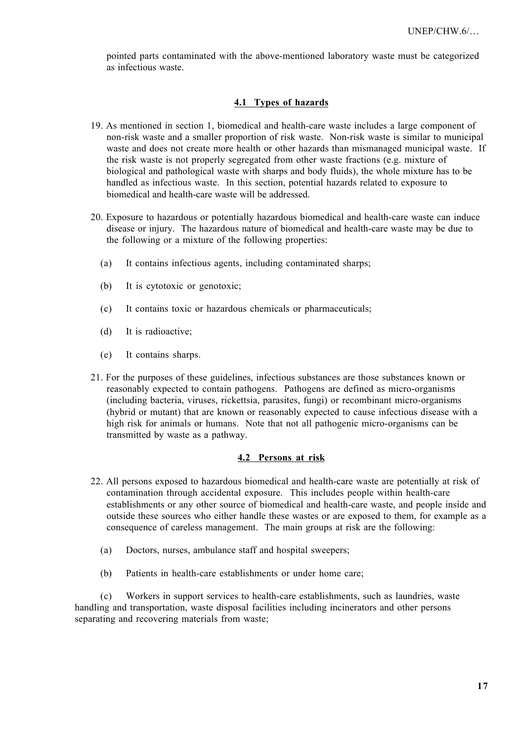pointed parts contaminated with the above-mentioned laboratory waste must be categorized as infectious waste.

### 4.1 Types of hazards

19. As mentioned in section 1, biomedical and health-care waste includes a large component of non-risk waste and a smaller proportion of risk waste. Non-risk waste is similar to municipal waste and does not create more health or other hazards than mismanaged municipal waste. If the risk waste is not properly segregated from other waste fractions (e.g. mixture of biological and pathological waste with sharps and body fluids), the whole mixture has to be handled as infectious waste. In this section, potential hazards related to exposure to biomedical and health-care waste will be addressed.

20. Exposure to hazardous or potentially hazardous biomedical and health-care waste can induce disease or injury. The hazardous nature of biomedical and health-care waste may be due to the following or a mixture of the following properties:

   (a) It contains infectious agents, including contaminated sharps;

   (b) It is cytotoxic or genotoxic;

   (c) It contains toxic or hazardous chemicals or pharmaceuticals;

   (d) It is radioactive;

   (e) It contains sharps.

21. For the purposes of these guidelines, infectious substances are those substances known or reasonably expected to contain pathogens. Pathogens are defined as micro-organisms (including bacteria, viruses, rickettsia, parasites, fungi) or recombinant micro-organisms (hybrid or mutant) that are known or reasonably expected to cause infectious disease with a high risk for animals or humans. Note that not all pathogenic micro-organisms can be transmitted by waste as a pathway.

### 4.2 Persons at risk

22. All persons exposed to hazardous biomedical and health-care waste are potentially at risk of contamination through accidental exposure. This includes people within health-care establishments or any other source of biomedical and health-care waste, and people inside and outside these sources who either handle these wastes or are exposed to them, for example as a consequence of careless management. The main groups at risk are the following:

   (a) Doctors, nurses, ambulance staff and hospital sweepers;

   (b) Patients in health-care establishments or under home care;

   (c) Workers in support services to health-care establishments, such as laundries, waste handling and transportation, waste disposal facilities including incinerators and other persons separating and recovering materials from waste;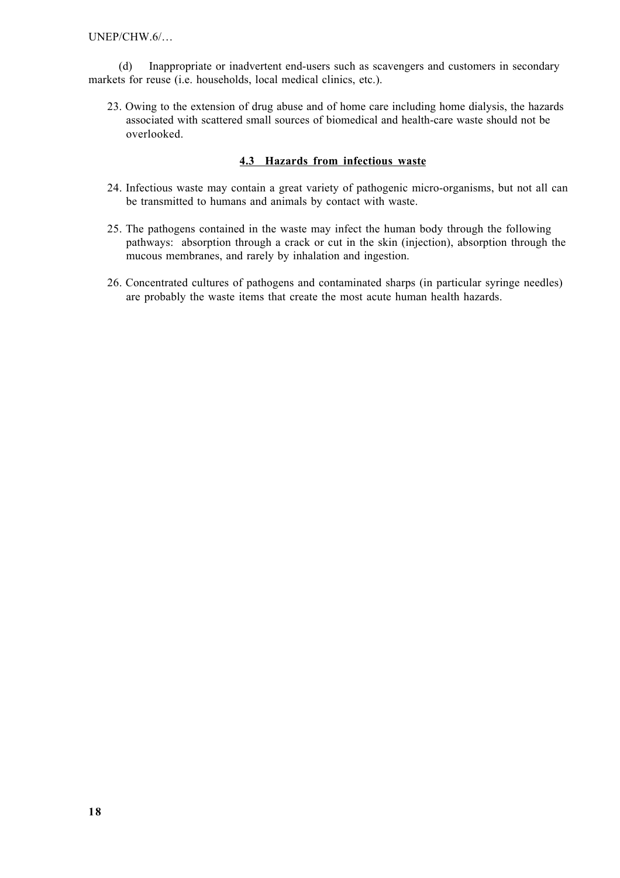(d) Inappropriate or inadvertent end-users such as scavengers and customers in secondary markets for reuse (i.e. households, local medical clinics, etc.).

23. Owing to the extension of drug abuse and of home care including home dialysis, the hazards associated with scattered small sources of biomedical and health-care waste should not be overlooked.

### 4.3 Hazards from infectious waste

24. Infectious waste may contain a great variety of pathogenic micro-organisms, but not all can be transmitted to humans and animals by contact with waste.

25. The pathogens contained in the waste may infect the human body through the following pathways: absorption through a crack or cut in the skin (injection), absorption through the mucous membranes, and rarely by inhalation and ingestion.

26. Concentrated cultures of pathogens and contaminated sharps (in particular syringe needles) are probably the waste items that create the most acute human health hazards.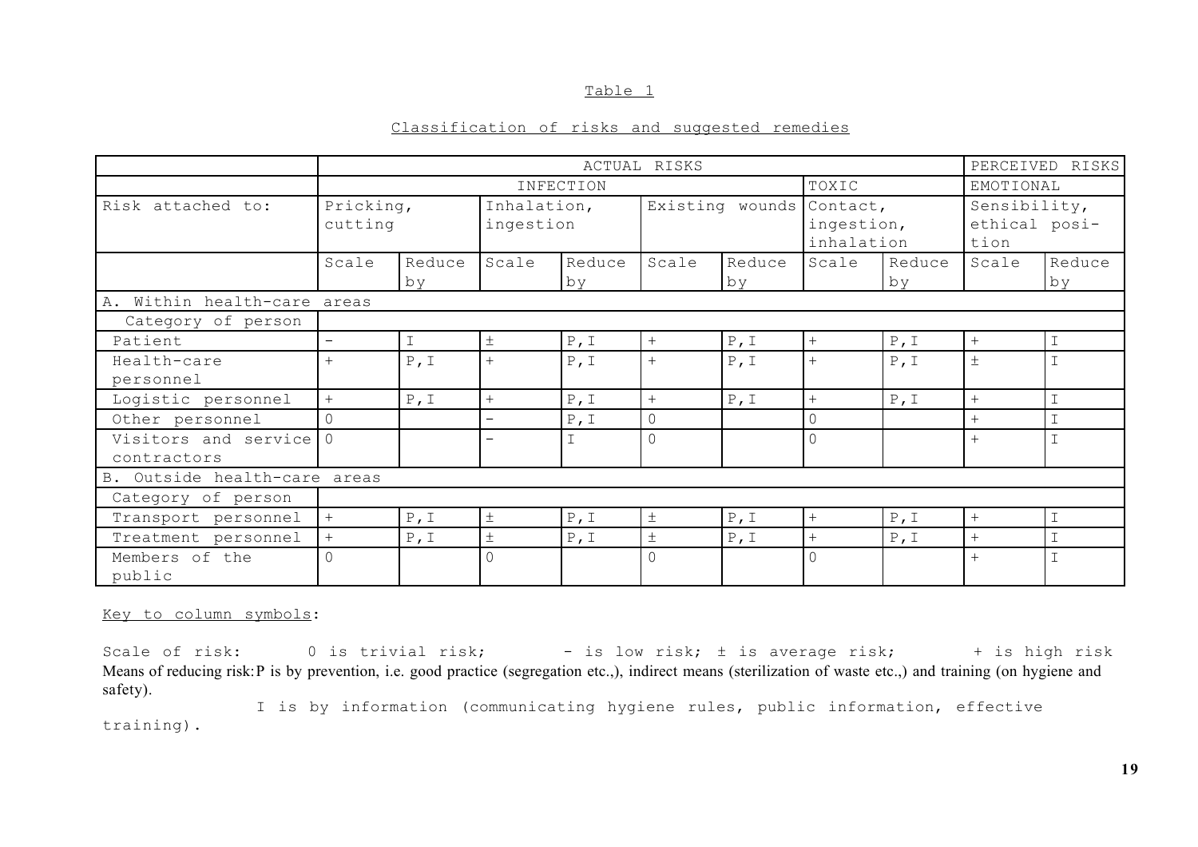Table 1

Classification of risks and suggested remedies

| | ACTUAL RISKS | | | | | | | | PERCEIVED RISKS | |
|---|---|---|---|---|---|---|---|---|---|---|
| | INFECTION | | | | | | TOXIC | | EMOTIONAL | |
| Risk attached to: | Pricking, cutting | | Inhalation, ingestion | | Existing wounds | | Contact, ingestion, inhalation | | Sensibility, ethical position | |
| | Scale | Reduce by | Scale | Reduce by | Scale | Reduce by | Scale | Reduce by | Scale | Reduce by |
| A. Within health-care areas | | | | | | | | | | |
| Category of person | | | | | | | | | | |
| Patient | - | I | ± | P,I | + | P,I | + | P,I | + | I |
| Health-care personnel | + | P,I | + | P,I | + | P,I | + | P,I | ± | I |
| Logistic personnel | + | P,I | + | P,I | + | P,I | + | P,I | + | I |
| Other personnel | 0 | | - | P,I | 0 | | 0 | | + | I |
| Visitors and service contractors | 0 | | - | I | 0 | | 0 | | + | I |
| B. Outside health-care areas | | | | | | | | | | |
| Category of person | | | | | | | | | | |
| Transport personnel | + | P,I | ± | P,I | ± | P,I | + | P,I | + | I |
| Treatment personnel | + | P,I | ± | P,I | ± | P,I | + | P,I | + | I |
| Members of the public | 0 | | 0 | | 0 | | 0 | | + | I |

Key to column symbols:

Scale of risk: 0 is trivial risk; - is low risk; ± is average risk; + is high risk

Means of reducing risk: P is by prevention, i.e. good practice (segregation etc.,), indirect means (sterilization of waste etc.,) and training (on hygiene and safety).

I is by information (communicating hygiene rules, public information, effective training).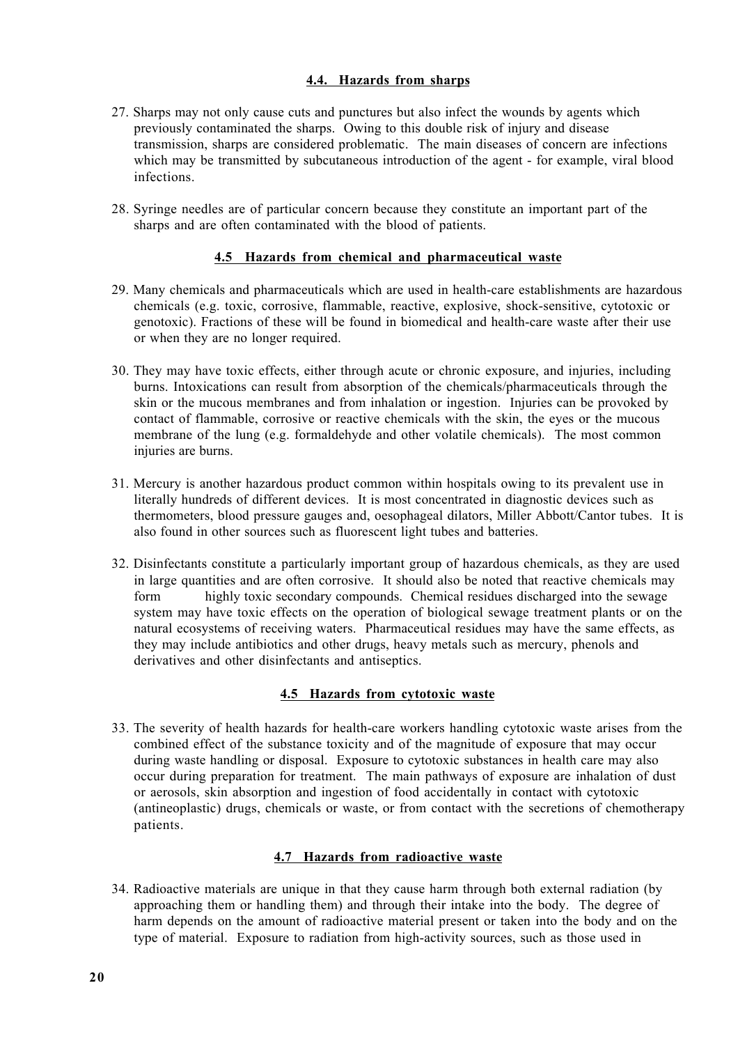### 4.4. Hazards from sharps

27. Sharps may not only cause cuts and punctures but also infect the wounds by agents which previously contaminated the sharps. Owing to this double risk of injury and disease transmission, sharps are considered problematic. The main diseases of concern are infections which may be transmitted by subcutaneous introduction of the agent - for example, viral blood infections.

28. Syringe needles are of particular concern because they constitute an important part of the sharps and are often contaminated with the blood of patients.

### 4.5 Hazards from chemical and pharmaceutical waste

29. Many chemicals and pharmaceuticals which are used in health-care establishments are hazardous chemicals (e.g. toxic, corrosive, flammable, reactive, explosive, shock-sensitive, cytotoxic or genotoxic). Fractions of these will be found in biomedical and health-care waste after their use or when they are no longer required.

30. They may have toxic effects, either through acute or chronic exposure, and injuries, including burns. Intoxications can result from absorption of the chemicals/pharmaceuticals through the skin or the mucous membranes and from inhalation or ingestion. Injuries can be provoked by contact of flammable, corrosive or reactive chemicals with the skin, the eyes or the mucous membrane of the lung (e.g. formaldehyde and other volatile chemicals). The most common injuries are burns.

31. Mercury is another hazardous product common within hospitals owing to its prevalent use in literally hundreds of different devices. It is most concentrated in diagnostic devices such as thermometers, blood pressure gauges and, oesophageal dilators, Miller Abbott/Cantor tubes. It is also found in other sources such as fluorescent light tubes and batteries.

32. Disinfectants constitute a particularly important group of hazardous chemicals, as they are used in large quantities and are often corrosive. It should also be noted that reactive chemicals may form highly toxic secondary compounds. Chemical residues discharged into the sewage system may have toxic effects on the operation of biological sewage treatment plants or on the natural ecosystems of receiving waters. Pharmaceutical residues may have the same effects, as they may include antibiotics and other drugs, heavy metals such as mercury, phenols and derivatives and other disinfectants and antiseptics.

### 4.5 Hazards from cytotoxic waste

33. The severity of health hazards for health-care workers handling cytotoxic waste arises from the combined effect of the substance toxicity and of the magnitude of exposure that may occur during waste handling or disposal. Exposure to cytotoxic substances in health care may also occur during preparation for treatment. The main pathways of exposure are inhalation of dust or aerosols, skin absorption and ingestion of food accidentally in contact with cytotoxic (antineoplastic) drugs, chemicals or waste, or from contact with the secretions of chemotherapy patients.

### 4.7 Hazards from radioactive waste

34. Radioactive materials are unique in that they cause harm through both external radiation (by approaching them or handling them) and through their intake into the body. The degree of harm depends on the amount of radioactive material present or taken into the body and on the type of material. Exposure to radiation from high-activity sources, such as those used in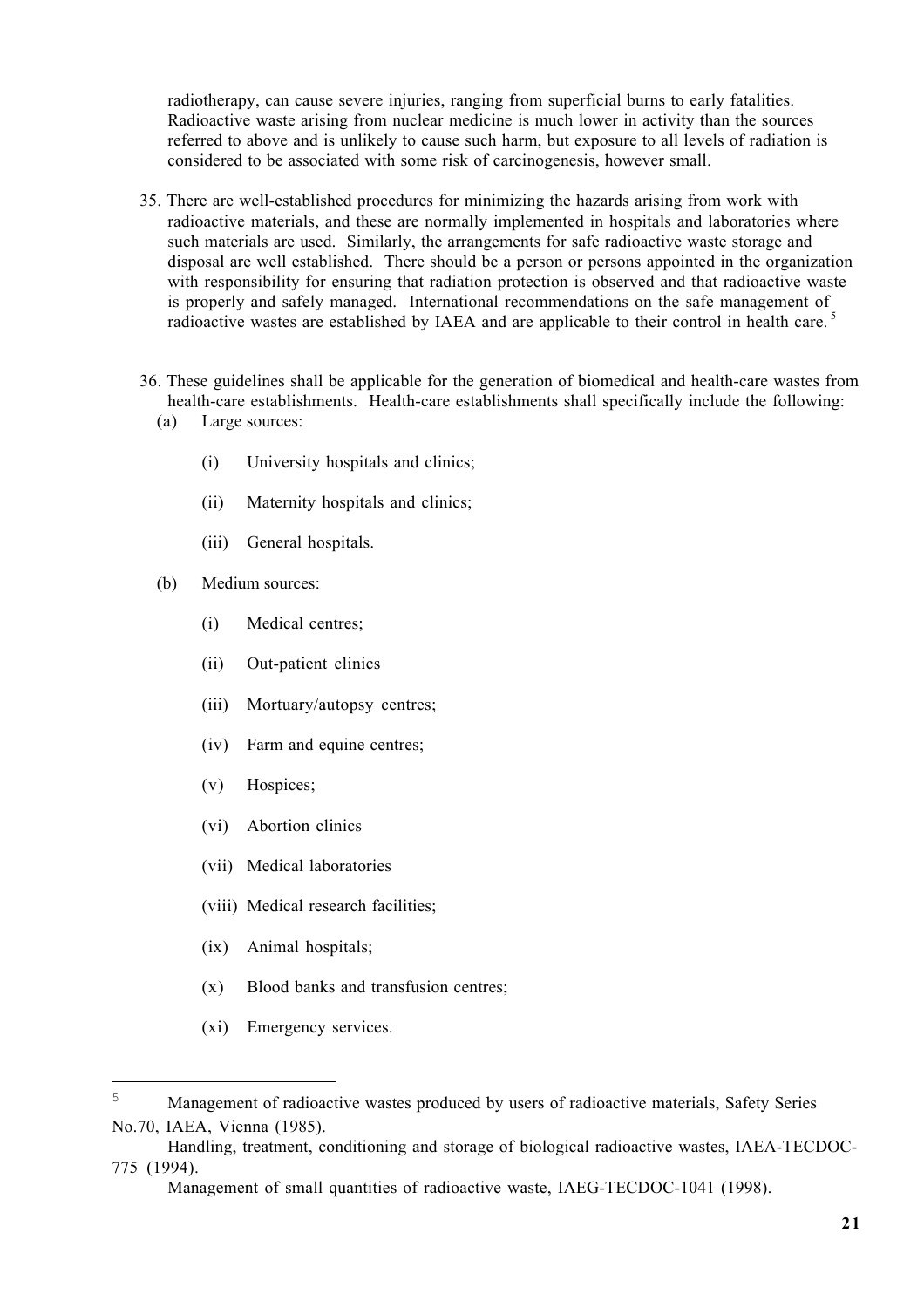radiotherapy, can cause severe injuries, ranging from superficial burns to early fatalities. Radioactive waste arising from nuclear medicine is much lower in activity than the sources referred to above and is unlikely to cause such harm, but exposure to all levels of radiation is considered to be associated with some risk of carcinogenesis, however small.

35. There are well-established procedures for minimizing the hazards arising from work with radioactive materials, and these are normally implemented in hospitals and laboratories where such materials are used. Similarly, the arrangements for safe radioactive waste storage and disposal are well established. There should be a person or persons appointed in the organization with responsibility for ensuring that radiation protection is observed and that radioactive waste is properly and safely managed. International recommendations on the safe management of radioactive wastes are established by IAEA and are applicable to their control in health care. [5]

36. These guidelines shall be applicable for the generation of biomedical and health-care wastes from health-care establishments. Health-care establishments shall specifically include the following:

   (a) Large sources:

      (i) University hospitals and clinics;

      (ii) Maternity hospitals and clinics;

      (iii) General hospitals.

   (b) Medium sources:

      (i) Medical centres;

      (ii) Out-patient clinics

      (iii) Mortuary/autopsy centres;

      (iv) Farm and equine centres;

      (v) Hospices;

      (vi) Abortion clinics

      (vii) Medical laboratories

      (viii) Medical research facilities;

      (ix) Animal hospitals;

      (x) Blood banks and transfusion centres;

      (xi) Emergency services.

---

[5] Management of radioactive wastes produced by users of radioactive materials, Safety Series No.70, IAEA, Vienna (1985).

Handling, treatment, conditioning and storage of biological radioactive wastes, IAEA-TECDOC-775 (1994).

Management of small quantities of radioactive waste, IAEG-TECDOC-1041 (1998).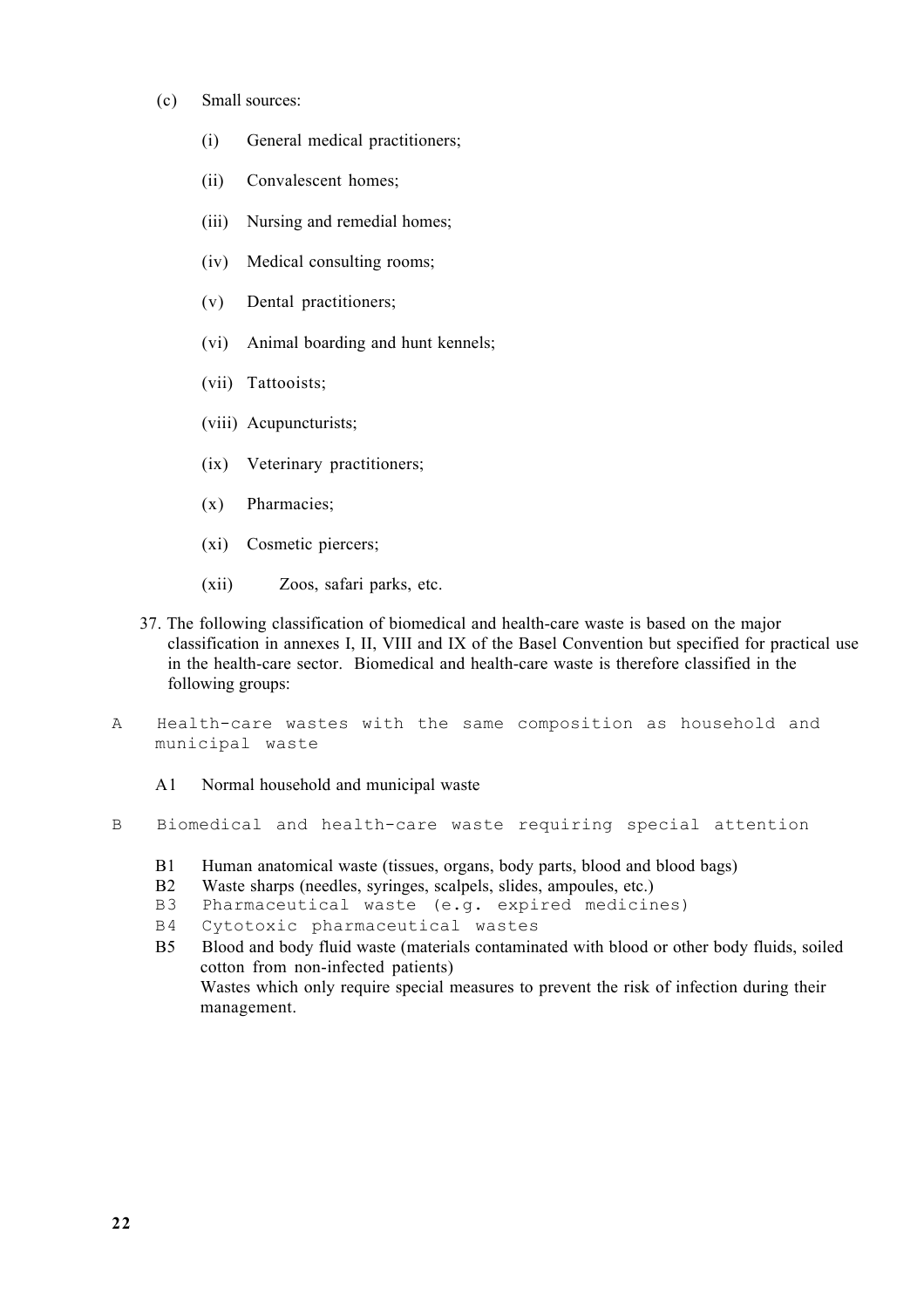(c) Small sources:

- (i) General medical practitioners;
- (ii) Convalescent homes;
- (iii) Nursing and remedial homes;
- (iv) Medical consulting rooms;
- (v) Dental practitioners;
- (vi) Animal boarding and hunt kennels;
- (vii) Tattooists;
- (viii) Acupuncturists;
- (ix) Veterinary practitioners;
- (x) Pharmacies;
- (xi) Cosmetic piercers;
- (xii) Zoos, safari parks, etc.

37. The following classification of biomedical and health-care waste is based on the major classification in annexes I, II, VIII and IX of the Basel Convention but specified for practical use in the health-care sector. Biomedical and health-care waste is therefore classified in the following groups:

A Health-care wastes with the same composition as household and municipal waste

- A1 Normal household and municipal waste

B Biomedical and health-care waste requiring special attention

- B1 Human anatomical waste (tissues, organs, body parts, blood and blood bags)
- B2 Waste sharps (needles, syringes, scalpels, slides, ampoules, etc.)
- B3 Pharmaceutical waste (e.g. expired medicines)
- B4 Cytotoxic pharmaceutical wastes
- B5 Blood and body fluid waste (materials contaminated with blood or other body fluids, soiled cotton from non-infected patients)
  Wastes which only require special measures to prevent the risk of infection during their management.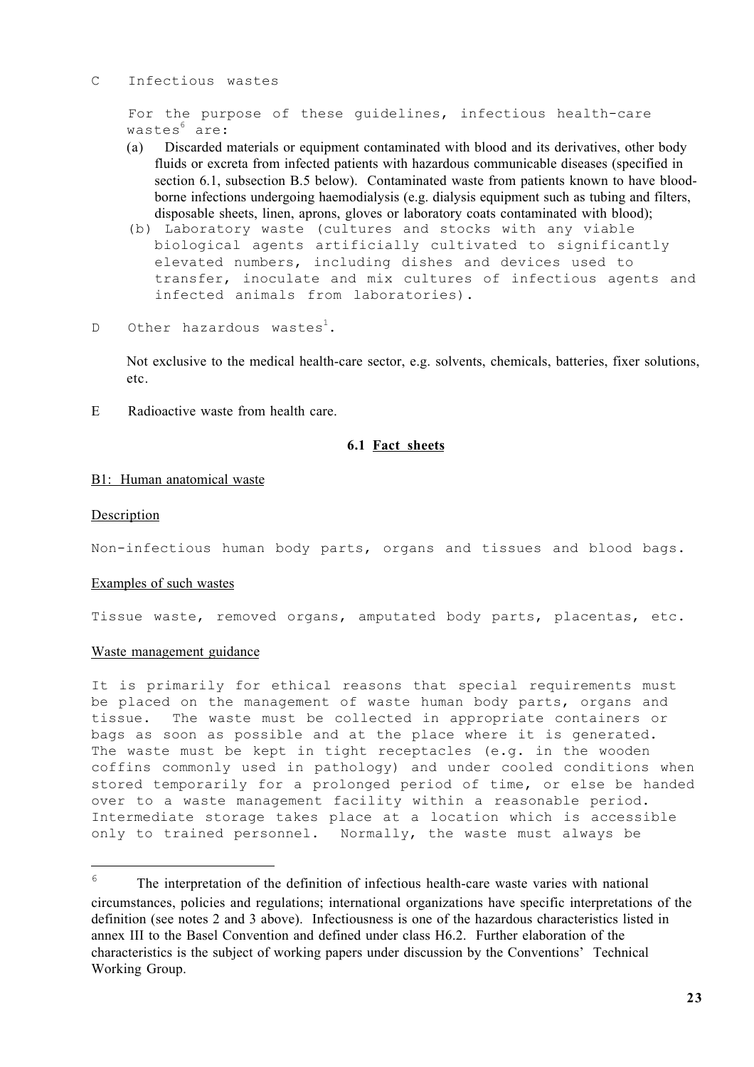C Infectious wastes

For the purpose of these guidelines, infectious health-care wastes[6] are:

(a) Discarded materials or equipment contaminated with blood and its derivatives, other body fluids or excreta from infected patients with hazardous communicable diseases (specified in section 6.1, subsection B.5 below). Contaminated waste from patients known to have blood-borne infections undergoing haemodialysis (e.g. dialysis equipment such as tubing and filters, disposable sheets, linen, aprons, gloves or laboratory coats contaminated with blood);

(b) Laboratory waste (cultures and stocks with any viable biological agents artificially cultivated to significantly elevated numbers, including dishes and devices used to transfer, inoculate and mix cultures of infectious agents and infected animals from laboratories).

D Other hazardous wastes[1].

Not exclusive to the medical health-care sector, e.g. solvents, chemicals, batteries, fixer solutions, etc.

E Radioactive waste from health care.

## 6.1 Fact sheets

### B1: Human anatomical waste

#### Description

Non-infectious human body parts, organs and tissues and blood bags.

#### Examples of such wastes

Tissue waste, removed organs, amputated body parts, placentas, etc.

#### Waste management guidance

It is primarily for ethical reasons that special requirements must be placed on the management of waste human body parts, organs and tissue. The waste must be collected in appropriate containers or bags as soon as possible and at the place where it is generated. The waste must be kept in tight receptacles (e.g. in the wooden coffins commonly used in pathology) and under cooled conditions when stored temporarily for a prolonged period of time, or else be handed over to a waste management facility within a reasonable period. Intermediate storage takes place at a location which is accessible only to trained personnel. Normally, the waste must always be

---

[6] The interpretation of the definition of infectious health-care waste varies with national circumstances, policies and regulations; international organizations have specific interpretations of the definition (see notes 2 and 3 above). Infectiousness is one of the hazardous characteristics listed in annex III to the Basel Convention and defined under class H6.2. Further elaboration of the characteristics is the subject of working papers under discussion by the Conventions' Technical Working Group.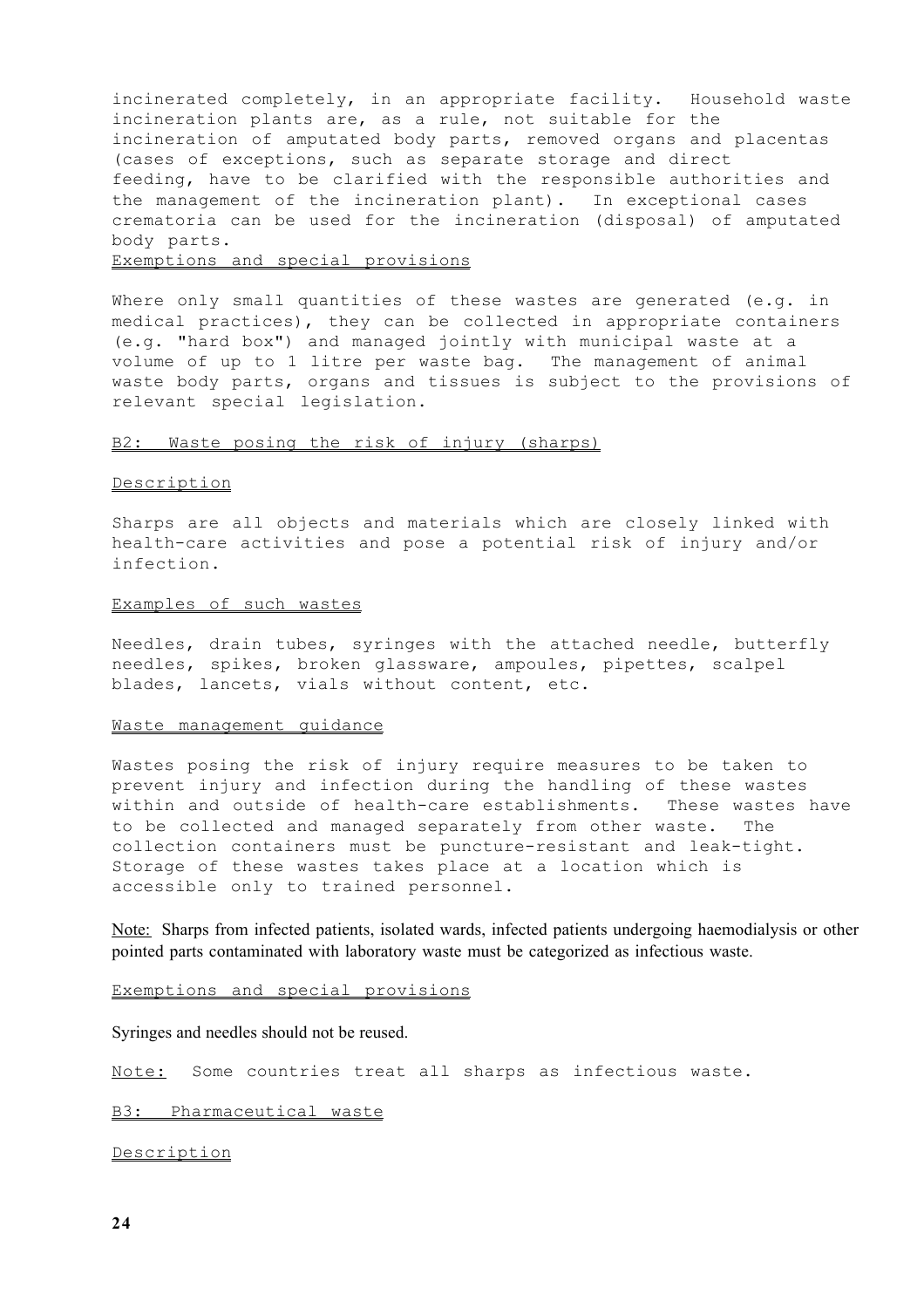incinerated completely, in an appropriate facility. Household waste incineration plants are, as a rule, not suitable for the incineration of amputated body parts, removed organs and placentas (cases of exceptions, such as separate storage and direct feeding, have to be clarified with the responsible authorities and the management of the incineration plant). In exceptional cases crematoria can be used for the incineration (disposal) of amputated body parts.

Exemptions and special provisions

Where only small quantities of these wastes are generated (e.g. in medical practices), they can be collected in appropriate containers (e.g. "hard box") and managed jointly with municipal waste at a volume of up to 1 litre per waste bag. The management of animal waste body parts, organs and tissues is subject to the provisions of relevant special legislation.

### B2: Waste posing the risk of injury (sharps)

Description

Sharps are all objects and materials which are closely linked with health-care activities and pose a potential risk of injury and/or infection.

Examples of such wastes

Needles, drain tubes, syringes with the attached needle, butterfly needles, spikes, broken glassware, ampoules, pipettes, scalpel blades, lancets, vials without content, etc.

Waste management guidance

Wastes posing the risk of injury require measures to be taken to prevent injury and infection during the handling of these wastes within and outside of health-care establishments. These wastes have to be collected and managed separately from other waste. The collection containers must be puncture-resistant and leak-tight. Storage of these wastes takes place at a location which is accessible only to trained personnel.

Note: Sharps from infected patients, isolated wards, infected patients undergoing haemodialysis or other pointed parts contaminated with laboratory waste must be categorized as infectious waste.

Exemptions and special provisions

Syringes and needles should not be reused.

Note: Some countries treat all sharps as infectious waste.

### B3: Pharmaceutical waste

Description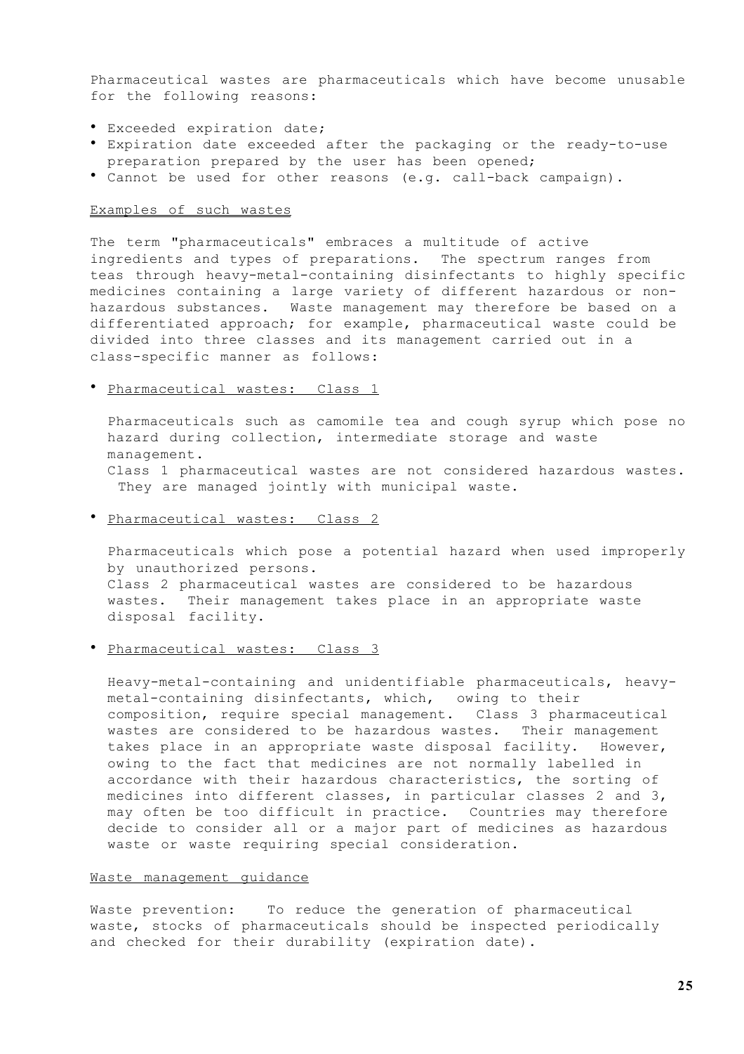Pharmaceutical wastes are pharmaceuticals which have become unusable for the following reasons:

- Exceeded expiration date;
- Expiration date exceeded after the packaging or the ready-to-use preparation prepared by the user has been opened;
- Cannot be used for other reasons (e.g. call-back campaign).

<u>Examples of such wastes</u>

The term "pharmaceuticals" embraces a multitude of active ingredients and types of preparations. The spectrum ranges from teas through heavy-metal-containing disinfectants to highly specific medicines containing a large variety of different hazardous or non-hazardous substances. Waste management may therefore be based on a differentiated approach; for example, pharmaceutical waste could be divided into three classes and its management carried out in a class-specific manner as follows:

- <u>Pharmaceutical wastes: Class 1</u>

  Pharmaceuticals such as camomile tea and cough syrup which pose no hazard during collection, intermediate storage and waste management.
  Class 1 pharmaceutical wastes are not considered hazardous wastes. They are managed jointly with municipal waste.

- <u>Pharmaceutical wastes: Class 2</u>

  Pharmaceuticals which pose a potential hazard when used improperly by unauthorized persons.
  Class 2 pharmaceutical wastes are considered to be hazardous wastes. Their management takes place in an appropriate waste disposal facility.

- <u>Pharmaceutical wastes: Class 3</u>

  Heavy-metal-containing and unidentifiable pharmaceuticals, heavy-metal-containing disinfectants, which, owing to their composition, require special management. Class 3 pharmaceutical wastes are considered to be hazardous wastes. Their management takes place in an appropriate waste disposal facility. However, owing to the fact that medicines are not normally labelled in accordance with their hazardous characteristics, the sorting of medicines into different classes, in particular classes 2 and 3, may often be too difficult in practice. Countries may therefore decide to consider all or a major part of medicines as hazardous waste or waste requiring special consideration.

<u>Waste management guidance</u>

Waste prevention: To reduce the generation of pharmaceutical waste, stocks of pharmaceuticals should be inspected periodically and checked for their durability (expiration date).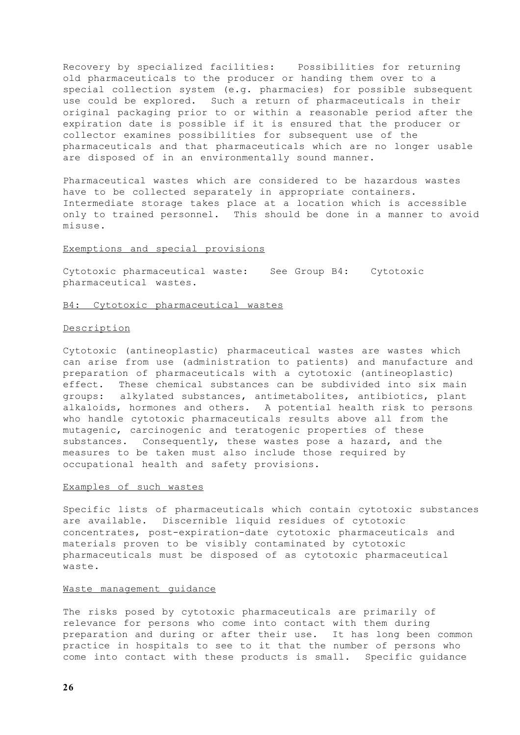Recovery by specialized facilities: Possibilities for returning old pharmaceuticals to the producer or handing them over to a special collection system (e.g. pharmacies) for possible subsequent use could be explored. Such a return of pharmaceuticals in their original packaging prior to or within a reasonable period after the expiration date is possible if it is ensured that the producer or collector examines possibilities for subsequent use of the pharmaceuticals and that pharmaceuticals which are no longer usable are disposed of in an environmentally sound manner.

Pharmaceutical wastes which are considered to be hazardous wastes have to be collected separately in appropriate containers. Intermediate storage takes place at a location which is accessible only to trained personnel. This should be done in a manner to avoid misuse.

Exemptions and special provisions

Cytotoxic pharmaceutical waste: See Group B4: Cytotoxic pharmaceutical wastes.

### B4: Cytotoxic pharmaceutical wastes

Description

Cytotoxic (antineoplastic) pharmaceutical wastes are wastes which can arise from use (administration to patients) and manufacture and preparation of pharmaceuticals with a cytotoxic (antineoplastic) effect. These chemical substances can be subdivided into six main groups: alkylated substances, antimetabolites, antibiotics, plant alkaloids, hormones and others. A potential health risk to persons who handle cytotoxic pharmaceuticals results above all from the mutagenic, carcinogenic and teratogenic properties of these substances. Consequently, these wastes pose a hazard, and the measures to be taken must also include those required by occupational health and safety provisions.

Examples of such wastes

Specific lists of pharmaceuticals which contain cytotoxic substances are available. Discernible liquid residues of cytotoxic concentrates, post-expiration-date cytotoxic pharmaceuticals and materials proven to be visibly contaminated by cytotoxic pharmaceuticals must be disposed of as cytotoxic pharmaceutical waste.

Waste management guidance

The risks posed by cytotoxic pharmaceuticals are primarily of relevance for persons who come into contact with them during preparation and during or after their use. It has long been common practice in hospitals to see to it that the number of persons who come into contact with these products is small. Specific guidance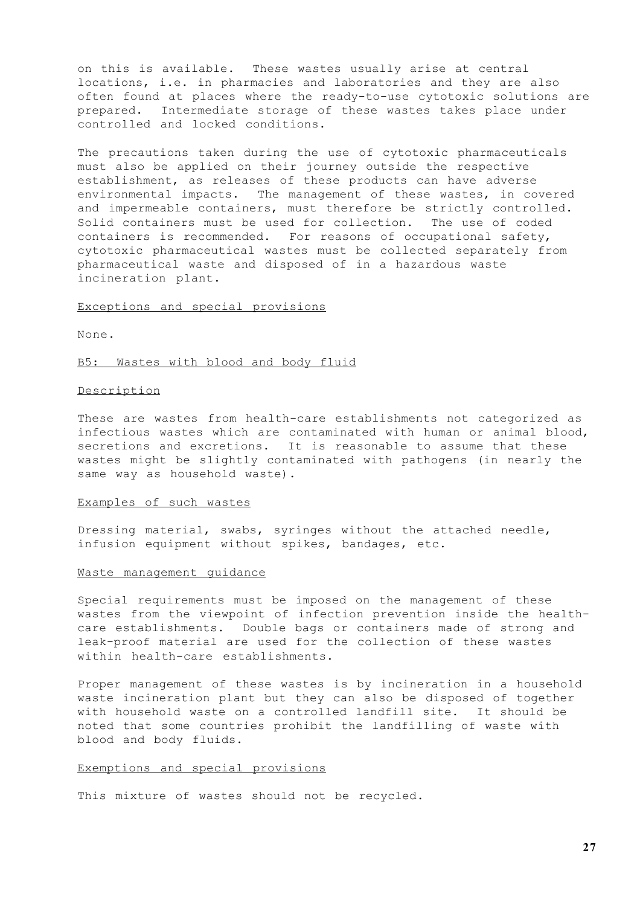on this is available. These wastes usually arise at central locations, i.e. in pharmacies and laboratories and they are also often found at places where the ready-to-use cytotoxic solutions are prepared. Intermediate storage of these wastes takes place under controlled and locked conditions.

The precautions taken during the use of cytotoxic pharmaceuticals must also be applied on their journey outside the respective establishment, as releases of these products can have adverse environmental impacts. The management of these wastes, in covered and impermeable containers, must therefore be strictly controlled. Solid containers must be used for collection. The use of coded containers is recommended. For reasons of occupational safety, cytotoxic pharmaceutical wastes must be collected separately from pharmaceutical waste and disposed of in a hazardous waste incineration plant.

Exceptions and special provisions

None.

### B5: Wastes with blood and body fluid

Description

These are wastes from health-care establishments not categorized as infectious wastes which are contaminated with human or animal blood, secretions and excretions. It is reasonable to assume that these wastes might be slightly contaminated with pathogens (in nearly the same way as household waste).

Examples of such wastes

Dressing material, swabs, syringes without the attached needle, infusion equipment without spikes, bandages, etc.

Waste management guidance

Special requirements must be imposed on the management of these wastes from the viewpoint of infection prevention inside the health-care establishments. Double bags or containers made of strong and leak-proof material are used for the collection of these wastes within health-care establishments.

Proper management of these wastes is by incineration in a household waste incineration plant but they can also be disposed of together with household waste on a controlled landfill site. It should be noted that some countries prohibit the landfilling of waste with blood and body fluids.

Exemptions and special provisions

This mixture of wastes should not be recycled.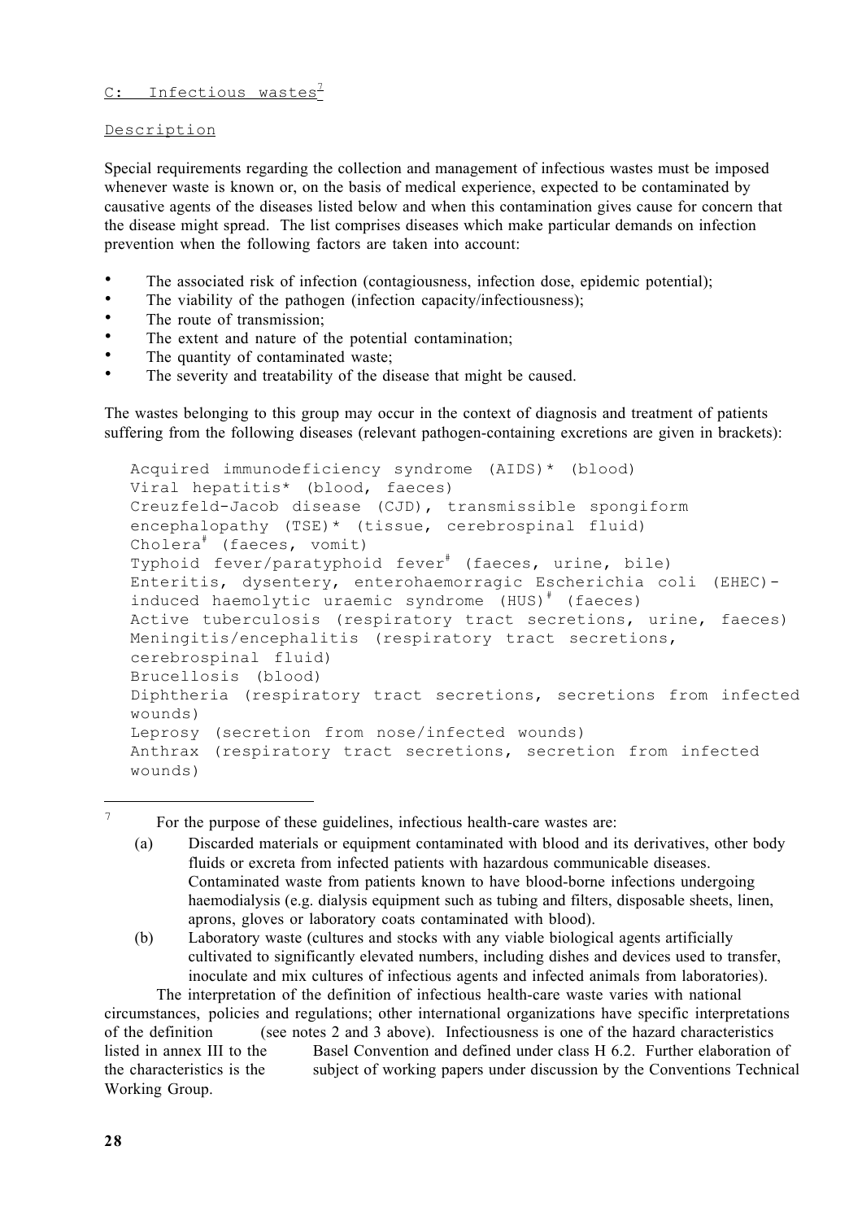C: Infectious wastes[7]

Description

Special requirements regarding the collection and management of infectious wastes must be imposed whenever waste is known or, on the basis of medical experience, expected to be contaminated by causative agents of the diseases listed below and when this contamination gives cause for concern that the disease might spread. The list comprises diseases which make particular demands on infection prevention when the following factors are taken into account:

- The associated risk of infection (contagiousness, infection dose, epidemic potential);
- The viability of the pathogen (infection capacity/infectiousness);
- The route of transmission;
- The extent and nature of the potential contamination;
- The quantity of contaminated waste;
- The severity and treatability of the disease that might be caused.

The wastes belonging to this group may occur in the context of diagnosis and treatment of patients suffering from the following diseases (relevant pathogen-containing excretions are given in brackets):

Acquired immunodeficiency syndrome (AIDS)* (blood)
Viral hepatitis* (blood, faeces)
Creuzfeld-Jacob disease (CJD), transmissible spongiform encephalopathy (TSE)* (tissue, cerebrospinal fluid)
Cholera[#] (faeces, vomit)
Typhoid fever/paratyphoid fever[#] (faeces, urine, bile)
Enteritis, dysentery, enterohaemorragic Escherichia coli (EHEC)-induced haemolytic uraemic syndrome (HUS)[#] (faeces)
Active tuberculosis (respiratory tract secretions, urine, faeces)
Meningitis/encephalitis (respiratory tract secretions, cerebrospinal fluid)
Brucellosis (blood)
Diphtheria (respiratory tract secretions, secretions from infected wounds)
Leprosy (secretion from nose/infected wounds)
Anthrax (respiratory tract secretions, secretion from infected wounds)

---

[7] For the purpose of these guidelines, infectious health-care wastes are:

(a) Discarded materials or equipment contaminated with blood and its derivatives, other body fluids or excreta from infected patients with hazardous communicable diseases. Contaminated waste from patients known to have blood-borne infections undergoing haemodialysis (e.g. dialysis equipment such as tubing and filters, disposable sheets, linen, aprons, gloves or laboratory coats contaminated with blood).

(b) Laboratory waste (cultures and stocks with any viable biological agents artificially cultivated to significantly elevated numbers, including dishes and devices used to transfer, inoculate and mix cultures of infectious agents and infected animals from laboratories).

The interpretation of the definition of infectious health-care waste varies with national circumstances, policies and regulations; other international organizations have specific interpretations of the definition (see notes 2 and 3 above). Infectiousness is one of the hazard characteristics listed in annex III to the Basel Convention and defined under class H 6.2. Further elaboration of the characteristics is the subject of working papers under discussion by the Conventions Technical Working Group.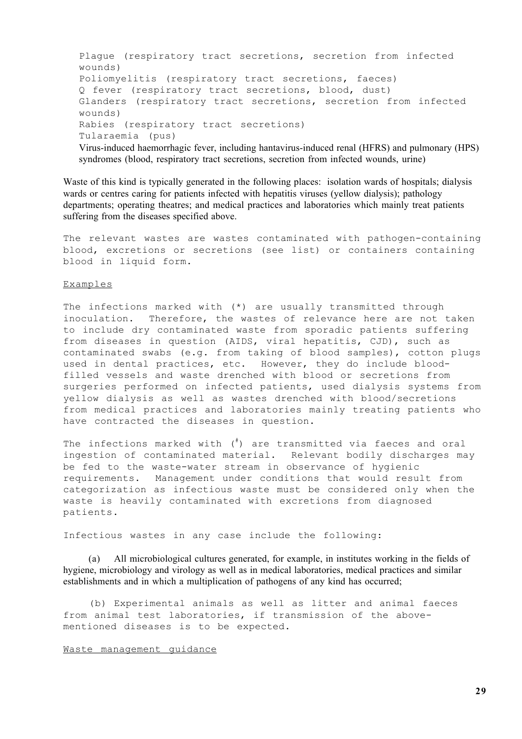Plague (respiratory tract secretions, secretion from infected wounds)
Poliomyelitis (respiratory tract secretions, faeces)
Q fever (respiratory tract secretions, blood, dust)
Glanders (respiratory tract secretions, secretion from infected wounds)
Rabies (respiratory tract secretions)
Tularaemia (pus)
Virus-induced haemorrhagic fever, including hantavirus-induced renal (HFRS) and pulmonary (HPS) syndromes (blood, respiratory tract secretions, secretion from infected wounds, urine)

Waste of this kind is typically generated in the following places: isolation wards of hospitals; dialysis wards or centres caring for patients infected with hepatitis viruses (yellow dialysis); pathology departments; operating theatres; and medical practices and laboratories which mainly treat patients suffering from the diseases specified above.

The relevant wastes are wastes contaminated with pathogen-containing blood, excretions or secretions (see list) or containers containing blood in liquid form.

Examples

The infections marked with (*) are usually transmitted through inoculation. Therefore, the wastes of relevance here are not taken to include dry contaminated waste from sporadic patients suffering from diseases in question (AIDS, viral hepatitis, CJD), such as contaminated swabs (e.g. from taking of blood samples), cotton plugs used in dental practices, etc. However, they do include blood-filled vessels and waste drenched with blood or secretions from surgeries performed on infected patients, used dialysis systems from yellow dialysis as well as wastes drenched with blood/secretions from medical practices and laboratories mainly treating patients who have contracted the diseases in question.

The infections marked with (#) are transmitted via faeces and oral ingestion of contaminated material. Relevant bodily discharges may be fed to the waste-water stream in observance of hygienic requirements. Management under conditions that would result from categorization as infectious waste must be considered only when the waste is heavily contaminated with excretions from diagnosed patients.

Infectious wastes in any case include the following:

(a) All microbiological cultures generated, for example, in institutes working in the fields of hygiene, microbiology and virology as well as in medical laboratories, medical practices and similar establishments and in which a multiplication of pathogens of any kind has occurred;

(b) Experimental animals as well as litter and animal faeces from animal test laboratories, if transmission of the above-mentioned diseases is to be expected.

Waste management guidance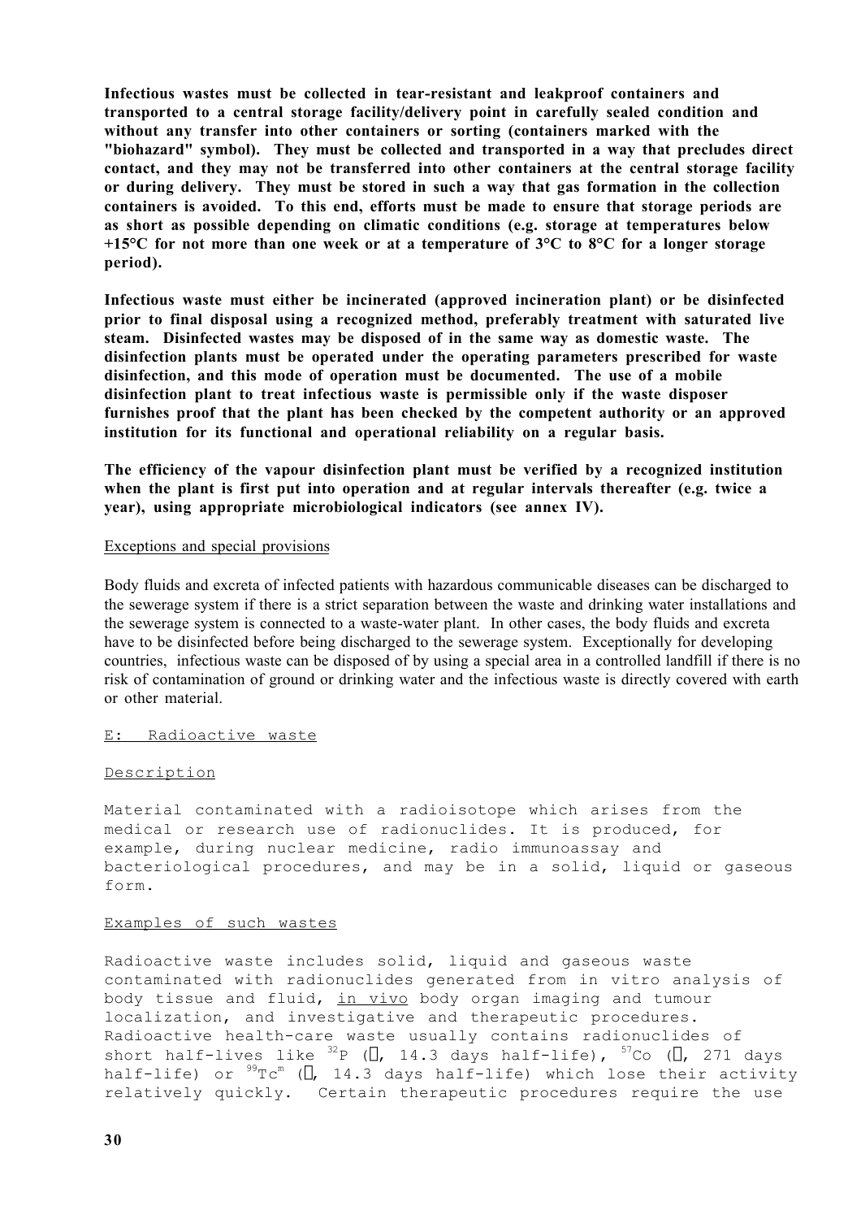**Infectious wastes must be collected in tear-resistant and leakproof containers and transported to a central storage facility/delivery point in carefully sealed condition and without any transfer into other containers or sorting (containers marked with the "biohazard" symbol). They must be collected and transported in a way that precludes direct contact, and they may not be transferred into other containers at the central storage facility or during delivery. They must be stored in such a way that gas formation in the collection containers is avoided. To this end, efforts must be made to ensure that storage periods are as short as possible depending on climatic conditions (e.g. storage at temperatures below +15°C for not more than one week or at a temperature of 3°C to 8°C for a longer storage period).**

**Infectious waste must either be incinerated (approved incineration plant) or be disinfected prior to final disposal using a recognized method, preferably treatment with saturated live steam. Disinfected wastes may be disposed of in the same way as domestic waste. The disinfection plants must be operated under the operating parameters prescribed for waste disinfection, and this mode of operation must be documented. The use of a mobile disinfection plant to treat infectious waste is permissible only if the waste disposer furnishes proof that the plant has been checked by the competent authority or an approved institution for its functional and operational reliability on a regular basis.**

**The efficiency of the vapour disinfection plant must be verified by a recognized institution when the plant is first put into operation and at regular intervals thereafter (e.g. twice a year), using appropriate microbiological indicators (see annex IV).**

Exceptions and special provisions

Body fluids and excreta of infected patients with hazardous communicable diseases can be discharged to the sewerage system if there is a strict separation between the waste and drinking water installations and the sewerage system is connected to a waste-water plant. In other cases, the body fluids and excreta have to be disinfected before being discharged to the sewerage system. Exceptionally for developing countries, infectious waste can be disposed of by using a special area in a controlled landfill if there is no risk of contamination of ground or drinking water and the infectious waste is directly covered with earth or other material.

E: Radioactive waste

Description

Material contaminated with a radioisotope which arises from the medical or research use of radionuclides. It is produced, for example, during nuclear medicine, radio immunoassay and bacteriological procedures, and may be in a solid, liquid or gaseous form.

Examples of such wastes

Radioactive waste includes solid, liquid and gaseous waste contaminated with radionuclides generated from in vitro analysis of body tissue and fluid, *in vivo* body organ imaging and tumour localization, and investigative and therapeutic procedures. Radioactive health-care waste usually contains radionuclides of short half-lives like $^{32}P$ (, 14.3 days half-life), $^{57}Co$ (, 271 days half-life) or $^{99}Tc^{m}$ (, 14.3 days half-life) which lose their activity relatively quickly. Certain therapeutic procedures require the use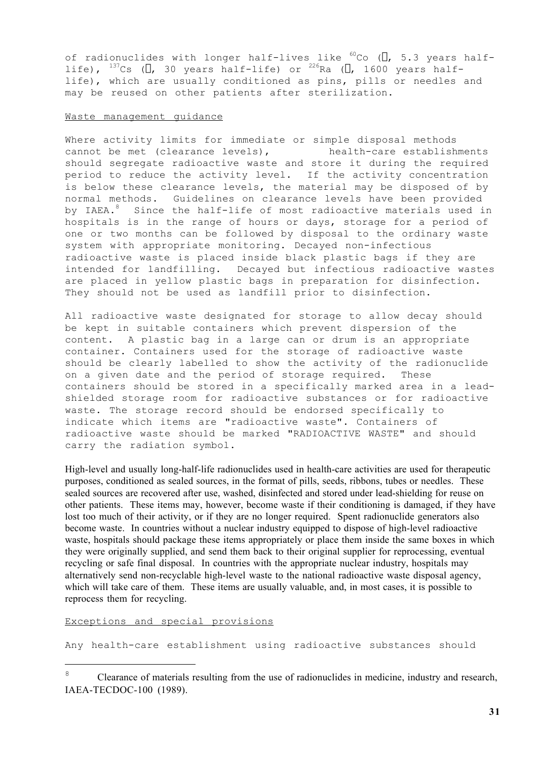of radionuclides with longer half-lives like $^{60}Co$ (, 5.3 years half-life), $^{137}Cs$ (, 30 years half-life) or $^{226}Ra$ (, 1600 years half-life), which are usually conditioned as pins, pills or needles and may be reused on other patients after sterilization.

Waste management guidance

Where activity limits for immediate or simple disposal methods cannot be met (clearance levels), health-care establishments should segregate radioactive waste and store it during the required period to reduce the activity level. If the activity concentration is below these clearance levels, the material may be disposed of by normal methods. Guidelines on clearance levels have been provided by IAEA.[8] Since the half-life of most radioactive materials used in hospitals is in the range of hours or days, storage for a period of one or two months can be followed by disposal to the ordinary waste system with appropriate monitoring. Decayed non-infectious radioactive waste is placed inside black plastic bags if they are intended for landfilling. Decayed but infectious radioactive wastes are placed in yellow plastic bags in preparation for disinfection. They should not be used as landfill prior to disinfection.

All radioactive waste designated for storage to allow decay should be kept in suitable containers which prevent dispersion of the content. A plastic bag in a large can or drum is an appropriate container. Containers used for the storage of radioactive waste should be clearly labelled to show the activity of the radionuclide on a given date and the period of storage required. These containers should be stored in a specifically marked area in a lead-shielded storage room for radioactive substances or for radioactive waste. The storage record should be endorsed specifically to indicate which items are "radioactive waste". Containers of radioactive waste should be marked "RADIOACTIVE WASTE" and should carry the radiation symbol.

High-level and usually long-half-life radionuclides used in health-care activities are used for therapeutic purposes, conditioned as sealed sources, in the format of pills, seeds, ribbons, tubes or needles. These sealed sources are recovered after use, washed, disinfected and stored under lead-shielding for reuse on other patients. These items may, however, become waste if their conditioning is damaged, if they have lost too much of their activity, or if they are no longer required. Spent radionuclide generators also become waste. In countries without a nuclear industry equipped to dispose of high-level radioactive waste, hospitals should package these items appropriately or place them inside the same boxes in which they were originally supplied, and send them back to their original supplier for reprocessing, eventual recycling or safe final disposal. In countries with the appropriate nuclear industry, hospitals may alternatively send non-recyclable high-level waste to the national radioactive waste disposal agency, which will take care of them. These items are usually valuable, and, in most cases, it is possible to reprocess them for recycling.

Exceptions and special provisions

Any health-care establishment using radioactive substances should

[8] Clearance of materials resulting from the use of radionuclides in medicine, industry and research, IAEA-TECDOC-100 (1989).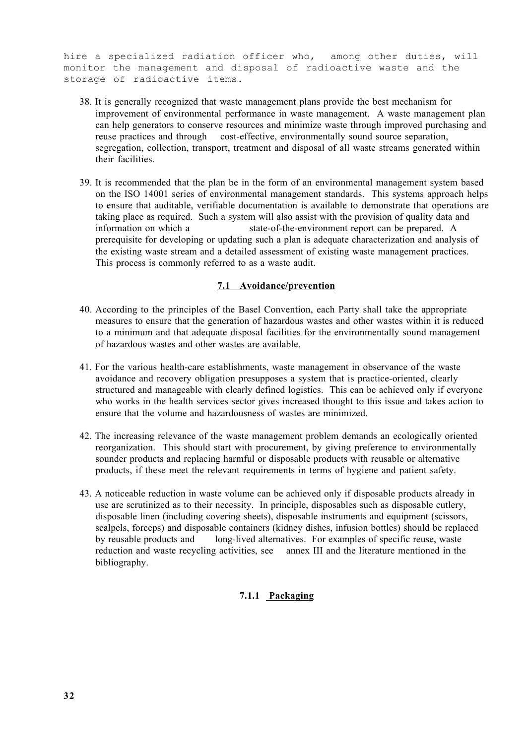hire a specialized radiation officer who, among other duties, will monitor the management and disposal of radioactive waste and the storage of radioactive items.

38. It is generally recognized that waste management plans provide the best mechanism for improvement of environmental performance in waste management. A waste management plan can help generators to conserve resources and minimize waste through improved purchasing and reuse practices and through cost-effective, environmentally sound source separation, segregation, collection, transport, treatment and disposal of all waste streams generated within their facilities.

39. It is recommended that the plan be in the form of an environmental management system based on the ISO 14001 series of environmental management standards. This systems approach helps to ensure that auditable, verifiable documentation is available to demonstrate that operations are taking place as required. Such a system will also assist with the provision of quality data and information on which a state-of-the-environment report can be prepared. A prerequisite for developing or updating such a plan is adequate characterization and analysis of the existing waste stream and a detailed assessment of existing waste management practices. This process is commonly referred to as a waste audit.

### 7.1 Avoidance/prevention

40. According to the principles of the Basel Convention, each Party shall take the appropriate measures to ensure that the generation of hazardous wastes and other wastes within it is reduced to a minimum and that adequate disposal facilities for the environmentally sound management of hazardous wastes and other wastes are available.

41. For the various health-care establishments, waste management in observance of the waste avoidance and recovery obligation presupposes a system that is practice-oriented, clearly structured and manageable with clearly defined logistics. This can be achieved only if everyone who works in the health services sector gives increased thought to this issue and takes action to ensure that the volume and hazardousness of wastes are minimized.

42. The increasing relevance of the waste management problem demands an ecologically oriented reorganization. This should start with procurement, by giving preference to environmentally sounder products and replacing harmful or disposable products with reusable or alternative products, if these meet the relevant requirements in terms of hygiene and patient safety.

43. A noticeable reduction in waste volume can be achieved only if disposable products already in use are scrutinized as to their necessity. In principle, disposables such as disposable cutlery, disposable linen (including covering sheets), disposable instruments and equipment (scissors, scalpels, forceps) and disposable containers (kidney dishes, infusion bottles) should be replaced by reusable products and long-lived alternatives. For examples of specific reuse, waste reduction and waste recycling activities, see annex III and the literature mentioned in the bibliography.

#### 7.1.1 Packaging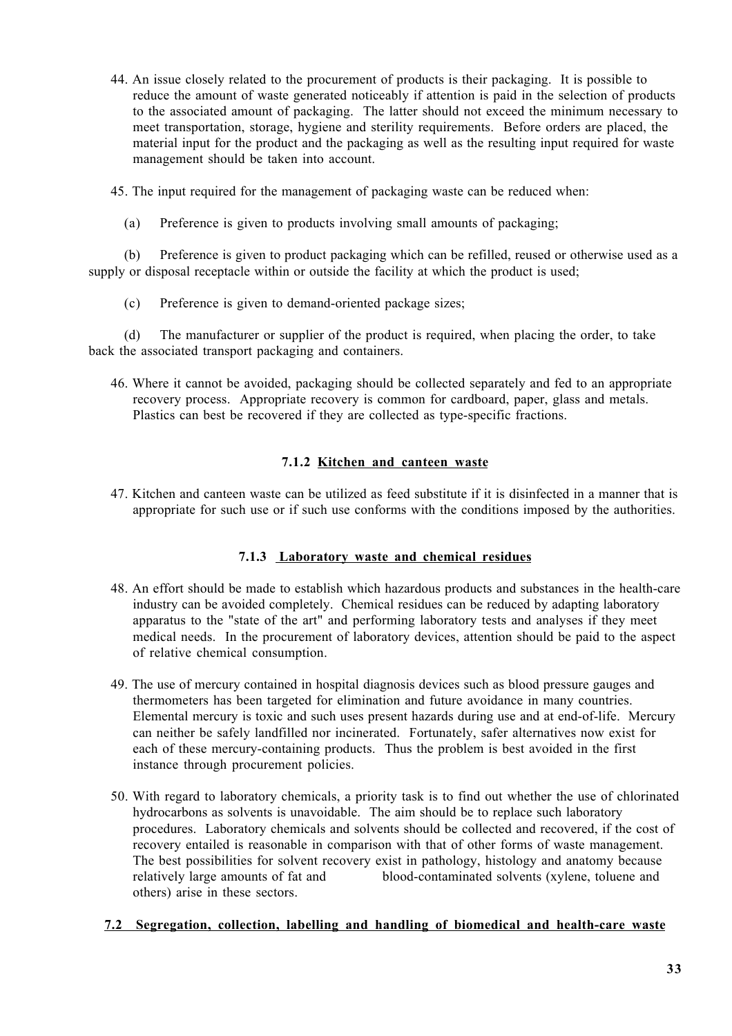44. An issue closely related to the procurement of products is their packaging. It is possible to reduce the amount of waste generated noticeably if attention is paid in the selection of products to the associated amount of packaging. The latter should not exceed the minimum necessary to meet transportation, storage, hygiene and sterility requirements. Before orders are placed, the material input for the product and the packaging as well as the resulting input required for waste management should be taken into account.

45. The input required for the management of packaging waste can be reduced when:

(a) Preference is given to products involving small amounts of packaging;

(b) Preference is given to product packaging which can be refilled, reused or otherwise used as a supply or disposal receptacle within or outside the facility at which the product is used;

(c) Preference is given to demand-oriented package sizes;

(d) The manufacturer or supplier of the product is required, when placing the order, to take back the associated transport packaging and containers.

46. Where it cannot be avoided, packaging should be collected separately and fed to an appropriate recovery process. Appropriate recovery is common for cardboard, paper, glass and metals. Plastics can best be recovered if they are collected as type-specific fractions.

#### 7.1.2 Kitchen and canteen waste

47. Kitchen and canteen waste can be utilized as feed substitute if it is disinfected in a manner that is appropriate for such use or if such use conforms with the conditions imposed by the authorities.

#### 7.1.3 Laboratory waste and chemical residues

48. An effort should be made to establish which hazardous products and substances in the health-care industry can be avoided completely. Chemical residues can be reduced by adapting laboratory apparatus to the "state of the art" and performing laboratory tests and analyses if they meet medical needs. In the procurement of laboratory devices, attention should be paid to the aspect of relative chemical consumption.

49. The use of mercury contained in hospital diagnosis devices such as blood pressure gauges and thermometers has been targeted for elimination and future avoidance in many countries. Elemental mercury is toxic and such uses present hazards during use and at end-of-life. Mercury can neither be safely landfilled nor incinerated. Fortunately, safer alternatives now exist for each of these mercury-containing products. Thus the problem is best avoided in the first instance through procurement policies.

50. With regard to laboratory chemicals, a priority task is to find out whether the use of chlorinated hydrocarbons as solvents is unavoidable. The aim should be to replace such laboratory procedures. Laboratory chemicals and solvents should be collected and recovered, if the cost of recovery entailed is reasonable in comparison with that of other forms of waste management. The best possibilities for solvent recovery exist in pathology, histology and anatomy because relatively large amounts of fat and blood-contaminated solvents (xylene, toluene and others) arise in these sectors.

### 7.2 Segregation, collection, labelling and handling of biomedical and health-care waste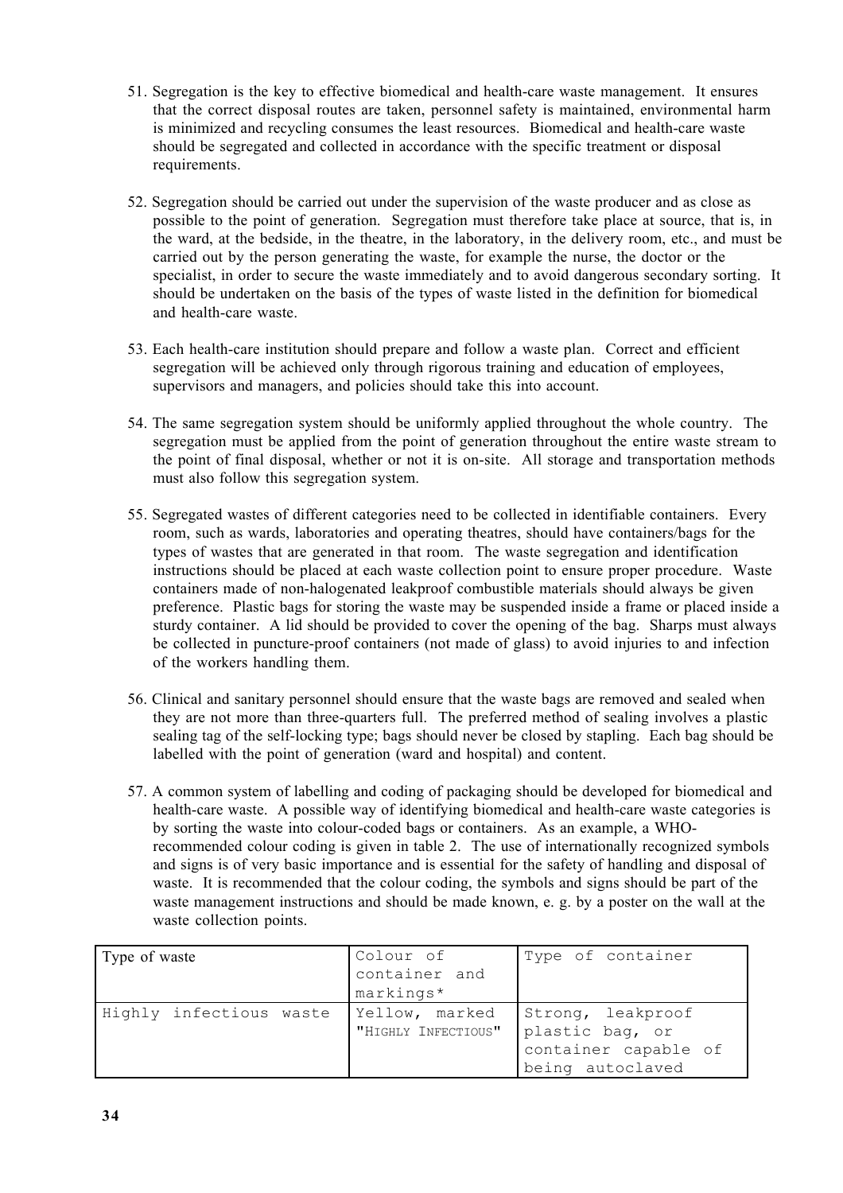51. Segregation is the key to effective biomedical and health-care waste management. It ensures that the correct disposal routes are taken, personnel safety is maintained, environmental harm is minimized and recycling consumes the least resources. Biomedical and health-care waste should be segregated and collected in accordance with the specific treatment or disposal requirements.

52. Segregation should be carried out under the supervision of the waste producer and as close as possible to the point of generation. Segregation must therefore take place at source, that is, in the ward, at the bedside, in the theatre, in the laboratory, in the delivery room, etc., and must be carried out by the person generating the waste, for example the nurse, the doctor or the specialist, in order to secure the waste immediately and to avoid dangerous secondary sorting. It should be undertaken on the basis of the types of waste listed in the definition for biomedical and health-care waste.

53. Each health-care institution should prepare and follow a waste plan. Correct and efficient segregation will be achieved only through rigorous training and education of employees, supervisors and managers, and policies should take this into account.

54. The same segregation system should be uniformly applied throughout the whole country. The segregation must be applied from the point of generation throughout the entire waste stream to the point of final disposal, whether or not it is on-site. All storage and transportation methods must also follow this segregation system.

55. Segregated wastes of different categories need to be collected in identifiable containers. Every room, such as wards, laboratories and operating theatres, should have containers/bags for the types of wastes that are generated in that room. The waste segregation and identification instructions should be placed at each waste collection point to ensure proper procedure. Waste containers made of non-halogenated leakproof combustible materials should always be given preference. Plastic bags for storing the waste may be suspended inside a frame or placed inside a sturdy container. A lid should be provided to cover the opening of the bag. Sharps must always be collected in puncture-proof containers (not made of glass) to avoid injuries to and infection of the workers handling them.

56. Clinical and sanitary personnel should ensure that the waste bags are removed and sealed when they are not more than three-quarters full. The preferred method of sealing involves a plastic sealing tag of the self-locking type; bags should never be closed by stapling. Each bag should be labelled with the point of generation (ward and hospital) and content.

57. A common system of labelling and coding of packaging should be developed for biomedical and health-care waste. A possible way of identifying biomedical and health-care waste categories is by sorting the waste into colour-coded bags or containers. As an example, a WHO-recommended colour coding is given in table 2. The use of internationally recognized symbols and signs is of very basic importance and is essential for the safety of handling and disposal of waste. It is recommended that the colour coding, the symbols and signs should be part of the waste management instructions and should be made known, e. g. by a poster on the wall at the waste collection points.

| Type of waste | Colour of container and markings* | Type of container |
|---|---|---|
| Highly infectious waste | Yellow, marked "HIGHLY INFECTIOUS" | Strong, leakproof plastic bag, or container capable of being autoclaved |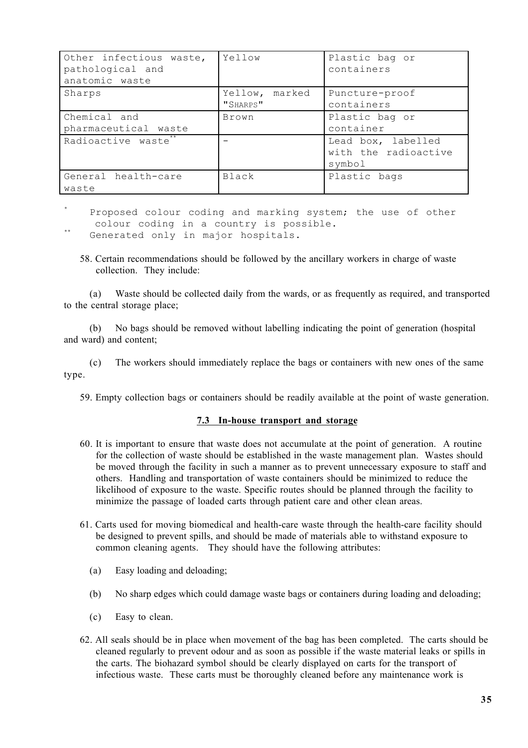| Other infectious waste, pathological and anatomic waste | Yellow | Plastic bag or containers |
|---|---|---|
| Sharps | Yellow, marked "SHARPS" | Puncture-proof containers |
| Chemical and pharmaceutical waste | Brown | Plastic bag or container |
| Radioactive waste** | - | Lead box, labelled with the radioactive symbol |
| General health-care waste | Black | Plastic bags |

\* Proposed colour coding and marking system; the use of other colour coding in a country is possible.

\** Generated only in major hospitals.

58. Certain recommendations should be followed by the ancillary workers in charge of waste collection. They include:

(a) Waste should be collected daily from the wards, or as frequently as required, and transported to the central storage place;

(b) No bags should be removed without labelling indicating the point of generation (hospital and ward) and content;

(c) The workers should immediately replace the bags or containers with new ones of the same type.

59. Empty collection bags or containers should be readily available at the point of waste generation.

### 7.3 In-house transport and storage

60. It is important to ensure that waste does not accumulate at the point of generation. A routine for the collection of waste should be established in the waste management plan. Wastes should be moved through the facility in such a manner as to prevent unnecessary exposure to staff and others. Handling and transportation of waste containers should be minimized to reduce the likelihood of exposure to the waste. Specific routes should be planned through the facility to minimize the passage of loaded carts through patient care and other clean areas.

61. Carts used for moving biomedical and health-care waste through the health-care facility should be designed to prevent spills, and should be made of materials able to withstand exposure to common cleaning agents. They should have the following attributes:

(a) Easy loading and deloading;

(b) No sharp edges which could damage waste bags or containers during loading and deloading;

(c) Easy to clean.

62. All seals should be in place when movement of the bag has been completed. The carts should be cleaned regularly to prevent odour and as soon as possible if the waste material leaks or spills in the carts. The biohazard symbol should be clearly displayed on carts for the transport of infectious waste. These carts must be thoroughly cleaned before any maintenance work is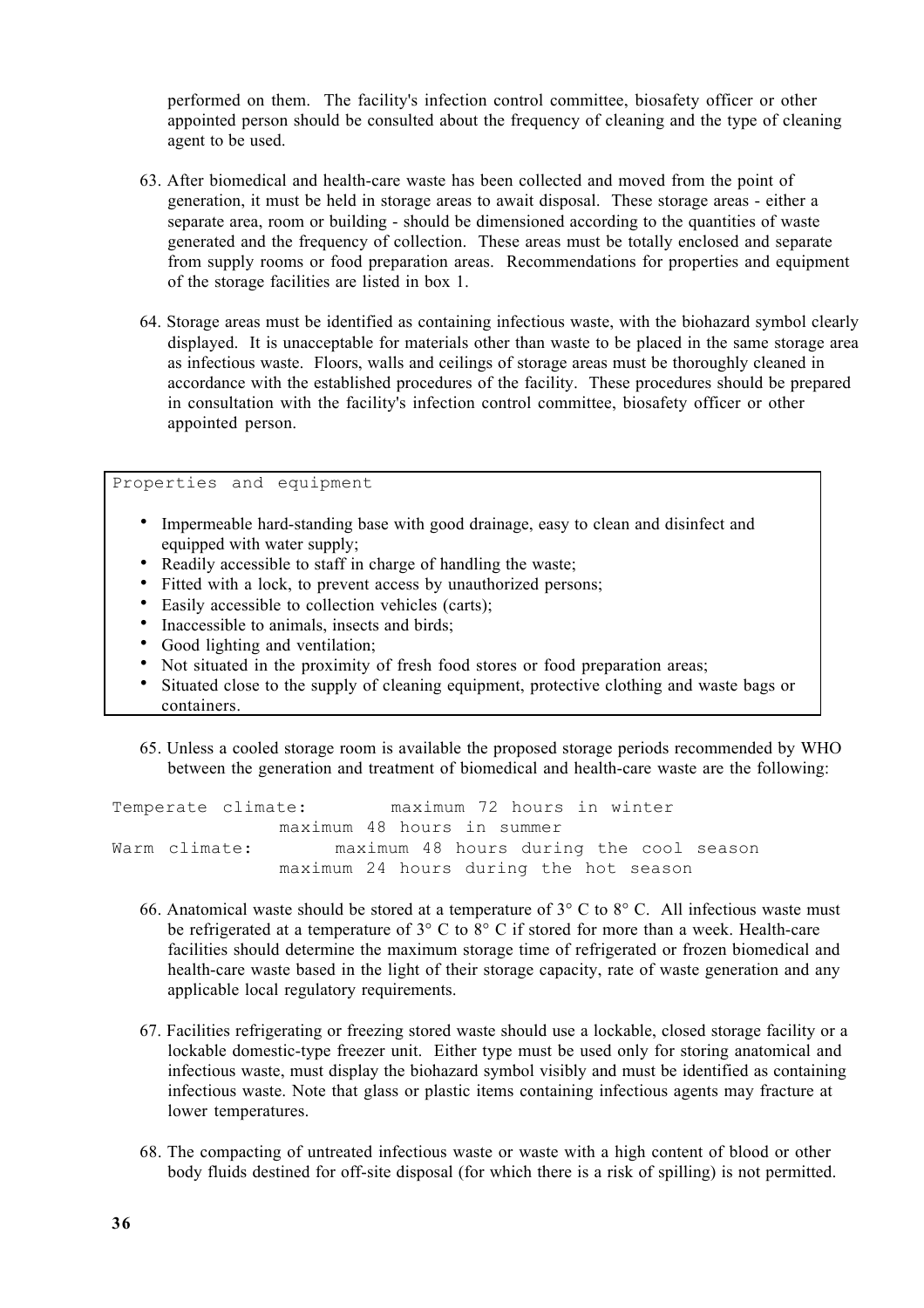performed on them. The facility's infection control committee, biosafety officer or other appointed person should be consulted about the frequency of cleaning and the type of cleaning agent to be used.

63. After biomedical and health-care waste has been collected and moved from the point of generation, it must be held in storage areas to await disposal. These storage areas - either a separate area, room or building - should be dimensioned according to the quantities of waste generated and the frequency of collection. These areas must be totally enclosed and separate from supply rooms or food preparation areas. Recommendations for properties and equipment of the storage facilities are listed in box 1.

64. Storage areas must be identified as containing infectious waste, with the biohazard symbol clearly displayed. It is unacceptable for materials other than waste to be placed in the same storage area as infectious waste. Floors, walls and ceilings of storage areas must be thoroughly cleaned in accordance with the established procedures of the facility. These procedures should be prepared in consultation with the facility's infection control committee, biosafety officer or other appointed person.

Properties and equipment

- Impermeable hard-standing base with good drainage, easy to clean and disinfect and equipped with water supply;
- Readily accessible to staff in charge of handling the waste;
- Fitted with a lock, to prevent access by unauthorized persons;
- Easily accessible to collection vehicles (carts);
- Inaccessible to animals, insects and birds;
- Good lighting and ventilation;
- Not situated in the proximity of fresh food stores or food preparation areas;
- Situated close to the supply of cleaning equipment, protective clothing and waste bags or containers.

65. Unless a cooled storage room is available the proposed storage periods recommended by WHO between the generation and treatment of biomedical and health-care waste are the following:

```
Temperate climate:        maximum 72 hours in winter
                maximum 48 hours in summer
Warm climate:        maximum 48 hours during the cool season
                maximum 24 hours during the hot season
```

66. Anatomical waste should be stored at a temperature of 3° C to 8° C. All infectious waste must be refrigerated at a temperature of 3° C to 8° C if stored for more than a week. Health-care facilities should determine the maximum storage time of refrigerated or frozen biomedical and health-care waste based in the light of their storage capacity, rate of waste generation and any applicable local regulatory requirements.

67. Facilities refrigerating or freezing stored waste should use a lockable, closed storage facility or a lockable domestic-type freezer unit. Either type must be used only for storing anatomical and infectious waste, must display the biohazard symbol visibly and must be identified as containing infectious waste. Note that glass or plastic items containing infectious agents may fracture at lower temperatures.

68. The compacting of untreated infectious waste or waste with a high content of blood or other body fluids destined for off-site disposal (for which there is a risk of spilling) is not permitted.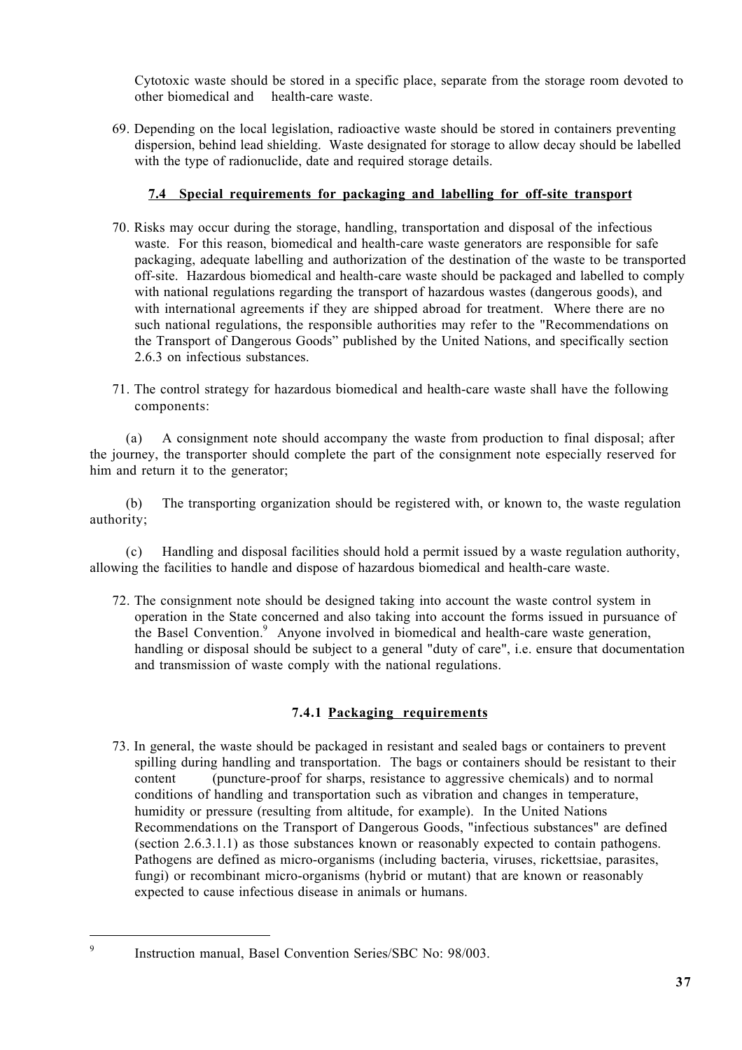Cytotoxic waste should be stored in a specific place, separate from the storage room devoted to other biomedical and health-care waste.

69. Depending on the local legislation, radioactive waste should be stored in containers preventing dispersion, behind lead shielding. Waste designated for storage to allow decay should be labelled with the type of radionuclide, date and required storage details.

### 7.4 Special requirements for packaging and labelling for off-site transport

70. Risks may occur during the storage, handling, transportation and disposal of the infectious waste. For this reason, biomedical and health-care waste generators are responsible for safe packaging, adequate labelling and authorization of the destination of the waste to be transported off-site. Hazardous biomedical and health-care waste should be packaged and labelled to comply with national regulations regarding the transport of hazardous wastes (dangerous goods), and with international agreements if they are shipped abroad for treatment. Where there are no such national regulations, the responsible authorities may refer to the "Recommendations on the Transport of Dangerous Goods" published by the United Nations, and specifically section 2.6.3 on infectious substances.

71. The control strategy for hazardous biomedical and health-care waste shall have the following components:

(a) A consignment note should accompany the waste from production to final disposal; after the journey, the transporter should complete the part of the consignment note especially reserved for him and return it to the generator;

(b) The transporting organization should be registered with, or known to, the waste regulation authority;

(c) Handling and disposal facilities should hold a permit issued by a waste regulation authority, allowing the facilities to handle and dispose of hazardous biomedical and health-care waste.

72. The consignment note should be designed taking into account the waste control system in operation in the State concerned and also taking into account the forms issued in pursuance of the Basel Convention.[9] Anyone involved in biomedical and health-care waste generation, handling or disposal should be subject to a general "duty of care", i.e. ensure that documentation and transmission of waste comply with the national regulations.

#### 7.4.1 Packaging requirements

73. In general, the waste should be packaged in resistant and sealed bags or containers to prevent spilling during handling and transportation. The bags or containers should be resistant to their content (puncture-proof for sharps, resistance to aggressive chemicals) and to normal conditions of handling and transportation such as vibration and changes in temperature, humidity or pressure (resulting from altitude, for example). In the United Nations Recommendations on the Transport of Dangerous Goods, "infectious substances" are defined (section 2.6.3.1.1) as those substances known or reasonably expected to contain pathogens. Pathogens are defined as micro-organisms (including bacteria, viruses, rickettsiae, parasites, fungi) or recombinant micro-organisms (hybrid or mutant) that are known or reasonably expected to cause infectious disease in animals or humans.

[9] Instruction manual, Basel Convention Series/SBC No: 98/003.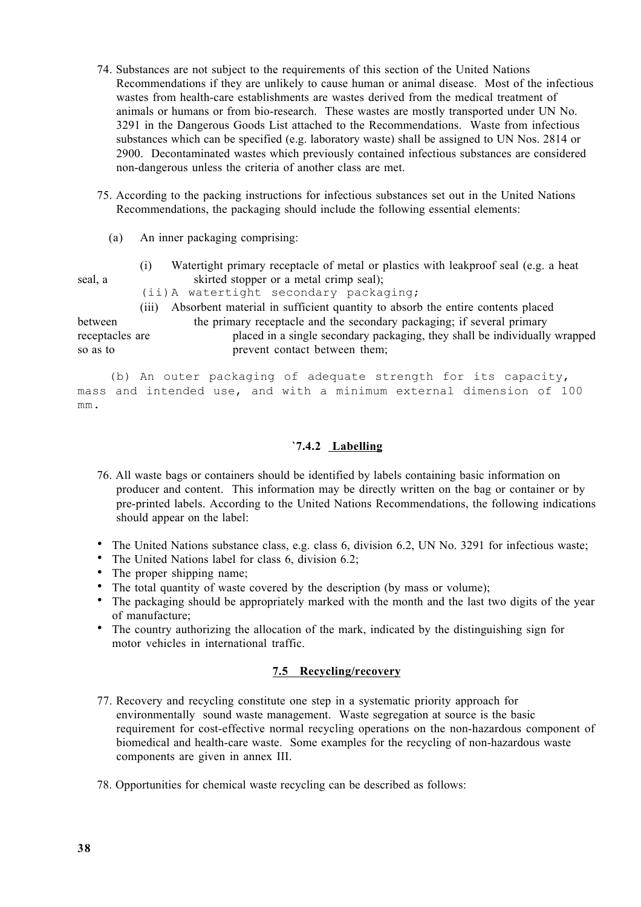74. Substances are not subject to the requirements of this section of the United Nations Recommendations if they are unlikely to cause human or animal disease. Most of the infectious wastes from health-care establishments are wastes derived from the medical treatment of animals or humans or from bio-research. These wastes are mostly transported under UN No. 3291 in the Dangerous Goods List attached to the Recommendations. Waste from infectious substances which can be specified (e.g. laboratory waste) shall be assigned to UN Nos. 2814 or 2900. Decontaminated wastes which previously contained infectious substances are considered non-dangerous unless the criteria of another class are met.

75. According to the packing instructions for infectious substances set out in the United Nations Recommendations, the packaging should include the following essential elements:

   (a) An inner packaging comprising:

      (i) Watertight primary receptacle of metal or plastics with leakproof seal (e.g. a heat seal, a skirted stopper or a metal crimp seal);

      (ii) A watertight secondary packaging;

      (iii) Absorbent material in sufficient quantity to absorb the entire contents placed between the primary receptacle and the secondary packaging; if several primary receptacles are placed in a single secondary packaging, they shall be individually wrapped so as to prevent contact between them;

   (b) An outer packaging of adequate strength for its capacity, mass and intended use, and with a minimum external dimension of 100 mm.

### `7.4.2 Labelling

76. All waste bags or containers should be identified by labels containing basic information on producer and content. This information may be directly written on the bag or container or by pre-printed labels. According to the United Nations Recommendations, the following indications should appear on the label:

- The United Nations substance class, e.g. class 6, division 6.2, UN No. 3291 for infectious waste;
- The United Nations label for class 6, division 6.2;
- The proper shipping name;
- The total quantity of waste covered by the description (by mass or volume);
- The packaging should be appropriately marked with the month and the last two digits of the year of manufacture;
- The country authorizing the allocation of the mark, indicated by the distinguishing sign for motor vehicles in international traffic.

## 7.5 Recycling/recovery

77. Recovery and recycling constitute one step in a systematic priority approach for environmentally sound waste management. Waste segregation at source is the basic requirement for cost-effective normal recycling operations on the non-hazardous component of biomedical and health-care waste. Some examples for the recycling of non-hazardous waste components are given in annex III.

78. Opportunities for chemical waste recycling can be described as follows: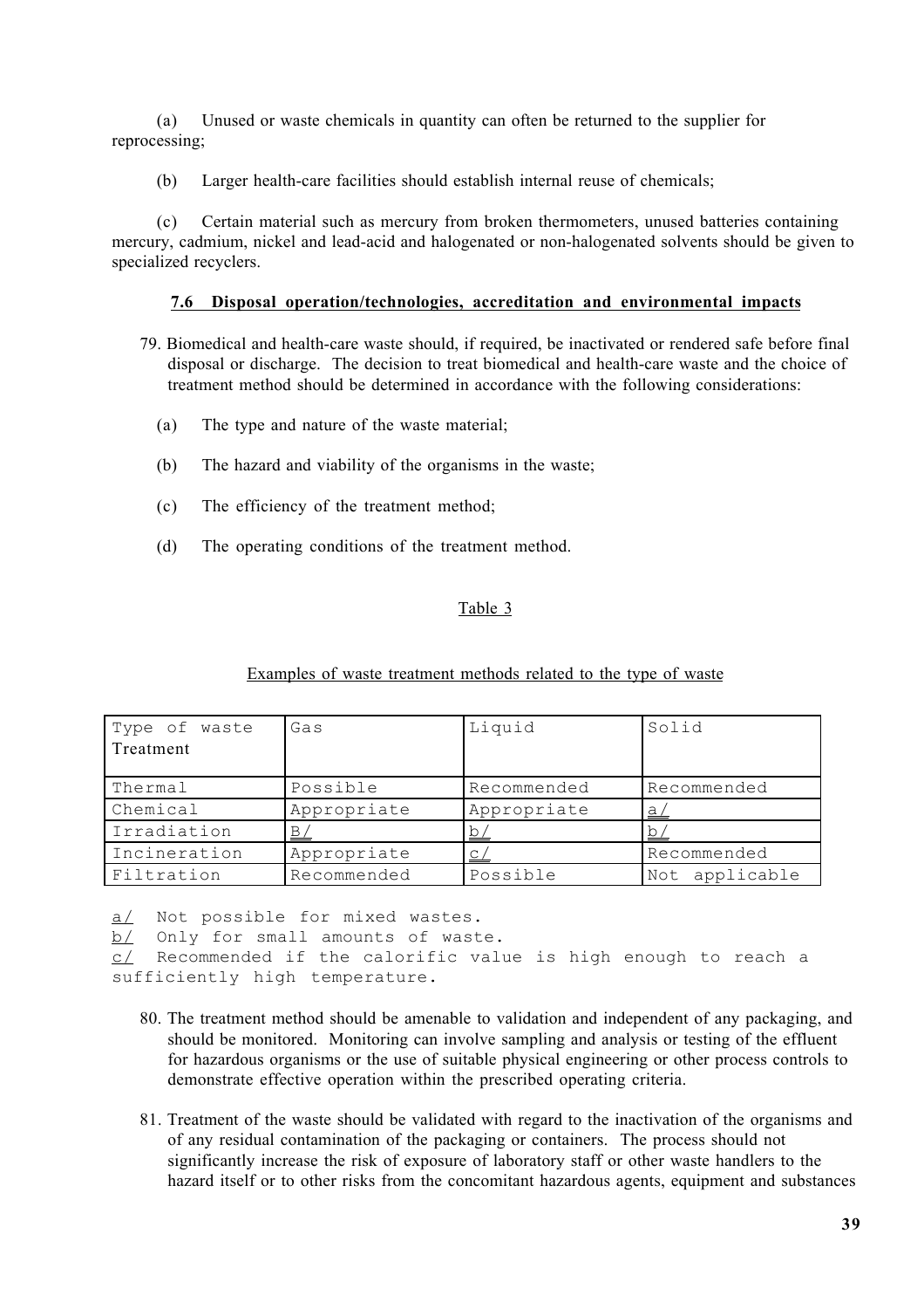(a) Unused or waste chemicals in quantity can often be returned to the supplier for reprocessing;

(b) Larger health-care facilities should establish internal reuse of chemicals;

(c) Certain material such as mercury from broken thermometers, unused batteries containing mercury, cadmium, nickel and lead-acid and halogenated or non-halogenated solvents should be given to specialized recyclers.

### 7.6 Disposal operation/technologies, accreditation and environmental impacts

79. Biomedical and health-care waste should, if required, be inactivated or rendered safe before final disposal or discharge. The decision to treat biomedical and health-care waste and the choice of treatment method should be determined in accordance with the following considerations:

(a) The type and nature of the waste material;

(b) The hazard and viability of the organisms in the waste;

(c) The efficiency of the treatment method;

(d) The operating conditions of the treatment method.

Table 3

Examples of waste treatment methods related to the type of waste

| Type of waste / Treatment | Gas | Liquid | Solid |
|---|---|---|---|
| Thermal | Possible | Recommended | Recommended |
| Chemical | Appropriate | Appropriate | a/ |
| Irradiation | B/ | b/ | b/ |
| Incineration | Appropriate | c/ | Recommended |
| Filtration | Recommended | Possible | Not applicable |

a/ Not possible for mixed wastes.
b/ Only for small amounts of waste.
c/ Recommended if the calorific value is high enough to reach a sufficiently high temperature.

80. The treatment method should be amenable to validation and independent of any packaging, and should be monitored. Monitoring can involve sampling and analysis or testing of the effluent for hazardous organisms or the use of suitable physical engineering or other process controls to demonstrate effective operation within the prescribed operating criteria.

81. Treatment of the waste should be validated with regard to the inactivation of the organisms and of any residual contamination of the packaging or containers. The process should not significantly increase the risk of exposure of laboratory staff or other waste handlers to the hazard itself or to other risks from the concomitant hazardous agents, equipment and substances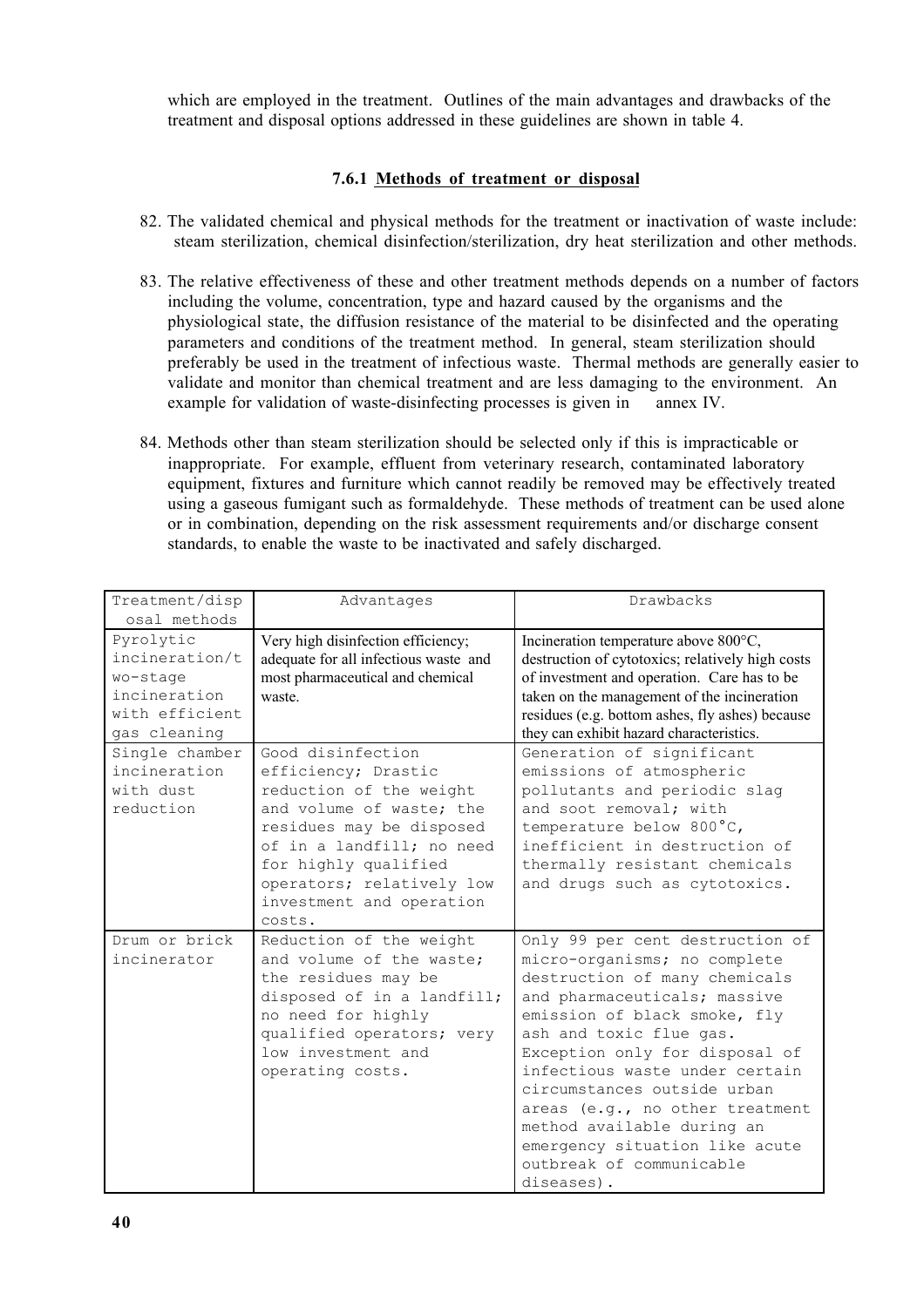which are employed in the treatment. Outlines of the main advantages and drawbacks of the treatment and disposal options addressed in these guidelines are shown in table 4.

### 7.6.1 Methods of treatment or disposal

82. The validated chemical and physical methods for the treatment or inactivation of waste include: steam sterilization, chemical disinfection/sterilization, dry heat sterilization and other methods.

83. The relative effectiveness of these and other treatment methods depends on a number of factors including the volume, concentration, type and hazard caused by the organisms and the physiological state, the diffusion resistance of the material to be disinfected and the operating parameters and conditions of the treatment method. In general, steam sterilization should preferably be used in the treatment of infectious waste. Thermal methods are generally easier to validate and monitor than chemical treatment and are less damaging to the environment. An example for validation of waste-disinfecting processes is given in annex IV.

84. Methods other than steam sterilization should be selected only if this is impracticable or inappropriate. For example, effluent from veterinary research, contaminated laboratory equipment, fixtures and furniture which cannot readily be removed may be effectively treated using a gaseous fumigant such as formaldehyde. These methods of treatment can be used alone or in combination, depending on the risk assessment requirements and/or discharge consent standards, to enable the waste to be inactivated and safely discharged.

| Treatment/disposal methods | Advantages | Drawbacks |
|---|---|---|
| Pyrolytic incineration/two-stage incineration with efficient gas cleaning | Very high disinfection efficiency; adequate for all infectious waste and most pharmaceutical and chemical waste. | Incineration temperature above 800°C, destruction of cytotoxics; relatively high costs of investment and operation. Care has to be taken on the management of the incineration residues (e.g. bottom ashes, fly ashes) because they can exhibit hazard characteristics. |
| Single chamber incineration with dust reduction | Good disinfection efficiency; Drastic reduction of the weight and volume of waste; the residues may be disposed of in a landfill; no need for highly qualified operators; relatively low investment and operation costs. | Generation of significant emissions of atmospheric pollutants and periodic slag and soot removal; with temperature below 800°C, inefficient in destruction of thermally resistant chemicals and drugs such as cytotoxics. |
| Drum or brick incinerator | Reduction of the weight and volume of the waste; the residues may be disposed of in a landfill; no need for highly qualified operators; very low investment and operating costs. | Only 99 per cent destruction of micro-organisms; no complete destruction of many chemicals and pharmaceuticals; massive emission of black smoke, fly ash and toxic flue gas. Exception only for disposal of infectious waste under certain circumstances outside urban areas (e.g., no other treatment method available during an emergency situation like acute outbreak of communicable diseases). |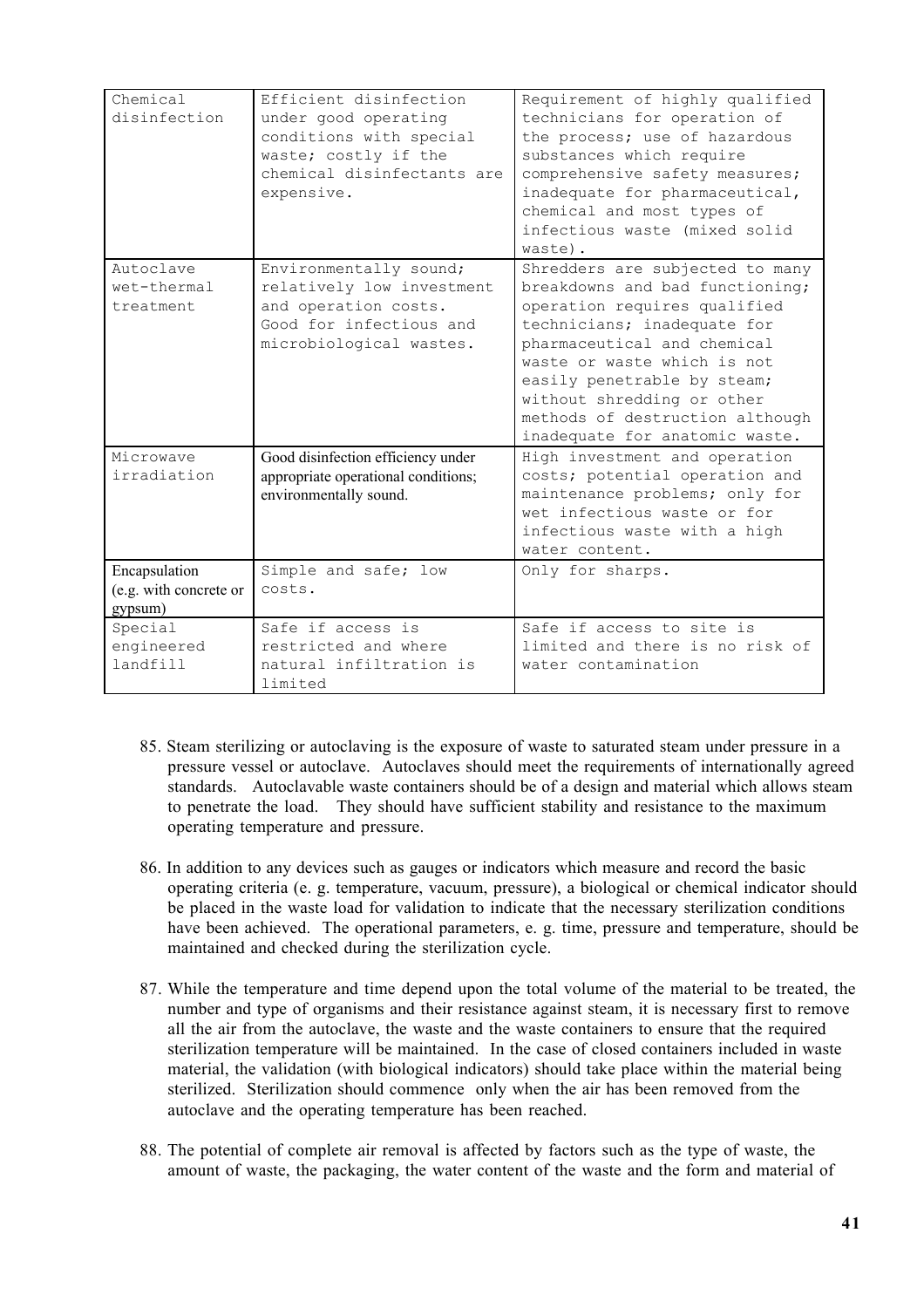| | | |
|---|---|---|
| Chemical disinfection | Efficient disinfection under good operating conditions with special waste; costly if the chemical disinfectants are expensive. | Requirement of highly qualified technicians for operation of the process; use of hazardous substances which require comprehensive safety measures; inadequate for pharmaceutical, chemical and most types of infectious waste (mixed solid waste). |
| Autoclave wet-thermal treatment | Environmentally sound; relatively low investment and operation costs. Good for infectious and microbiological wastes. | Shredders are subjected to many breakdowns and bad functioning; operation requires qualified technicians; inadequate for pharmaceutical and chemical waste or waste which is not easily penetrable by steam; without shredding or other methods of destruction although inadequate for anatomic waste. |
| Microwave irradiation | Good disinfection efficiency under appropriate operational conditions; environmentally sound. | High investment and operation costs; potential operation and maintenance problems; only for wet infectious waste or for infectious waste with a high water content. |
| Encapsulation (e.g. with concrete or gypsum) | Simple and safe; low costs. | Only for sharps. |
| Special engineered landfill | Safe if access is restricted and where natural infiltration is limited | Safe if access to site is limited and there is no risk of water contamination |

85. Steam sterilizing or autoclaving is the exposure of waste to saturated steam under pressure in a pressure vessel or autoclave. Autoclaves should meet the requirements of internationally agreed standards. Autoclavable waste containers should be of a design and material which allows steam to penetrate the load. They should have sufficient stability and resistance to the maximum operating temperature and pressure.

86. In addition to any devices such as gauges or indicators which measure and record the basic operating criteria (e. g. temperature, vacuum, pressure), a biological or chemical indicator should be placed in the waste load for validation to indicate that the necessary sterilization conditions have been achieved. The operational parameters, e. g. time, pressure and temperature, should be maintained and checked during the sterilization cycle.

87. While the temperature and time depend upon the total volume of the material to be treated, the number and type of organisms and their resistance against steam, it is necessary first to remove all the air from the autoclave, the waste and the waste containers to ensure that the required sterilization temperature will be maintained. In the case of closed containers included in waste material, the validation (with biological indicators) should take place within the material being sterilized. Sterilization should commence only when the air has been removed from the autoclave and the operating temperature has been reached.

88. The potential of complete air removal is affected by factors such as the type of waste, the amount of waste, the packaging, the water content of the waste and the form and material of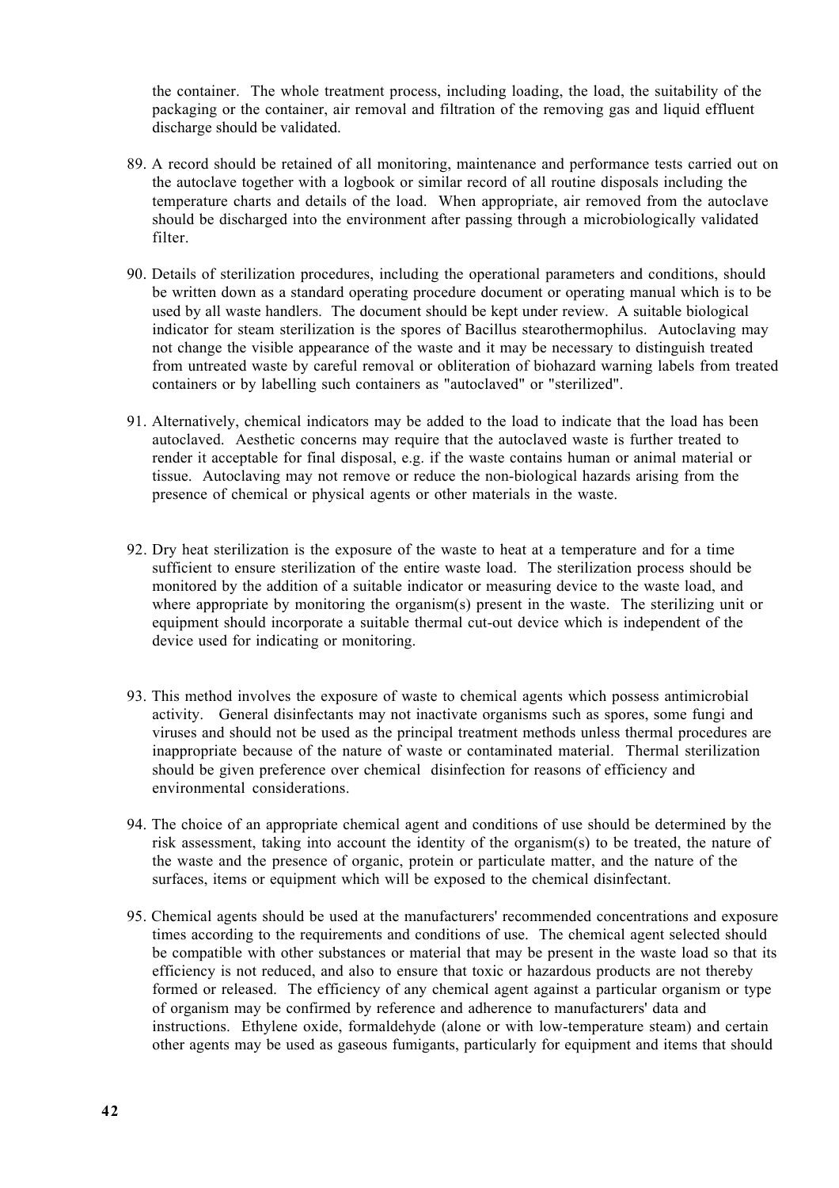the container. The whole treatment process, including loading, the load, the suitability of the packaging or the container, air removal and filtration of the removing gas and liquid effluent discharge should be validated.

89. A record should be retained of all monitoring, maintenance and performance tests carried out on the autoclave together with a logbook or similar record of all routine disposals including the temperature charts and details of the load. When appropriate, air removed from the autoclave should be discharged into the environment after passing through a microbiologically validated filter.

90. Details of sterilization procedures, including the operational parameters and conditions, should be written down as a standard operating procedure document or operating manual which is to be used by all waste handlers. The document should be kept under review. A suitable biological indicator for steam sterilization is the spores of Bacillus stearothermophilus. Autoclaving may not change the visible appearance of the waste and it may be necessary to distinguish treated from untreated waste by careful removal or obliteration of biohazard warning labels from treated containers or by labelling such containers as "autoclaved" or "sterilized".

91. Alternatively, chemical indicators may be added to the load to indicate that the load has been autoclaved. Aesthetic concerns may require that the autoclaved waste is further treated to render it acceptable for final disposal, e.g. if the waste contains human or animal material or tissue. Autoclaving may not remove or reduce the non-biological hazards arising from the presence of chemical or physical agents or other materials in the waste.

92. Dry heat sterilization is the exposure of the waste to heat at a temperature and for a time sufficient to ensure sterilization of the entire waste load. The sterilization process should be monitored by the addition of a suitable indicator or measuring device to the waste load, and where appropriate by monitoring the organism(s) present in the waste. The sterilizing unit or equipment should incorporate a suitable thermal cut-out device which is independent of the device used for indicating or monitoring.

93. This method involves the exposure of waste to chemical agents which possess antimicrobial activity. General disinfectants may not inactivate organisms such as spores, some fungi and viruses and should not be used as the principal treatment methods unless thermal procedures are inappropriate because of the nature of waste or contaminated material. Thermal sterilization should be given preference over chemical disinfection for reasons of efficiency and environmental considerations.

94. The choice of an appropriate chemical agent and conditions of use should be determined by the risk assessment, taking into account the identity of the organism(s) to be treated, the nature of the waste and the presence of organic, protein or particulate matter, and the nature of the surfaces, items or equipment which will be exposed to the chemical disinfectant.

95. Chemical agents should be used at the manufacturers' recommended concentrations and exposure times according to the requirements and conditions of use. The chemical agent selected should be compatible with other substances or material that may be present in the waste load so that its efficiency is not reduced, and also to ensure that toxic or hazardous products are not thereby formed or released. The efficiency of any chemical agent against a particular organism or type of organism may be confirmed by reference and adherence to manufacturers' data and instructions. Ethylene oxide, formaldehyde (alone or with low-temperature steam) and certain other agents may be used as gaseous fumigants, particularly for equipment and items that should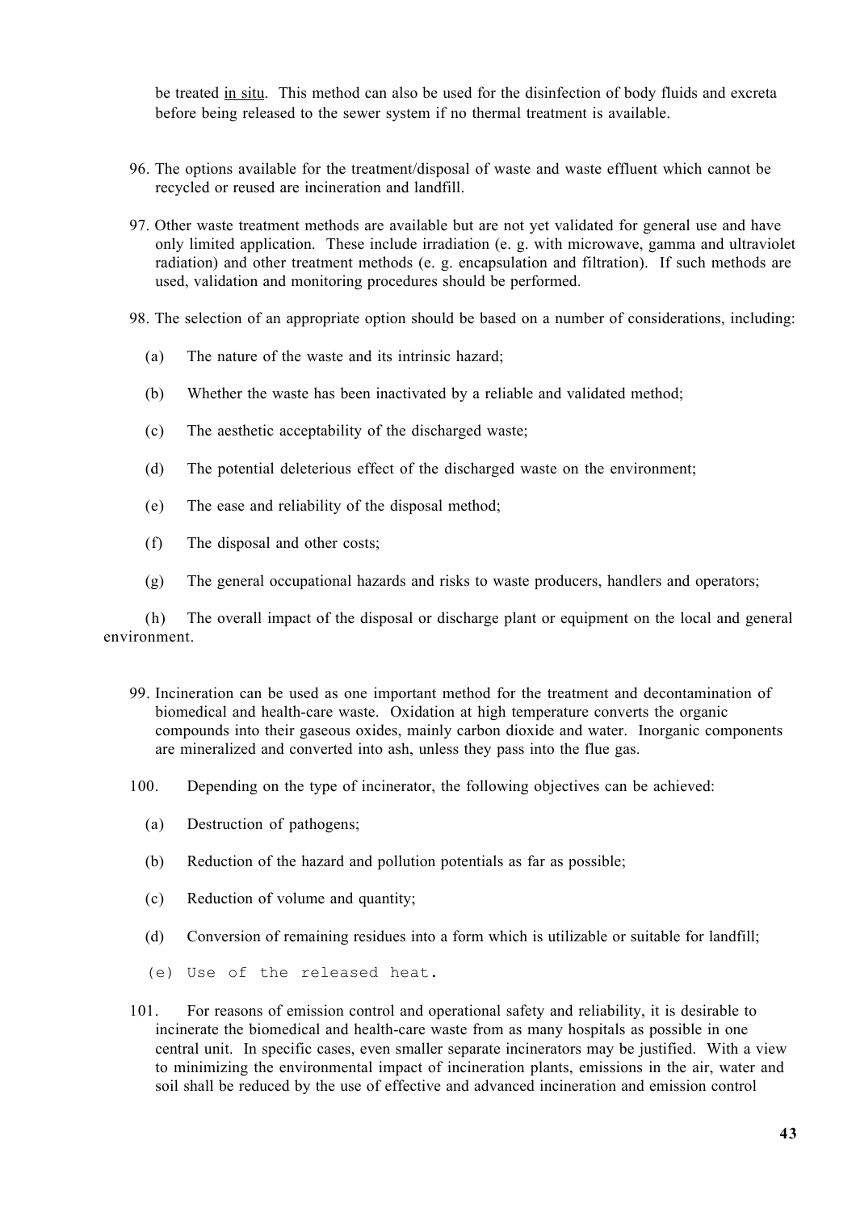be treated in situ. This method can also be used for the disinfection of body fluids and excreta before being released to the sewer system if no thermal treatment is available.

96. The options available for the treatment/disposal of waste and waste effluent which cannot be recycled or reused are incineration and landfill.

97. Other waste treatment methods are available but are not yet validated for general use and have only limited application. These include irradiation (e. g. with microwave, gamma and ultraviolet radiation) and other treatment methods (e. g. encapsulation and filtration). If such methods are used, validation and monitoring procedures should be performed.

98. The selection of an appropriate option should be based on a number of considerations, including:

(a) The nature of the waste and its intrinsic hazard;

(b) Whether the waste has been inactivated by a reliable and validated method;

(c) The aesthetic acceptability of the discharged waste;

(d) The potential deleterious effect of the discharged waste on the environment;

(e) The ease and reliability of the disposal method;

(f) The disposal and other costs;

(g) The general occupational hazards and risks to waste producers, handlers and operators;

(h) The overall impact of the disposal or discharge plant or equipment on the local and general environment.

99. Incineration can be used as one important method for the treatment and decontamination of biomedical and health-care waste. Oxidation at high temperature converts the organic compounds into their gaseous oxides, mainly carbon dioxide and water. Inorganic components are mineralized and converted into ash, unless they pass into the flue gas.

100. Depending on the type of incinerator, the following objectives can be achieved:

(a) Destruction of pathogens;

(b) Reduction of the hazard and pollution potentials as far as possible;

(c) Reduction of volume and quantity;

(d) Conversion of remaining residues into a form which is utilizable or suitable for landfill;

(e) Use of the released heat.

101. For reasons of emission control and operational safety and reliability, it is desirable to incinerate the biomedical and health-care waste from as many hospitals as possible in one central unit. In specific cases, even smaller separate incinerators may be justified. With a view to minimizing the environmental impact of incineration plants, emissions in the air, water and soil shall be reduced by the use of effective and advanced incineration and emission control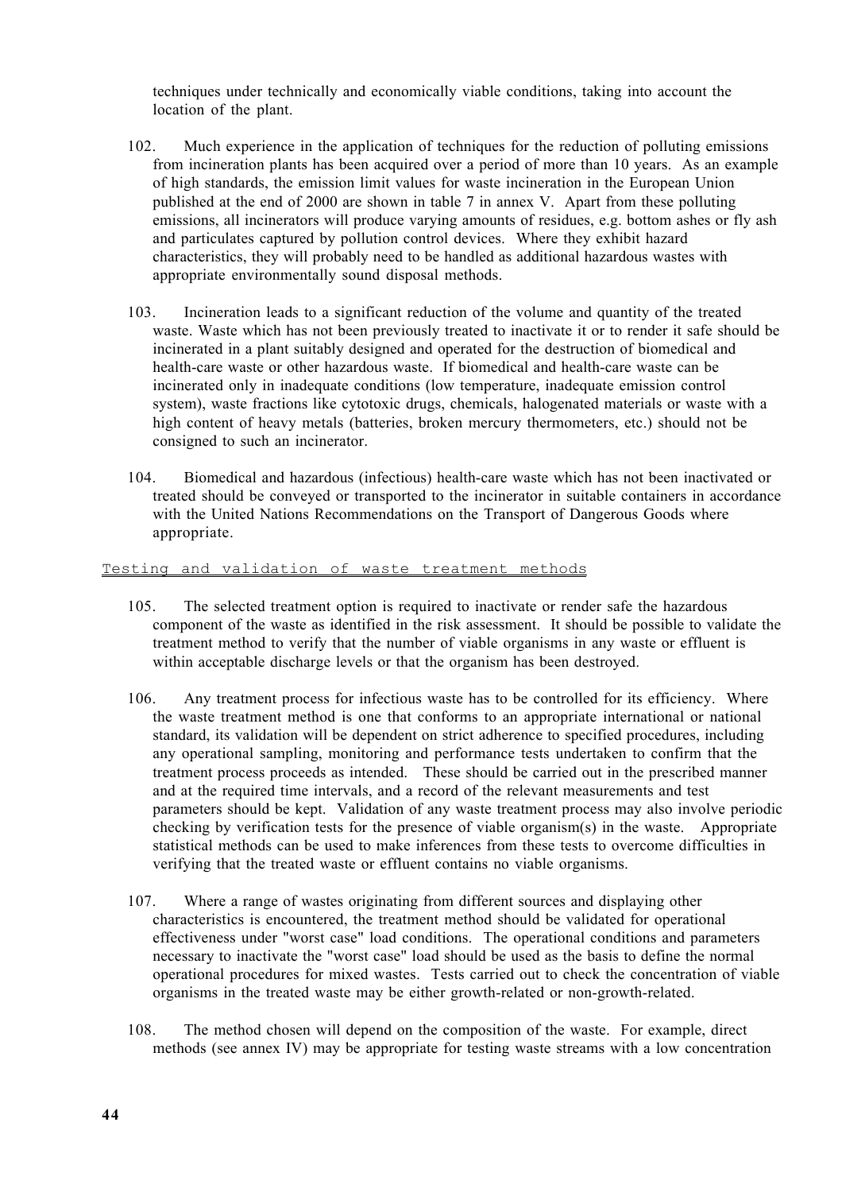techniques under technically and economically viable conditions, taking into account the location of the plant.

102. Much experience in the application of techniques for the reduction of polluting emissions from incineration plants has been acquired over a period of more than 10 years. As an example of high standards, the emission limit values for waste incineration in the European Union published at the end of 2000 are shown in table 7 in annex V. Apart from these polluting emissions, all incinerators will produce varying amounts of residues, e.g. bottom ashes or fly ash and particulates captured by pollution control devices. Where they exhibit hazard characteristics, they will probably need to be handled as additional hazardous wastes with appropriate environmentally sound disposal methods.

103. Incineration leads to a significant reduction of the volume and quantity of the treated waste. Waste which has not been previously treated to inactivate it or to render it safe should be incinerated in a plant suitably designed and operated for the destruction of biomedical and health-care waste or other hazardous waste. If biomedical and health-care waste can be incinerated only in inadequate conditions (low temperature, inadequate emission control system), waste fractions like cytotoxic drugs, chemicals, halogenated materials or waste with a high content of heavy metals (batteries, broken mercury thermometers, etc.) should not be consigned to such an incinerator.

104. Biomedical and hazardous (infectious) health-care waste which has not been inactivated or treated should be conveyed or transported to the incinerator in suitable containers in accordance with the United Nations Recommendations on the Transport of Dangerous Goods where appropriate.

## Testing and validation of waste treatment methods

105. The selected treatment option is required to inactivate or render safe the hazardous component of the waste as identified in the risk assessment. It should be possible to validate the treatment method to verify that the number of viable organisms in any waste or effluent is within acceptable discharge levels or that the organism has been destroyed.

106. Any treatment process for infectious waste has to be controlled for its efficiency. Where the waste treatment method is one that conforms to an appropriate international or national standard, its validation will be dependent on strict adherence to specified procedures, including any operational sampling, monitoring and performance tests undertaken to confirm that the treatment process proceeds as intended. These should be carried out in the prescribed manner and at the required time intervals, and a record of the relevant measurements and test parameters should be kept. Validation of any waste treatment process may also involve periodic checking by verification tests for the presence of viable organism(s) in the waste. Appropriate statistical methods can be used to make inferences from these tests to overcome difficulties in verifying that the treated waste or effluent contains no viable organisms.

107. Where a range of wastes originating from different sources and displaying other characteristics is encountered, the treatment method should be validated for operational effectiveness under "worst case" load conditions. The operational conditions and parameters necessary to inactivate the "worst case" load should be used as the basis to define the normal operational procedures for mixed wastes. Tests carried out to check the concentration of viable organisms in the treated waste may be either growth-related or non-growth-related.

108. The method chosen will depend on the composition of the waste. For example, direct methods (see annex IV) may be appropriate for testing waste streams with a low concentration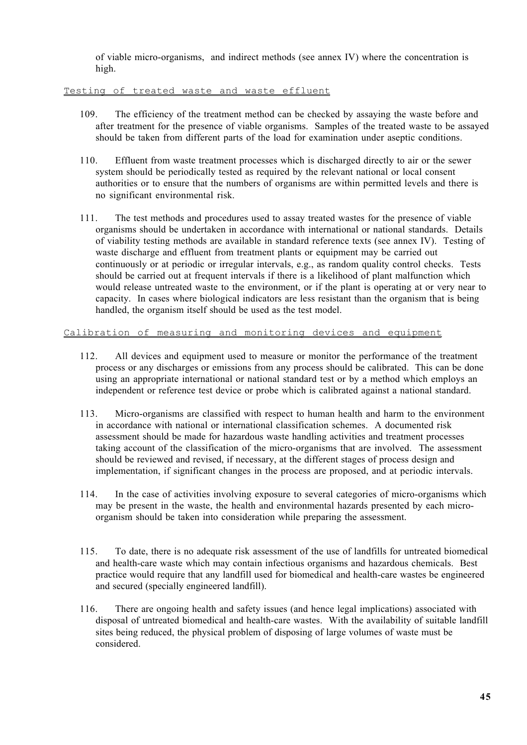of viable micro-organisms, and indirect methods (see annex IV) where the concentration is high.

### Testing of treated waste and waste effluent

109. The efficiency of the treatment method can be checked by assaying the waste before and after treatment for the presence of viable organisms. Samples of the treated waste to be assayed should be taken from different parts of the load for examination under aseptic conditions.

110. Effluent from waste treatment processes which is discharged directly to air or the sewer system should be periodically tested as required by the relevant national or local consent authorities or to ensure that the numbers of organisms are within permitted levels and there is no significant environmental risk.

111. The test methods and procedures used to assay treated wastes for the presence of viable organisms should be undertaken in accordance with international or national standards. Details of viability testing methods are available in standard reference texts (see annex IV). Testing of waste discharge and effluent from treatment plants or equipment may be carried out continuously or at periodic or irregular intervals, e.g., as random quality control checks. Tests should be carried out at frequent intervals if there is a likelihood of plant malfunction which would release untreated waste to the environment, or if the plant is operating at or very near to capacity. In cases where biological indicators are less resistant than the organism that is being handled, the organism itself should be used as the test model.

### Calibration of measuring and monitoring devices and equipment

112. All devices and equipment used to measure or monitor the performance of the treatment process or any discharges or emissions from any process should be calibrated. This can be done using an appropriate international or national standard test or by a method which employs an independent or reference test device or probe which is calibrated against a national standard.

113. Micro-organisms are classified with respect to human health and harm to the environment in accordance with national or international classification schemes. A documented risk assessment should be made for hazardous waste handling activities and treatment processes taking account of the classification of the micro-organisms that are involved. The assessment should be reviewed and revised, if necessary, at the different stages of process design and implementation, if significant changes in the process are proposed, and at periodic intervals.

114. In the case of activities involving exposure to several categories of micro-organisms which may be present in the waste, the health and environmental hazards presented by each micro-organism should be taken into consideration while preparing the assessment.

115. To date, there is no adequate risk assessment of the use of landfills for untreated biomedical and health-care waste which may contain infectious organisms and hazardous chemicals. Best practice would require that any landfill used for biomedical and health-care wastes be engineered and secured (specially engineered landfill).

116. There are ongoing health and safety issues (and hence legal implications) associated with disposal of untreated biomedical and health-care wastes. With the availability of suitable landfill sites being reduced, the physical problem of disposing of large volumes of waste must be considered.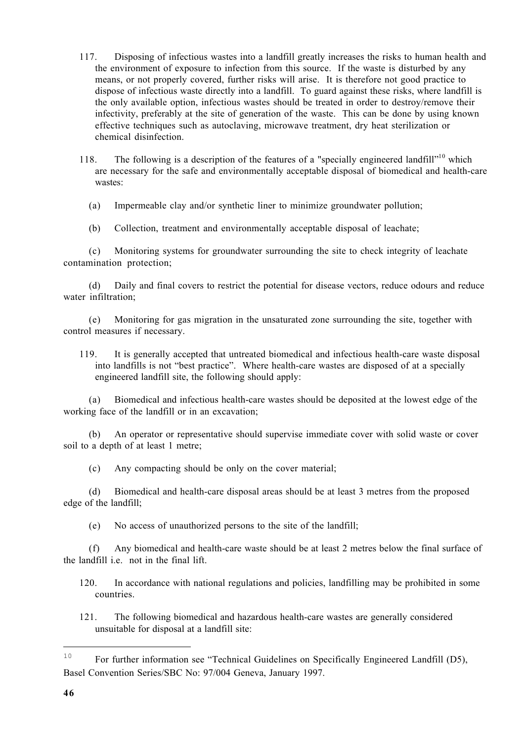117. Disposing of infectious wastes into a landfill greatly increases the risks to human health and the environment of exposure to infection from this source. If the waste is disturbed by any means, or not properly covered, further risks will arise. It is therefore not good practice to dispose of infectious waste directly into a landfill. To guard against these risks, where landfill is the only available option, infectious wastes should be treated in order to destroy/remove their infectivity, preferably at the site of generation of the waste. This can be done by using known effective techniques such as autoclaving, microwave treatment, dry heat sterilization or chemical disinfection.

118. The following is a description of the features of a "specially engineered landfill"[10] which are necessary for the safe and environmentally acceptable disposal of biomedical and health-care wastes:

(a) Impermeable clay and/or synthetic liner to minimize groundwater pollution;

(b) Collection, treatment and environmentally acceptable disposal of leachate;

(c) Monitoring systems for groundwater surrounding the site to check integrity of leachate contamination protection;

(d) Daily and final covers to restrict the potential for disease vectors, reduce odours and reduce water infiltration;

(e) Monitoring for gas migration in the unsaturated zone surrounding the site, together with control measures if necessary.

119. It is generally accepted that untreated biomedical and infectious health-care waste disposal into landfills is not "best practice". Where health-care wastes are disposed of at a specially engineered landfill site, the following should apply:

(a) Biomedical and infectious health-care wastes should be deposited at the lowest edge of the working face of the landfill or in an excavation;

(b) An operator or representative should supervise immediate cover with solid waste or cover soil to a depth of at least 1 metre;

(c) Any compacting should be only on the cover material;

(d) Biomedical and health-care disposal areas should be at least 3 metres from the proposed edge of the landfill;

(e) No access of unauthorized persons to the site of the landfill;

(f) Any biomedical and health-care waste should be at least 2 metres below the final surface of the landfill i.e. not in the final lift.

120. In accordance with national regulations and policies, landfilling may be prohibited in some countries.

121. The following biomedical and hazardous health-care wastes are generally considered unsuitable for disposal at a landfill site:

---

[10] For further information see "Technical Guidelines on Specifically Engineered Landfill (D5), Basel Convention Series/SBC No: 97/004 Geneva, January 1997.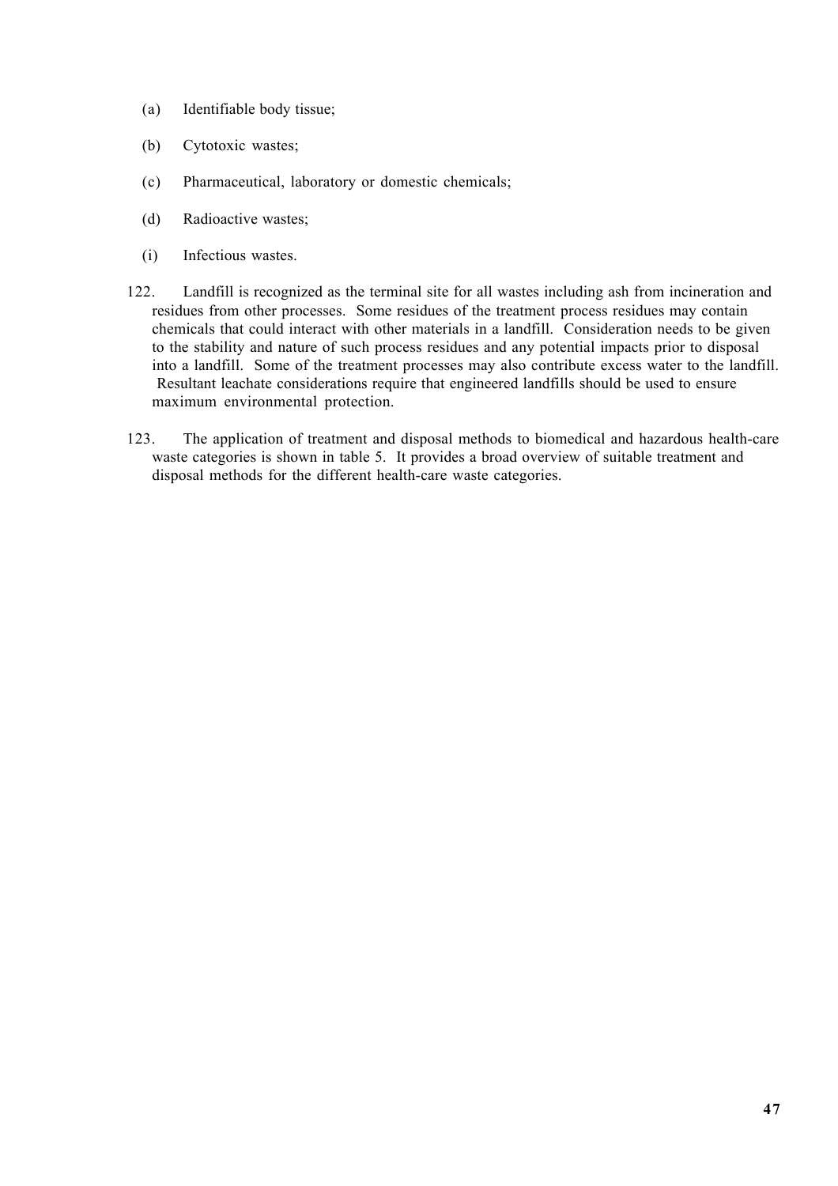(a) Identifiable body tissue;

(b) Cytotoxic wastes;

(c) Pharmaceutical, laboratory or domestic chemicals;

(d) Radioactive wastes;

(i) Infectious wastes.

122. Landfill is recognized as the terminal site for all wastes including ash from incineration and residues from other processes. Some residues of the treatment process residues may contain chemicals that could interact with other materials in a landfill. Consideration needs to be given to the stability and nature of such process residues and any potential impacts prior to disposal into a landfill. Some of the treatment processes may also contribute excess water to the landfill. Resultant leachate considerations require that engineered landfills should be used to ensure maximum environmental protection.

123. The application of treatment and disposal methods to biomedical and hazardous health-care waste categories is shown in table 5. It provides a broad overview of suitable treatment and disposal methods for the different health-care waste categories.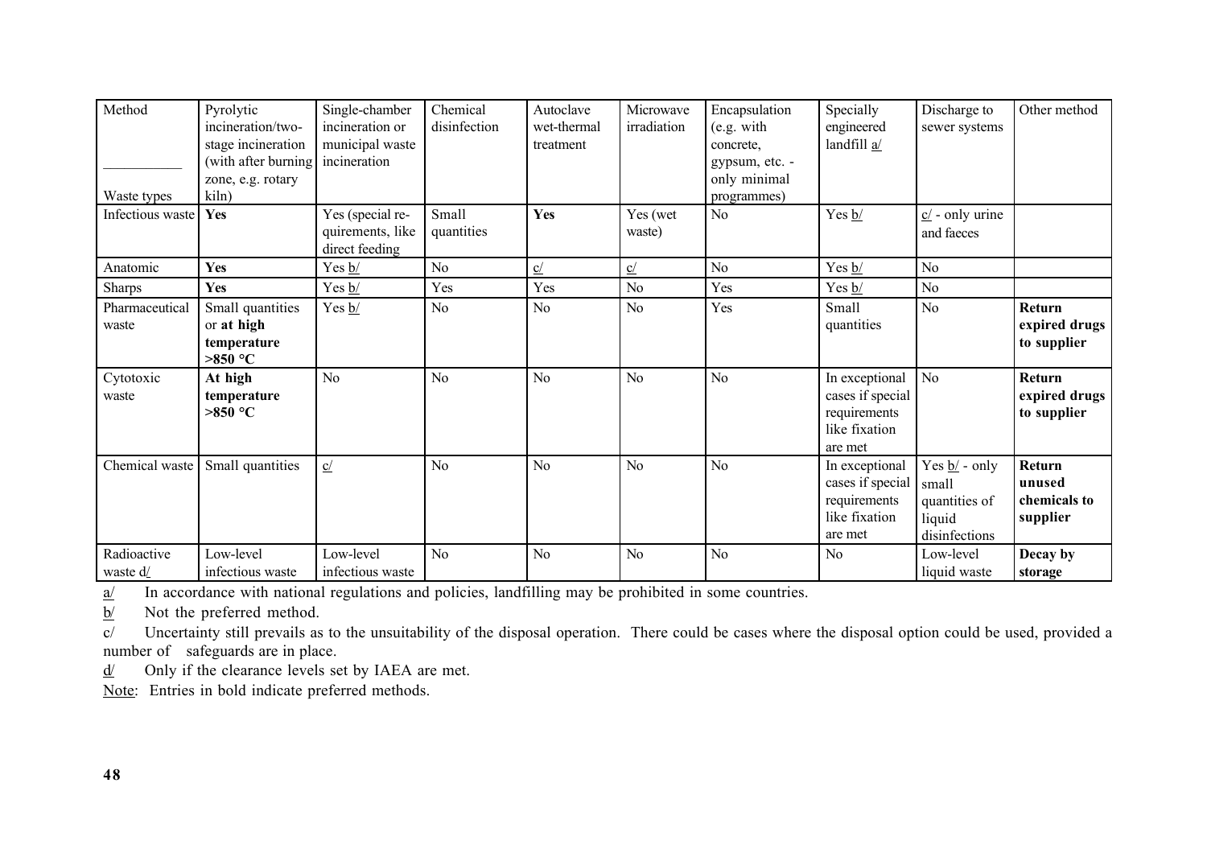| Method / Waste types | Pyrolytic incineration/two-stage incineration (with after burning zone, e.g. rotary kiln) | Single-chamber incineration or municipal waste incineration | Chemical disinfection | Autoclave wet-thermal treatment | Microwave irradiation | Encapsulation (e.g. with concrete, gypsum, etc. - only minimal programmes) | Specially engineered landfill a/ | Discharge to sewer systems | Other method |
|---|---|---|---|---|---|---|---|---|---|
| Infectious waste | **Yes** | Yes (special requirements, like direct feeding | Small quantities | **Yes** | Yes (wet waste) | No | Yes b/ | c/ - only urine and faeces | |
| Anatomic | **Yes** | Yes b/ | No | c/ | c/ | No | Yes b/ | No | |
| Sharps | **Yes** | Yes b/ | Yes | Yes | No | Yes | Yes b/ | No | |
| Pharmaceutical waste | Small quantities or **at high temperature >850 °C** | Yes b/ | No | No | No | Yes | Small quantities | No | **Return expired drugs to supplier** |
| Cytotoxic waste | **At high temperature >850 °C** | No | No | No | No | No | In exceptional cases if special requirements like fixation are met | No | **Return expired drugs to supplier** |
| Chemical waste | Small quantities | c/ | No | No | No | No | In exceptional cases if special requirements like fixation are met | Yes b/ - only small quantities of liquid disinfections | **Return unused chemicals to supplier** |
| Radioactive waste d/ | Low-level infectious waste | Low-level infectious waste | No | No | No | No | No | Low-level liquid waste | **Decay by storage** |

a/ In accordance with national regulations and policies, landfilling may be prohibited in some countries.

b/ Not the preferred method.

c/ Uncertainty still prevails as to the unsuitability of the disposal operation. There could be cases where the disposal option could be used, provided a number of safeguards are in place.

d/ Only if the clearance levels set by IAEA are met.

Note: Entries in bold indicate preferred methods.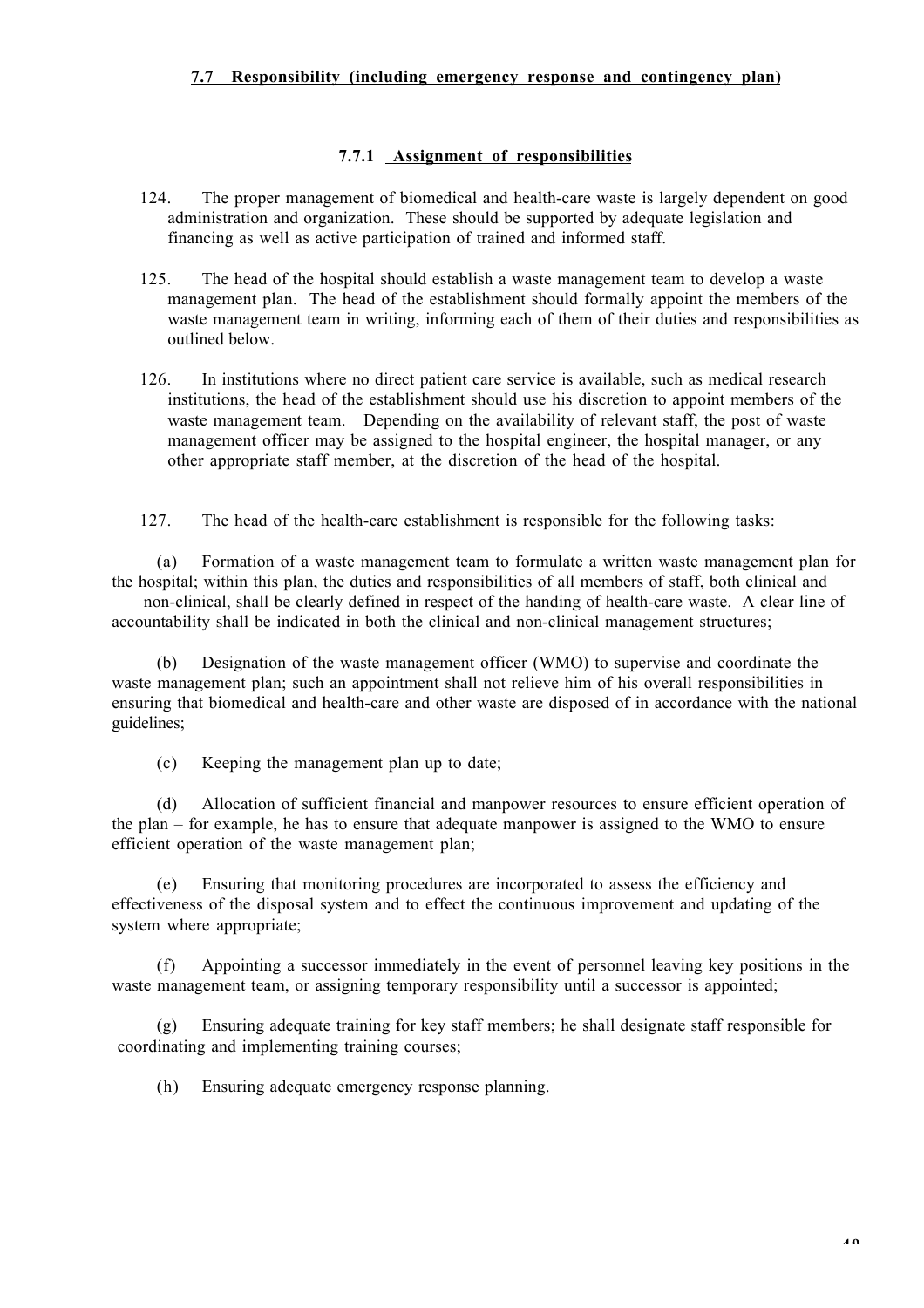## 7.7 Responsibility (including emergency response and contingency plan)

### 7.7.1 Assignment of responsibilities

124. The proper management of biomedical and health-care waste is largely dependent on good administration and organization. These should be supported by adequate legislation and financing as well as active participation of trained and informed staff.

125. The head of the hospital should establish a waste management team to develop a waste management plan. The head of the establishment should formally appoint the members of the waste management team in writing, informing each of them of their duties and responsibilities as outlined below.

126. In institutions where no direct patient care service is available, such as medical research institutions, the head of the establishment should use his discretion to appoint members of the waste management team. Depending on the availability of relevant staff, the post of waste management officer may be assigned to the hospital engineer, the hospital manager, or any other appropriate staff member, at the discretion of the head of the hospital.

127. The head of the health-care establishment is responsible for the following tasks:

(a) Formation of a waste management team to formulate a written waste management plan for the hospital; within this plan, the duties and responsibilities of all members of staff, both clinical and non-clinical, shall be clearly defined in respect of the handing of health-care waste. A clear line of accountability shall be indicated in both the clinical and non-clinical management structures;

(b) Designation of the waste management officer (WMO) to supervise and coordinate the waste management plan; such an appointment shall not relieve him of his overall responsibilities in ensuring that biomedical and health-care and other waste are disposed of in accordance with the national guidelines;

(c) Keeping the management plan up to date;

(d) Allocation of sufficient financial and manpower resources to ensure efficient operation of the plan – for example, he has to ensure that adequate manpower is assigned to the WMO to ensure efficient operation of the waste management plan;

(e) Ensuring that monitoring procedures are incorporated to assess the efficiency and effectiveness of the disposal system and to effect the continuous improvement and updating of the system where appropriate;

(f) Appointing a successor immediately in the event of personnel leaving key positions in the waste management team, or assigning temporary responsibility until a successor is appointed;

(g) Ensuring adequate training for key staff members; he shall designate staff responsible for coordinating and implementing training courses;

(h) Ensuring adequate emergency response planning.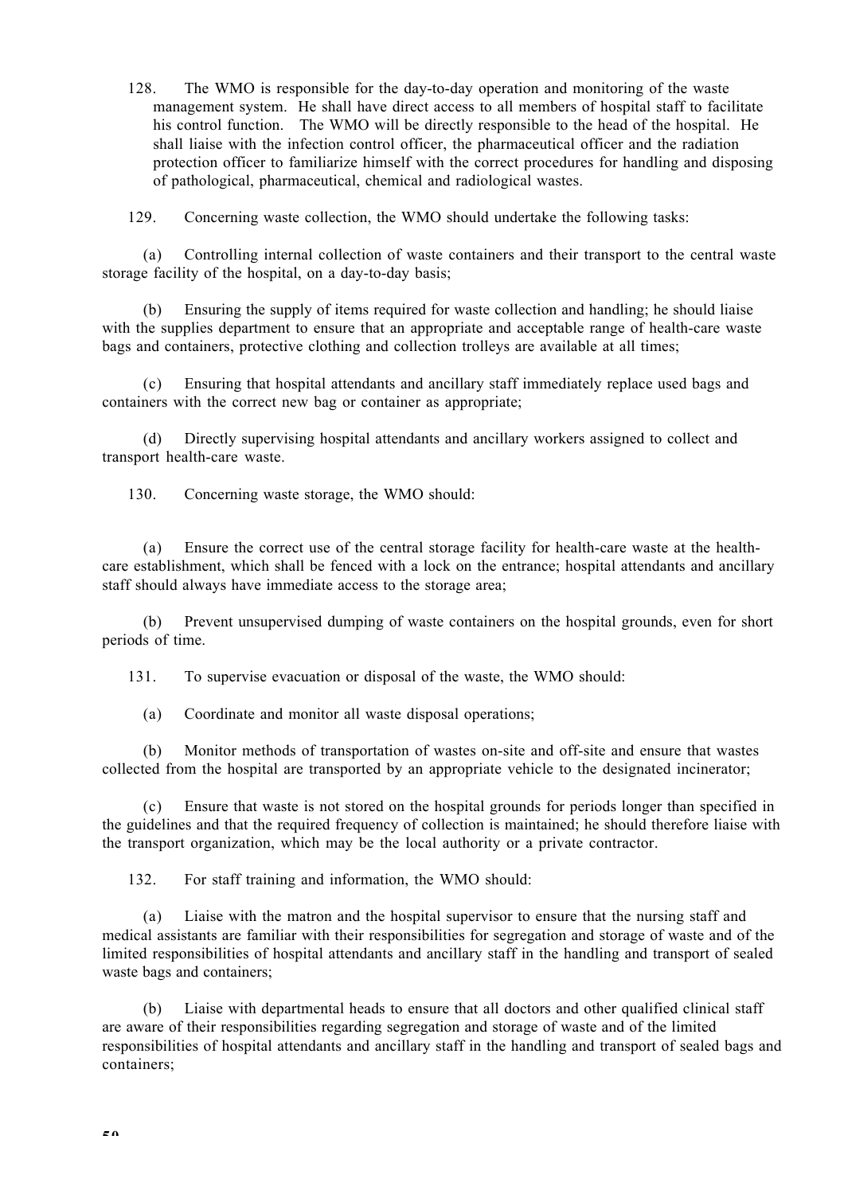128. The WMO is responsible for the day-to-day operation and monitoring of the waste management system. He shall have direct access to all members of hospital staff to facilitate his control function. The WMO will be directly responsible to the head of the hospital. He shall liaise with the infection control officer, the pharmaceutical officer and the radiation protection officer to familiarize himself with the correct procedures for handling and disposing of pathological, pharmaceutical, chemical and radiological wastes.

129. Concerning waste collection, the WMO should undertake the following tasks:

(a) Controlling internal collection of waste containers and their transport to the central waste storage facility of the hospital, on a day-to-day basis;

(b) Ensuring the supply of items required for waste collection and handling; he should liaise with the supplies department to ensure that an appropriate and acceptable range of health-care waste bags and containers, protective clothing and collection trolleys are available at all times;

(c) Ensuring that hospital attendants and ancillary staff immediately replace used bags and containers with the correct new bag or container as appropriate;

(d) Directly supervising hospital attendants and ancillary workers assigned to collect and transport health-care waste.

130. Concerning waste storage, the WMO should:

(a) Ensure the correct use of the central storage facility for health-care waste at the health-care establishment, which shall be fenced with a lock on the entrance; hospital attendants and ancillary staff should always have immediate access to the storage area;

(b) Prevent unsupervised dumping of waste containers on the hospital grounds, even for short periods of time.

131. To supervise evacuation or disposal of the waste, the WMO should:

(a) Coordinate and monitor all waste disposal operations;

(b) Monitor methods of transportation of wastes on-site and off-site and ensure that wastes collected from the hospital are transported by an appropriate vehicle to the designated incinerator;

(c) Ensure that waste is not stored on the hospital grounds for periods longer than specified in the guidelines and that the required frequency of collection is maintained; he should therefore liaise with the transport organization, which may be the local authority or a private contractor.

132. For staff training and information, the WMO should:

(a) Liaise with the matron and the hospital supervisor to ensure that the nursing staff and medical assistants are familiar with their responsibilities for segregation and storage of waste and of the limited responsibilities of hospital attendants and ancillary staff in the handling and transport of sealed waste bags and containers;

(b) Liaise with departmental heads to ensure that all doctors and other qualified clinical staff are aware of their responsibilities regarding segregation and storage of waste and of the limited responsibilities of hospital attendants and ancillary staff in the handling and transport of sealed bags and containers;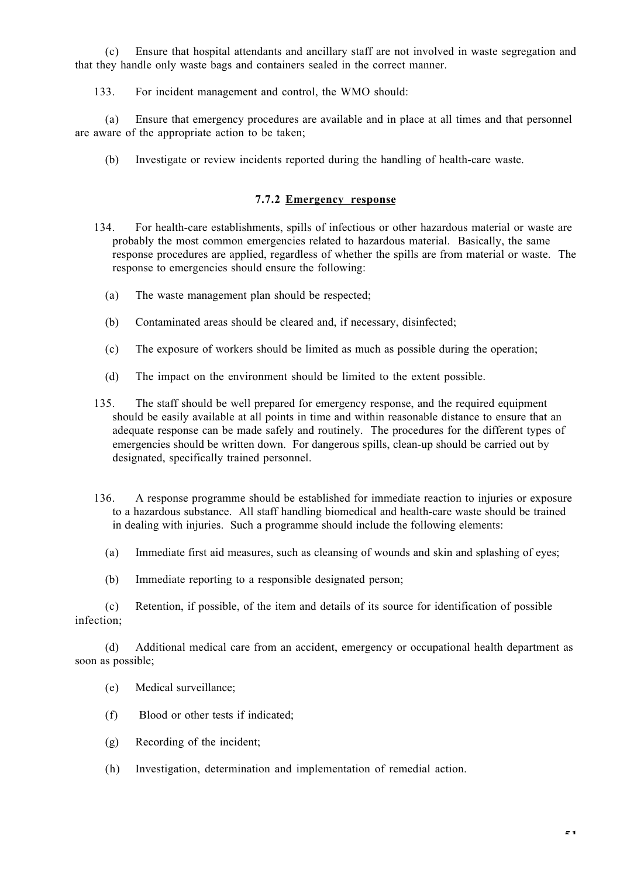(c) Ensure that hospital attendants and ancillary staff are not involved in waste segregation and that they handle only waste bags and containers sealed in the correct manner.

133. For incident management and control, the WMO should:

(a) Ensure that emergency procedures are available and in place at all times and that personnel are aware of the appropriate action to be taken;

(b) Investigate or review incidents reported during the handling of health-care waste.

### 7.7.2 Emergency response

134. For health-care establishments, spills of infectious or other hazardous material or waste are probably the most common emergencies related to hazardous material. Basically, the same response procedures are applied, regardless of whether the spills are from material or waste. The response to emergencies should ensure the following:

(a) The waste management plan should be respected;

(b) Contaminated areas should be cleared and, if necessary, disinfected;

(c) The exposure of workers should be limited as much as possible during the operation;

(d) The impact on the environment should be limited to the extent possible.

135. The staff should be well prepared for emergency response, and the required equipment should be easily available at all points in time and within reasonable distance to ensure that an adequate response can be made safely and routinely. The procedures for the different types of emergencies should be written down. For dangerous spills, clean-up should be carried out by designated, specifically trained personnel.

136. A response programme should be established for immediate reaction to injuries or exposure to a hazardous substance. All staff handling biomedical and health-care waste should be trained in dealing with injuries. Such a programme should include the following elements:

(a) Immediate first aid measures, such as cleansing of wounds and skin and splashing of eyes;

(b) Immediate reporting to a responsible designated person;

(c) Retention, if possible, of the item and details of its source for identification of possible infection;

(d) Additional medical care from an accident, emergency or occupational health department as soon as possible;

(e) Medical surveillance;

(f) Blood or other tests if indicated;

(g) Recording of the incident;

(h) Investigation, determination and implementation of remedial action.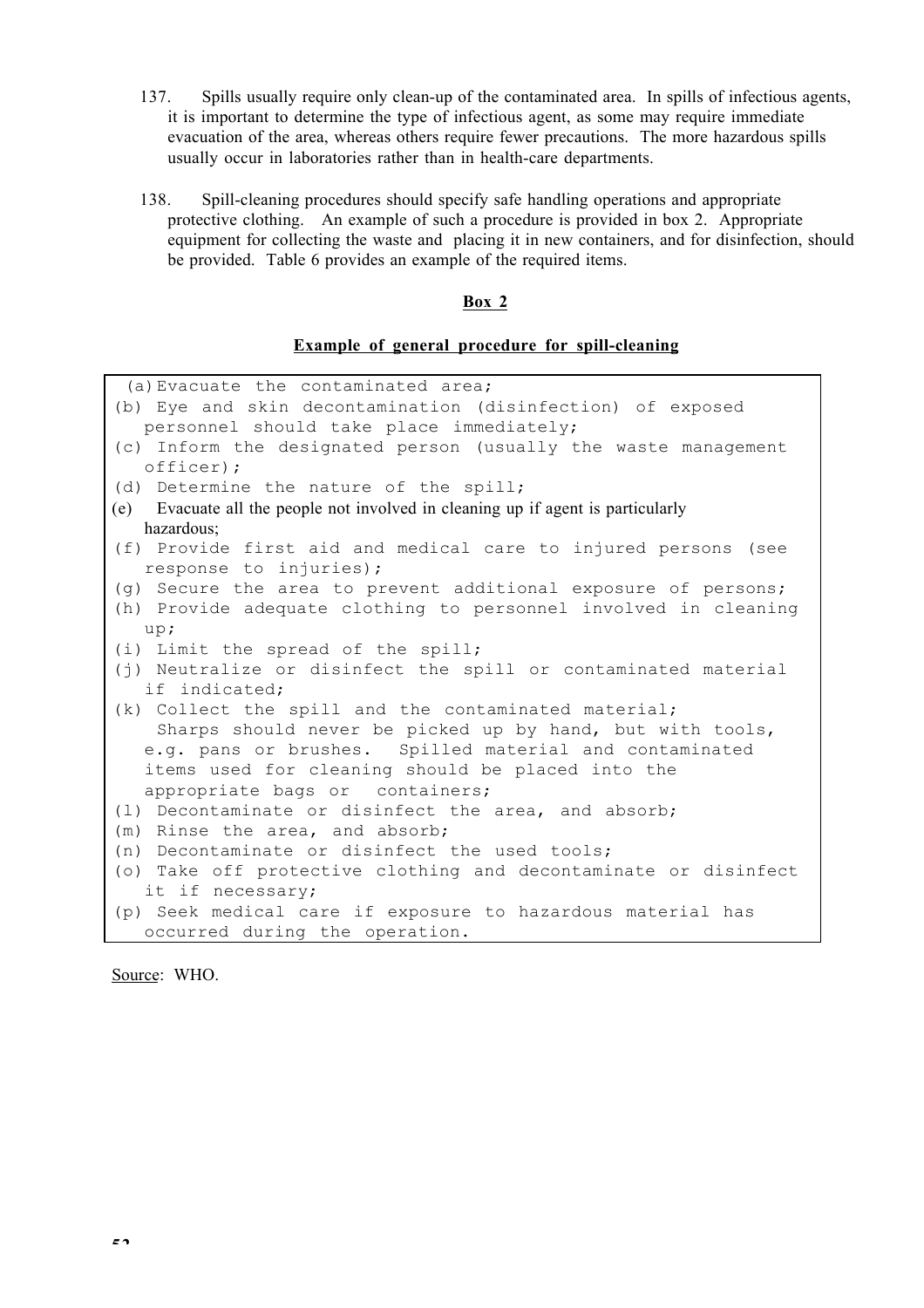137. Spills usually require only clean-up of the contaminated area. In spills of infectious agents, it is important to determine the type of infectious agent, as some may require immediate evacuation of the area, whereas others require fewer precautions. The more hazardous spills usually occur in laboratories rather than in health-care departments.

138. Spill-cleaning procedures should specify safe handling operations and appropriate protective clothing. An example of such a procedure is provided in box 2. Appropriate equipment for collecting the waste and placing it in new containers, and for disinfection, should be provided. Table 6 provides an example of the required items.

**Box 2**

**Example of general procedure for spill-cleaning**

(a) Evacuate the contaminated area;
(b) Eye and skin decontamination (disinfection) of exposed personnel should take place immediately;
(c) Inform the designated person (usually the waste management officer);
(d) Determine the nature of the spill;
(e) Evacuate all the people not involved in cleaning up if agent is particularly hazardous;
(f) Provide first aid and medical care to injured persons (see response to injuries);
(g) Secure the area to prevent additional exposure of persons;
(h) Provide adequate clothing to personnel involved in cleaning up;
(i) Limit the spread of the spill;
(j) Neutralize or disinfect the spill or contaminated material if indicated;
(k) Collect the spill and the contaminated material;
Sharps should never be picked up by hand, but with tools, e.g. pans or brushes. Spilled material and contaminated items used for cleaning should be placed into the appropriate bags or containers;
(l) Decontaminate or disinfect the area, and absorb;
(m) Rinse the area, and absorb;
(n) Decontaminate or disinfect the used tools;
(o) Take off protective clothing and decontaminate or disinfect it if necessary;
(p) Seek medical care if exposure to hazardous material has occurred during the operation.

Source: WHO.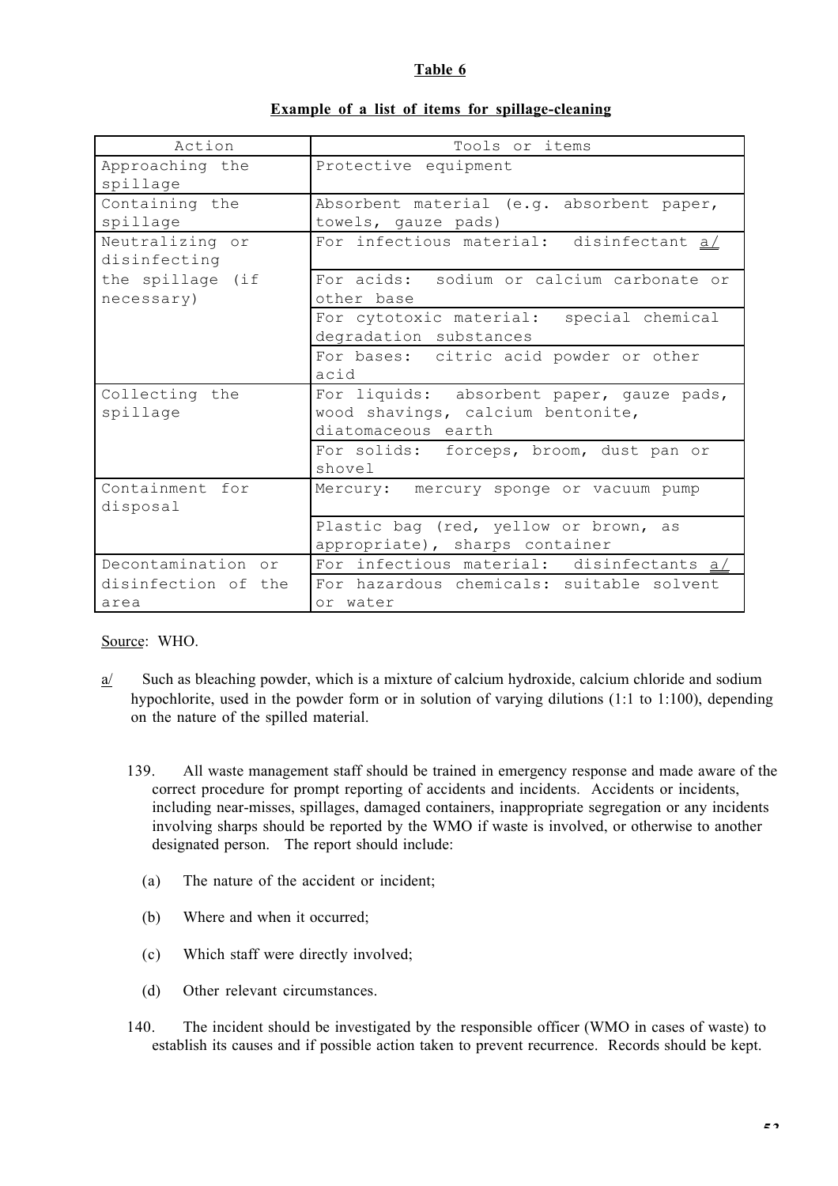**Table 6**

**Example of a list of items for spillage-cleaning**

| Action | Tools or items |
|---|---|
| Approaching the spillage | Protective equipment |
| Containing the spillage | Absorbent material (e.g. absorbent paper, towels, gauze pads) |
| Neutralizing or disinfecting the spillage (if necessary) | For infectious material: disinfectant a/ |
| | For acids: sodium or calcium carbonate or other base |
| | For cytotoxic material: special chemical degradation substances |
| | For bases: citric acid powder or other acid |
| Collecting the spillage | For liquids: absorbent paper, gauze pads, wood shavings, calcium bentonite, diatomaceous earth |
| | For solids: forceps, broom, dust pan or shovel |
| Containment for disposal | Mercury: mercury sponge or vacuum pump |
| | Plastic bag (red, yellow or brown, as appropriate), sharps container |
| Decontamination or disinfection of the area | For infectious material: disinfectants a/ |
| | For hazardous chemicals: suitable solvent or water |

Source: WHO.

a/ Such as bleaching powder, which is a mixture of calcium hydroxide, calcium chloride and sodium hypochlorite, used in the powder form or in solution of varying dilutions (1:1 to 1:100), depending on the nature of the spilled material.

139. All waste management staff should be trained in emergency response and made aware of the correct procedure for prompt reporting of accidents and incidents. Accidents or incidents, including near-misses, spillages, damaged containers, inappropriate segregation or any incidents involving sharps should be reported by the WMO if waste is involved, or otherwise to another designated person. The report should include:

(a) The nature of the accident or incident;

(b) Where and when it occurred;

(c) Which staff were directly involved;

(d) Other relevant circumstances.

140. The incident should be investigated by the responsible officer (WMO in cases of waste) to establish its causes and if possible action taken to prevent recurrence. Records should be kept.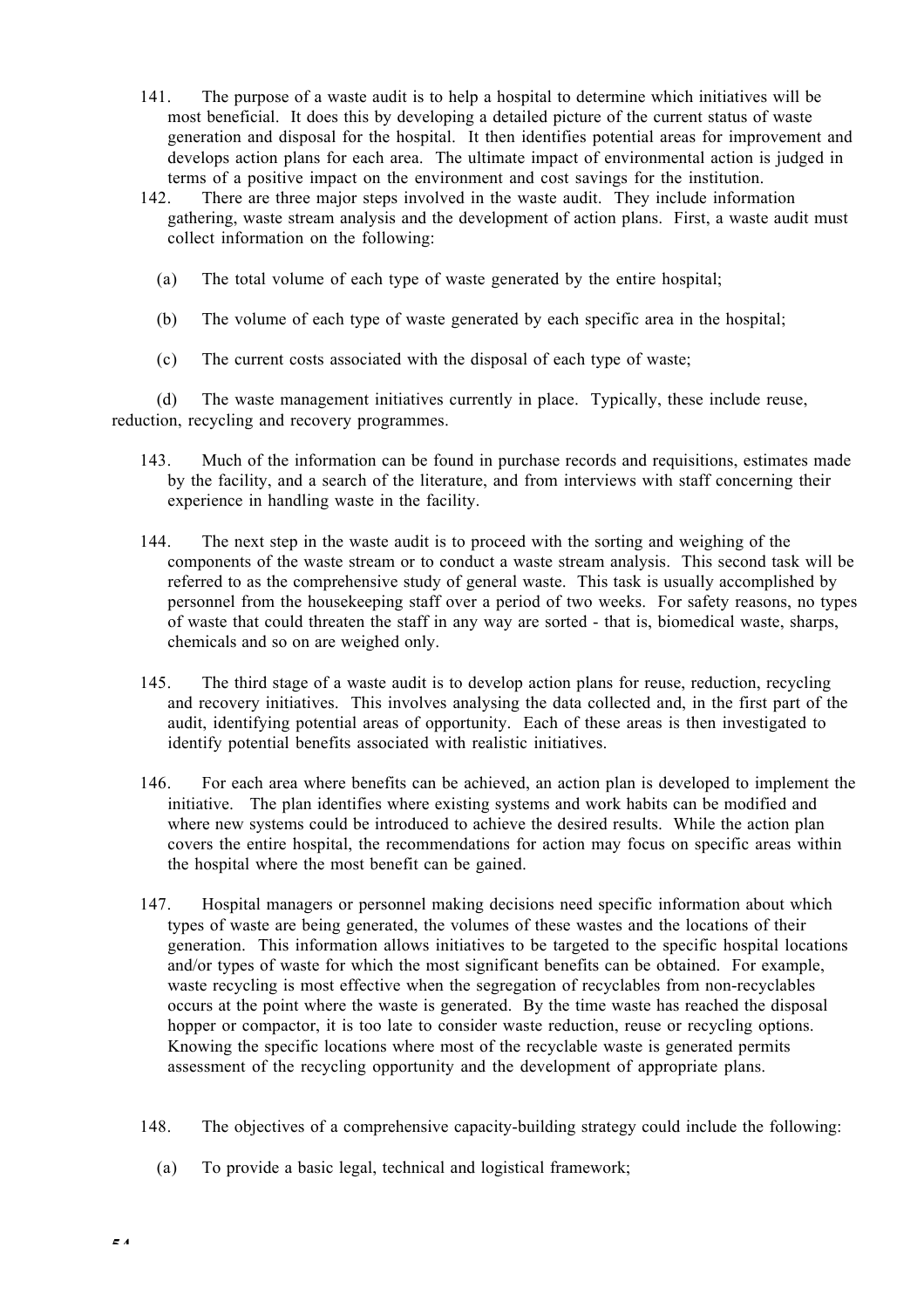141. The purpose of a waste audit is to help a hospital to determine which initiatives will be most beneficial. It does this by developing a detailed picture of the current status of waste generation and disposal for the hospital. It then identifies potential areas for improvement and develops action plans for each area. The ultimate impact of environmental action is judged in terms of a positive impact on the environment and cost savings for the institution.

142. There are three major steps involved in the waste audit. They include information gathering, waste stream analysis and the development of action plans. First, a waste audit must collect information on the following:

(a) The total volume of each type of waste generated by the entire hospital;

(b) The volume of each type of waste generated by each specific area in the hospital;

(c) The current costs associated with the disposal of each type of waste;

(d) The waste management initiatives currently in place. Typically, these include reuse, reduction, recycling and recovery programmes.

143. Much of the information can be found in purchase records and requisitions, estimates made by the facility, and a search of the literature, and from interviews with staff concerning their experience in handling waste in the facility.

144. The next step in the waste audit is to proceed with the sorting and weighing of the components of the waste stream or to conduct a waste stream analysis. This second task will be referred to as the comprehensive study of general waste. This task is usually accomplished by personnel from the housekeeping staff over a period of two weeks. For safety reasons, no types of waste that could threaten the staff in any way are sorted - that is, biomedical waste, sharps, chemicals and so on are weighed only.

145. The third stage of a waste audit is to develop action plans for reuse, reduction, recycling and recovery initiatives. This involves analysing the data collected and, in the first part of the audit, identifying potential areas of opportunity. Each of these areas is then investigated to identify potential benefits associated with realistic initiatives.

146. For each area where benefits can be achieved, an action plan is developed to implement the initiative. The plan identifies where existing systems and work habits can be modified and where new systems could be introduced to achieve the desired results. While the action plan covers the entire hospital, the recommendations for action may focus on specific areas within the hospital where the most benefit can be gained.

147. Hospital managers or personnel making decisions need specific information about which types of waste are being generated, the volumes of these wastes and the locations of their generation. This information allows initiatives to be targeted to the specific hospital locations and/or types of waste for which the most significant benefits can be obtained. For example, waste recycling is most effective when the segregation of recyclables from non-recyclables occurs at the point where the waste is generated. By the time waste has reached the disposal hopper or compactor, it is too late to consider waste reduction, reuse or recycling options. Knowing the specific locations where most of the recyclable waste is generated permits assessment of the recycling opportunity and the development of appropriate plans.

148. The objectives of a comprehensive capacity-building strategy could include the following:

(a) To provide a basic legal, technical and logistical framework;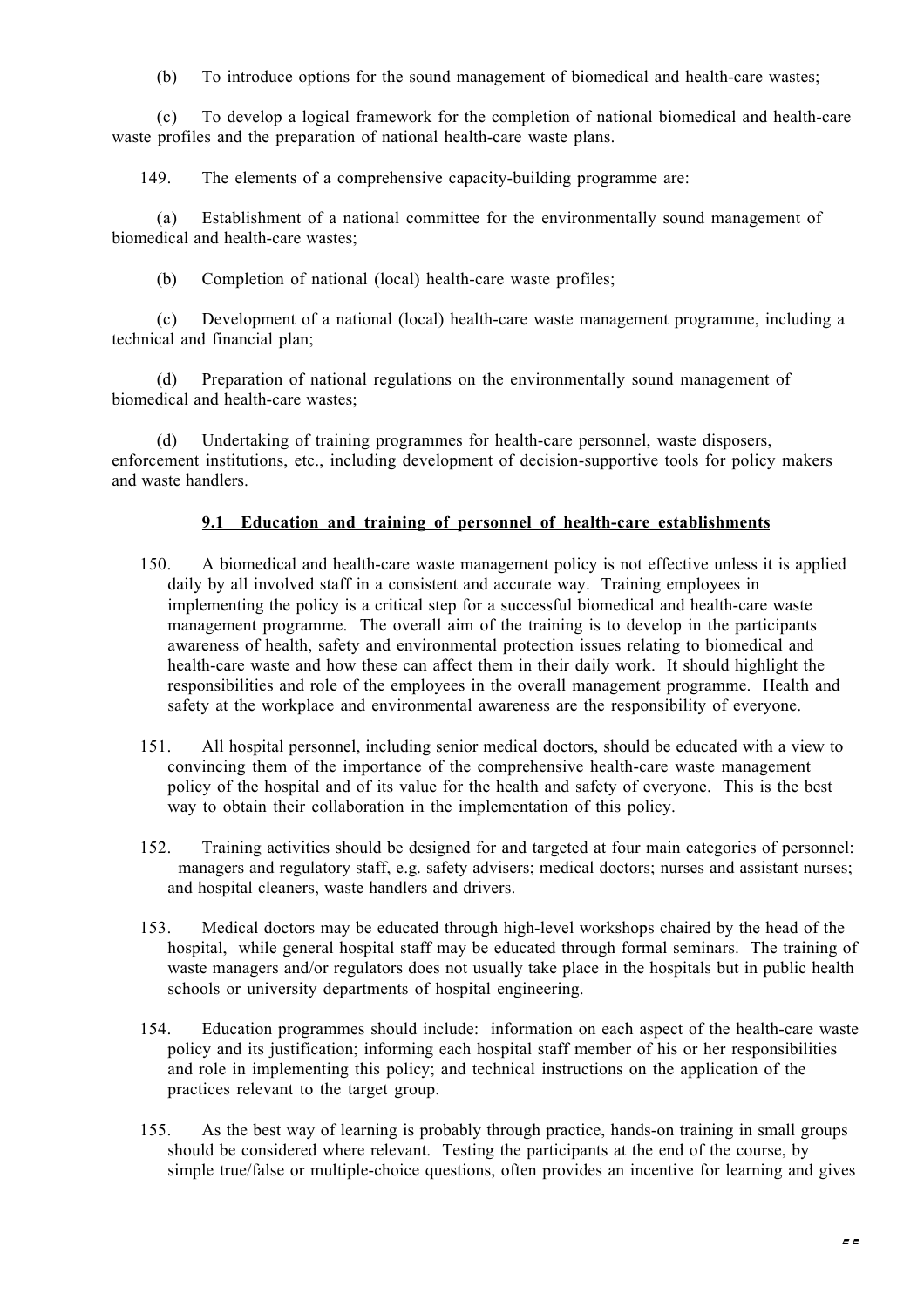(b) To introduce options for the sound management of biomedical and health-care wastes;

(c) To develop a logical framework for the completion of national biomedical and health-care waste profiles and the preparation of national health-care waste plans.

149. The elements of a comprehensive capacity-building programme are:

(a) Establishment of a national committee for the environmentally sound management of biomedical and health-care wastes;

(b) Completion of national (local) health-care waste profiles;

(c) Development of a national (local) health-care waste management programme, including a technical and financial plan;

(d) Preparation of national regulations on the environmentally sound management of biomedical and health-care wastes;

(d) Undertaking of training programmes for health-care personnel, waste disposers, enforcement institutions, etc., including development of decision-supportive tools for policy makers and waste handlers.

### 9.1 Education and training of personnel of health-care establishments

150. A biomedical and health-care waste management policy is not effective unless it is applied daily by all involved staff in a consistent and accurate way. Training employees in implementing the policy is a critical step for a successful biomedical and health-care waste management programme. The overall aim of the training is to develop in the participants awareness of health, safety and environmental protection issues relating to biomedical and health-care waste and how these can affect them in their daily work. It should highlight the responsibilities and role of the employees in the overall management programme. Health and safety at the workplace and environmental awareness are the responsibility of everyone.

151. All hospital personnel, including senior medical doctors, should be educated with a view to convincing them of the importance of the comprehensive health-care waste management policy of the hospital and of its value for the health and safety of everyone. This is the best way to obtain their collaboration in the implementation of this policy.

152. Training activities should be designed for and targeted at four main categories of personnel: managers and regulatory staff, e.g. safety advisers; medical doctors; nurses and assistant nurses; and hospital cleaners, waste handlers and drivers.

153. Medical doctors may be educated through high-level workshops chaired by the head of the hospital, while general hospital staff may be educated through formal seminars. The training of waste managers and/or regulators does not usually take place in the hospitals but in public health schools or university departments of hospital engineering.

154. Education programmes should include: information on each aspect of the health-care waste policy and its justification; informing each hospital staff member of his or her responsibilities and role in implementing this policy; and technical instructions on the application of the practices relevant to the target group.

155. As the best way of learning is probably through practice, hands-on training in small groups should be considered where relevant. Testing the participants at the end of the course, by simple true/false or multiple-choice questions, often provides an incentive for learning and gives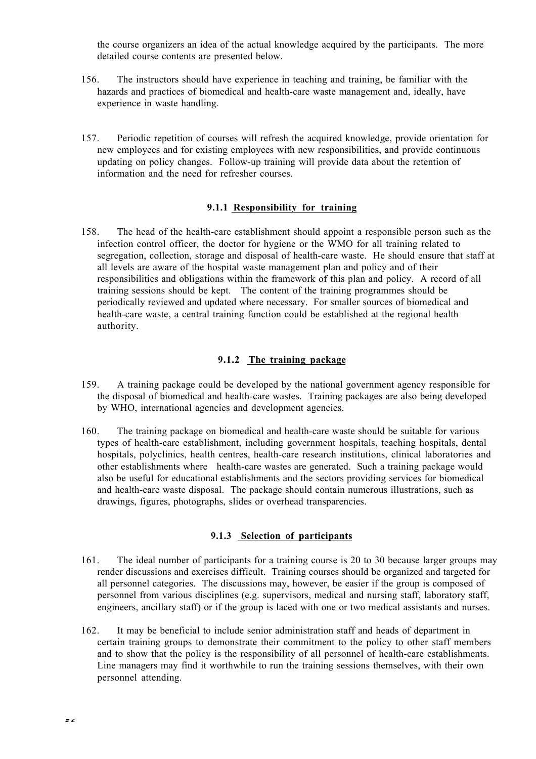the course organizers an idea of the actual knowledge acquired by the participants. The more detailed course contents are presented below.

156. The instructors should have experience in teaching and training, be familiar with the hazards and practices of biomedical and health-care waste management and, ideally, have experience in waste handling.

157. Periodic repetition of courses will refresh the acquired knowledge, provide orientation for new employees and for existing employees with new responsibilities, and provide continuous updating on policy changes. Follow-up training will provide data about the retention of information and the need for refresher courses.

### 9.1.1 Responsibility for training

158. The head of the health-care establishment should appoint a responsible person such as the infection control officer, the doctor for hygiene or the WMO for all training related to segregation, collection, storage and disposal of health-care waste. He should ensure that staff at all levels are aware of the hospital waste management plan and policy and of their responsibilities and obligations within the framework of this plan and policy. A record of all training sessions should be kept. The content of the training programmes should be periodically reviewed and updated where necessary. For smaller sources of biomedical and health-care waste, a central training function could be established at the regional health authority.

### 9.1.2 The training package

159. A training package could be developed by the national government agency responsible for the disposal of biomedical and health-care wastes. Training packages are also being developed by WHO, international agencies and development agencies.

160. The training package on biomedical and health-care waste should be suitable for various types of health-care establishment, including government hospitals, teaching hospitals, dental hospitals, polyclinics, health centres, health-care research institutions, clinical laboratories and other establishments where health-care wastes are generated. Such a training package would also be useful for educational establishments and the sectors providing services for biomedical and health-care waste disposal. The package should contain numerous illustrations, such as drawings, figures, photographs, slides or overhead transparencies.

### 9.1.3 Selection of participants

161. The ideal number of participants for a training course is 20 to 30 because larger groups may render discussions and exercises difficult. Training courses should be organized and targeted for all personnel categories. The discussions may, however, be easier if the group is composed of personnel from various disciplines (e.g. supervisors, medical and nursing staff, laboratory staff, engineers, ancillary staff) or if the group is laced with one or two medical assistants and nurses.

162. It may be beneficial to include senior administration staff and heads of department in certain training groups to demonstrate their commitment to the policy to other staff members and to show that the policy is the responsibility of all personnel of health-care establishments. Line managers may find it worthwhile to run the training sessions themselves, with their own personnel attending.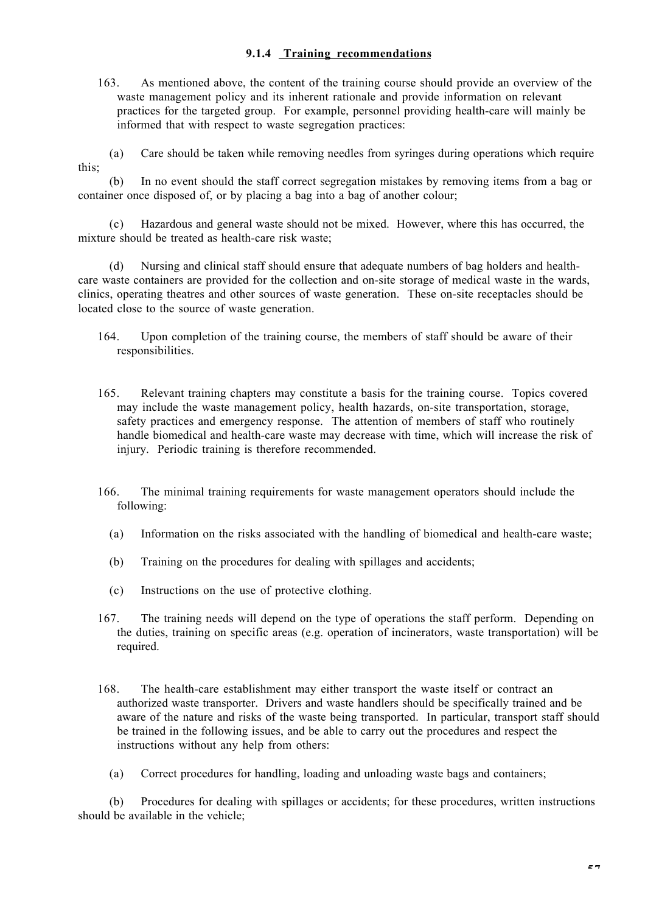#### 9.1.4 Training recommendations

163. As mentioned above, the content of the training course should provide an overview of the waste management policy and its inherent rationale and provide information on relevant practices for the targeted group. For example, personnel providing health-care will mainly be informed that with respect to waste segregation practices:

(a) Care should be taken while removing needles from syringes during operations which require this;

(b) In no event should the staff correct segregation mistakes by removing items from a bag or container once disposed of, or by placing a bag into a bag of another colour;

(c) Hazardous and general waste should not be mixed. However, where this has occurred, the mixture should be treated as health-care risk waste;

(d) Nursing and clinical staff should ensure that adequate numbers of bag holders and health-care waste containers are provided for the collection and on-site storage of medical waste in the wards, clinics, operating theatres and other sources of waste generation. These on-site receptacles should be located close to the source of waste generation.

164. Upon completion of the training course, the members of staff should be aware of their responsibilities.

165. Relevant training chapters may constitute a basis for the training course. Topics covered may include the waste management policy, health hazards, on-site transportation, storage, safety practices and emergency response. The attention of members of staff who routinely handle biomedical and health-care waste may decrease with time, which will increase the risk of injury. Periodic training is therefore recommended.

166. The minimal training requirements for waste management operators should include the following:

(a) Information on the risks associated with the handling of biomedical and health-care waste;

(b) Training on the procedures for dealing with spillages and accidents;

(c) Instructions on the use of protective clothing.

167. The training needs will depend on the type of operations the staff perform. Depending on the duties, training on specific areas (e.g. operation of incinerators, waste transportation) will be required.

168. The health-care establishment may either transport the waste itself or contract an authorized waste transporter. Drivers and waste handlers should be specifically trained and be aware of the nature and risks of the waste being transported. In particular, transport staff should be trained in the following issues, and be able to carry out the procedures and respect the instructions without any help from others:

(a) Correct procedures for handling, loading and unloading waste bags and containers;

(b) Procedures for dealing with spillages or accidents; for these procedures, written instructions should be available in the vehicle;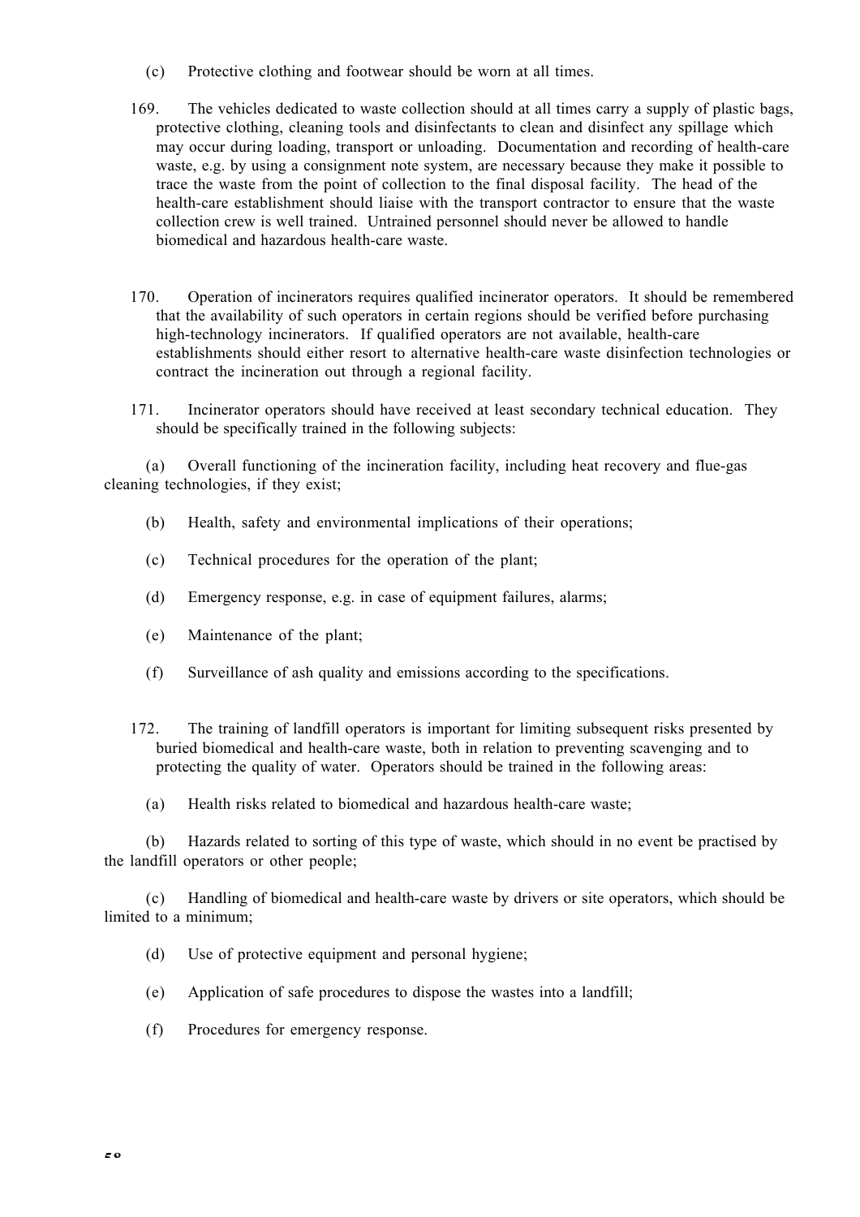(c) Protective clothing and footwear should be worn at all times.

169. The vehicles dedicated to waste collection should at all times carry a supply of plastic bags, protective clothing, cleaning tools and disinfectants to clean and disinfect any spillage which may occur during loading, transport or unloading. Documentation and recording of health-care waste, e.g. by using a consignment note system, are necessary because they make it possible to trace the waste from the point of collection to the final disposal facility. The head of the health-care establishment should liaise with the transport contractor to ensure that the waste collection crew is well trained. Untrained personnel should never be allowed to handle biomedical and hazardous health-care waste.

170. Operation of incinerators requires qualified incinerator operators. It should be remembered that the availability of such operators in certain regions should be verified before purchasing high-technology incinerators. If qualified operators are not available, health-care establishments should either resort to alternative health-care waste disinfection technologies or contract the incineration out through a regional facility.

171. Incinerator operators should have received at least secondary technical education. They should be specifically trained in the following subjects:

(a) Overall functioning of the incineration facility, including heat recovery and flue-gas cleaning technologies, if they exist;

(b) Health, safety and environmental implications of their operations;

(c) Technical procedures for the operation of the plant;

(d) Emergency response, e.g. in case of equipment failures, alarms;

(e) Maintenance of the plant;

(f) Surveillance of ash quality and emissions according to the specifications.

172. The training of landfill operators is important for limiting subsequent risks presented by buried biomedical and health-care waste, both in relation to preventing scavenging and to protecting the quality of water. Operators should be trained in the following areas:

(a) Health risks related to biomedical and hazardous health-care waste;

(b) Hazards related to sorting of this type of waste, which should in no event be practised by the landfill operators or other people;

(c) Handling of biomedical and health-care waste by drivers or site operators, which should be limited to a minimum;

(d) Use of protective equipment and personal hygiene;

(e) Application of safe procedures to dispose the wastes into a landfill;

(f) Procedures for emergency response.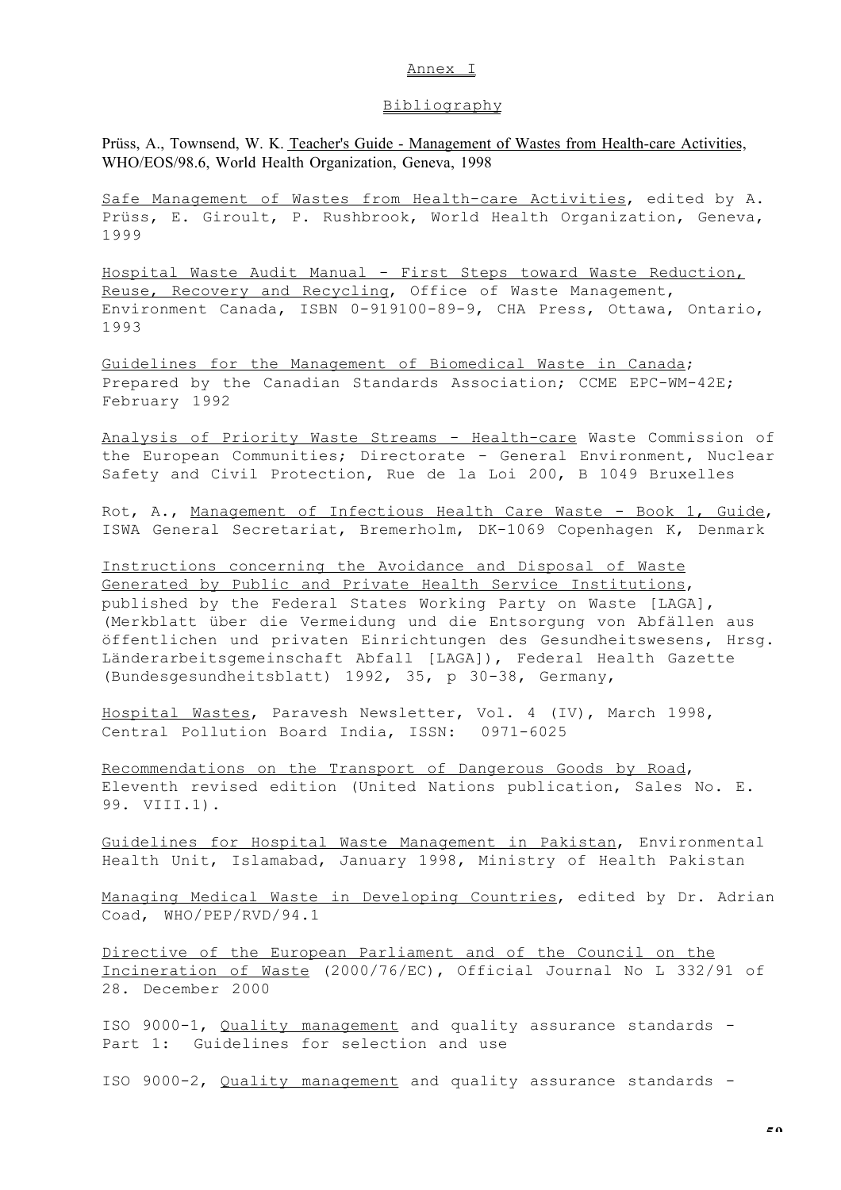## Annex I

## Bibliography

Prüss, A., Townsend, W. K. Teacher's Guide - Management of Wastes from Health-care Activities, WHO/EOS/98.6, World Health Organization, Geneva, 1998

Safe Management of Wastes from Health-care Activities, edited by A. Prüss, E. Giroult, P. Rushbrook, World Health Organization, Geneva, 1999

Hospital Waste Audit Manual - First Steps toward Waste Reduction, Reuse, Recovery and Recycling, Office of Waste Management, Environment Canada, ISBN 0-919100-89-9, CHA Press, Ottawa, Ontario, 1993

Guidelines for the Management of Biomedical Waste in Canada; Prepared by the Canadian Standards Association; CCME EPC-WM-42E; February 1992

Analysis of Priority Waste Streams - Health-care Waste Commission of the European Communities; Directorate - General Environment, Nuclear Safety and Civil Protection, Rue de la Loi 200, B 1049 Bruxelles

Rot, A., Management of Infectious Health Care Waste - Book 1, Guide, ISWA General Secretariat, Bremerholm, DK-1069 Copenhagen K, Denmark

Instructions concerning the Avoidance and Disposal of Waste Generated by Public and Private Health Service Institutions, published by the Federal States Working Party on Waste [LAGA], (Merkblatt über die Vermeidung und die Entsorgung von Abfällen aus öffentlichen und privaten Einrichtungen des Gesundheitswesens, Hrsg. Länderarbeitsgemeinschaft Abfall [LAGA]), Federal Health Gazette (Bundesgesundheitsblatt) 1992, 35, p 30-38, Germany,

Hospital Wastes, Paravesh Newsletter, Vol. 4 (IV), March 1998, Central Pollution Board India, ISSN: 0971-6025

Recommendations on the Transport of Dangerous Goods by Road, Eleventh revised edition (United Nations publication, Sales No. E. 99. VIII.1).

Guidelines for Hospital Waste Management in Pakistan, Environmental Health Unit, Islamabad, January 1998, Ministry of Health Pakistan

Managing Medical Waste in Developing Countries, edited by Dr. Adrian Coad, WHO/PEP/RVD/94.1

Directive of the European Parliament and of the Council on the Incineration of Waste (2000/76/EC), Official Journal No L 332/91 of 28. December 2000

ISO 9000-1, Quality management and quality assurance standards - Part 1: Guidelines for selection and use

ISO 9000-2, Quality management and quality assurance standards -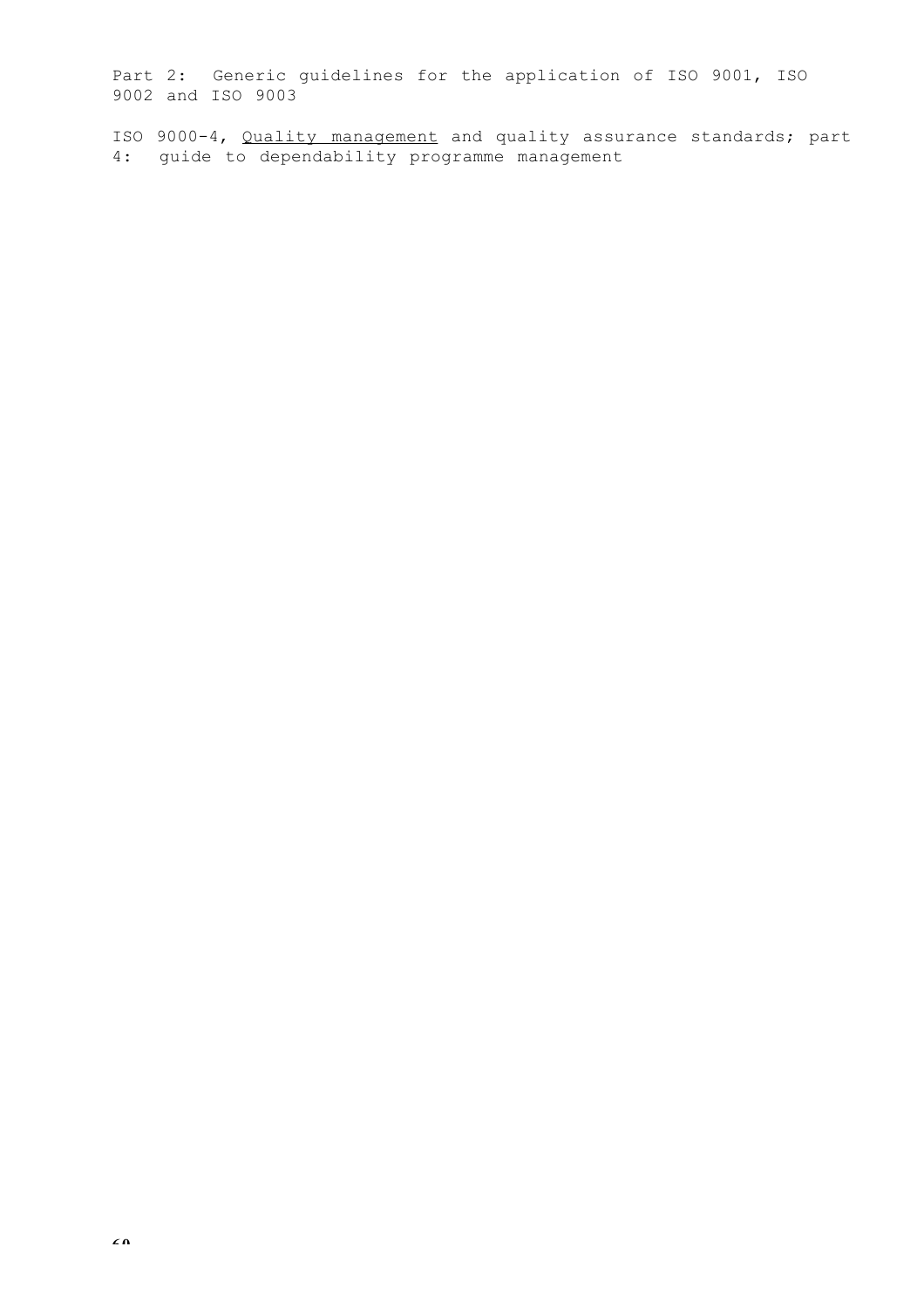Part 2: Generic guidelines for the application of ISO 9001, ISO 9002 and ISO 9003

ISO 9000-4, Quality management and quality assurance standards; part 4: guide to dependability programme management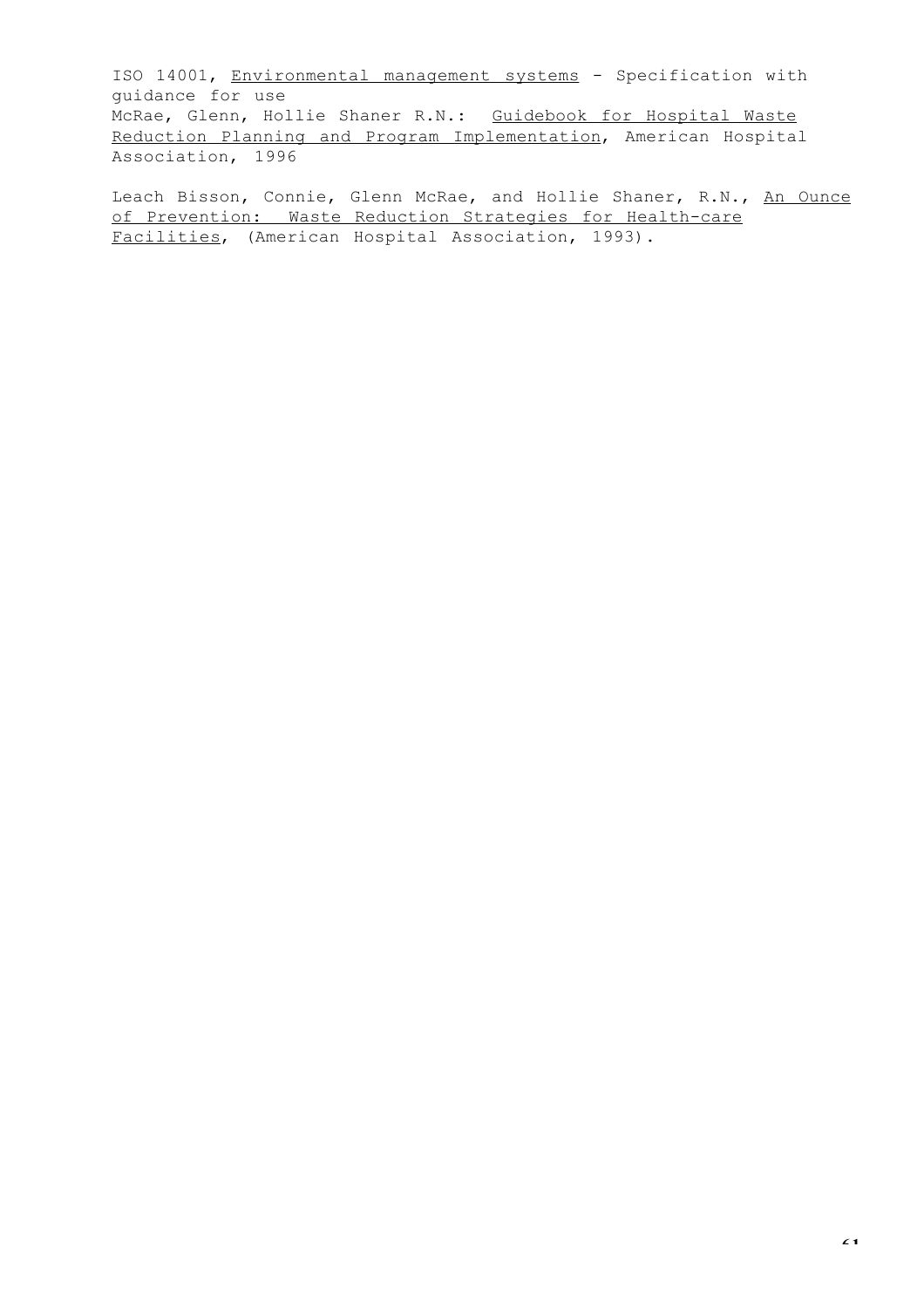ISO 14001, Environmental management systems - Specification with guidance for use
McRae, Glenn, Hollie Shaner R.N.: Guidebook for Hospital Waste Reduction Planning and Program Implementation, American Hospital Association, 1996

Leach Bisson, Connie, Glenn McRae, and Hollie Shaner, R.N., An Ounce of Prevention: Waste Reduction Strategies for Health-care Facilities, (American Hospital Association, 1993).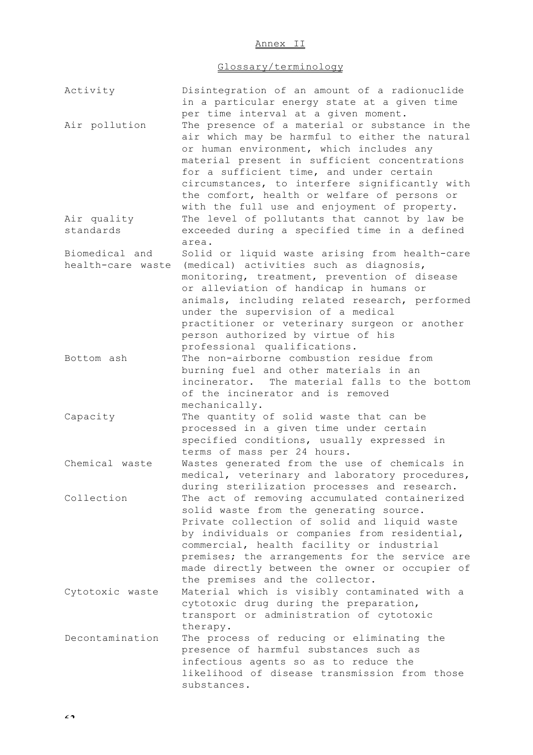## Annex II

## Glossary/terminology

| | |
|---|---|
| Activity | Disintegration of an amount of a radionuclide in a particular energy state at a given time per time interval at a given moment. |
| Air pollution | The presence of a material or substance in the air which may be harmful to either the natural or human environment, which includes any material present in sufficient concentrations for a sufficient time, and under certain circumstances, to interfere significantly with the comfort, health or welfare of persons or with the full use and enjoyment of property. |
| Air quality standards | The level of pollutants that cannot by law be exceeded during a specified time in a defined area. |
| Biomedical and health-care waste | Solid or liquid waste arising from health-care (medical) activities such as diagnosis, monitoring, treatment, prevention of disease or alleviation of handicap in humans or animals, including related research, performed under the supervision of a medical practitioner or veterinary surgeon or another person authorized by virtue of his professional qualifications. |
| Bottom ash | The non-airborne combustion residue from burning fuel and other materials in an incinerator. The material falls to the bottom of the incinerator and is removed mechanically. |
| Capacity | The quantity of solid waste that can be processed in a given time under certain specified conditions, usually expressed in terms of mass per 24 hours. |
| Chemical waste | Wastes generated from the use of chemicals in medical, veterinary and laboratory procedures, during sterilization processes and research. |
| Collection | The act of removing accumulated containerized solid waste from the generating source. Private collection of solid and liquid waste by individuals or companies from residential, commercial, health facility or industrial premises; the arrangements for the service are made directly between the owner or occupier of the premises and the collector. |
| Cytotoxic waste | Material which is visibly contaminated with a cytotoxic drug during the preparation, transport or administration of cytotoxic therapy. |
| Decontamination | The process of reducing or eliminating the presence of harmful substances such as infectious agents so as to reduce the likelihood of disease transmission from those substances. |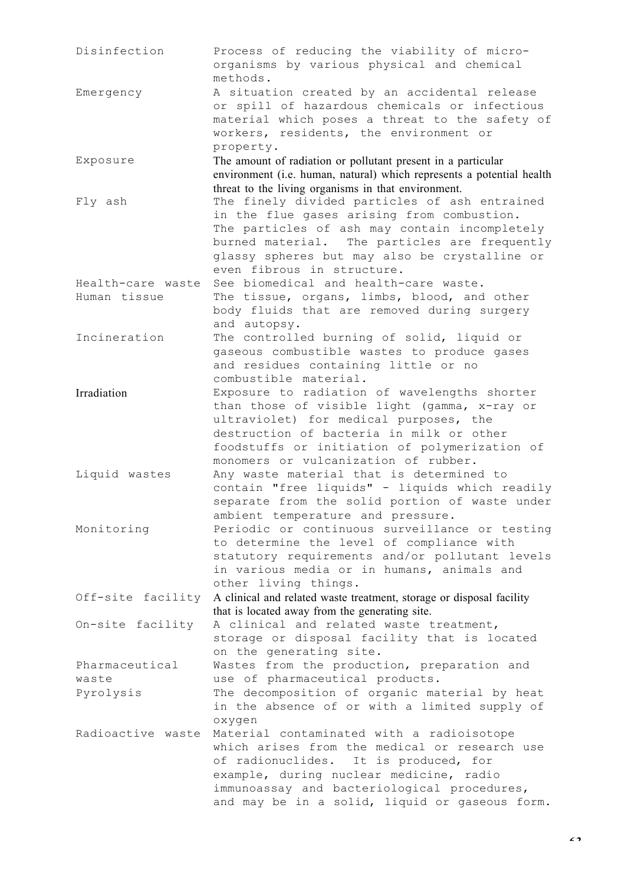| | |
|---|---|
| Disinfection | Process of reducing the viability of micro-organisms by various physical and chemical methods. |
| Emergency | A situation created by an accidental release or spill of hazardous chemicals or infectious material which poses a threat to the safety of workers, residents, the environment or property. |
| Exposure | The amount of radiation or pollutant present in a particular environment (i.e. human, natural) which represents a potential health threat to the living organisms in that environment. |
| Fly ash | The finely divided particles of ash entrained in the flue gases arising from combustion. The particles of ash may contain incompletely burned material. The particles are frequently glassy spheres but may also be crystalline or even fibrous in structure. |
| Health-care waste | See biomedical and health-care waste. |
| Human tissue | The tissue, organs, limbs, blood, and other body fluids that are removed during surgery and autopsy. |
| Incineration | The controlled burning of solid, liquid or gaseous combustible wastes to produce gases and residues containing little or no combustible material. |
| Irradiation | Exposure to radiation of wavelengths shorter than those of visible light (gamma, x-ray or ultraviolet) for medical purposes, the destruction of bacteria in milk or other foodstuffs or initiation of polymerization of monomers or vulcanization of rubber. |
| Liquid wastes | Any waste material that is determined to contain "free liquids" - liquids which readily separate from the solid portion of waste under ambient temperature and pressure. |
| Monitoring | Periodic or continuous surveillance or testing to determine the level of compliance with statutory requirements and/or pollutant levels in various media or in humans, animals and other living things. |
| Off-site facility | A clinical and related waste treatment, storage or disposal facility that is located away from the generating site. |
| On-site facility | A clinical and related waste treatment, storage or disposal facility that is located on the generating site. |
| Pharmaceutical waste | Wastes from the production, preparation and use of pharmaceutical products. |
| Pyrolysis | The decomposition of organic material by heat in the absence of or with a limited supply of oxygen |
| Radioactive waste | Material contaminated with a radioisotope which arises from the medical or research use of radionuclides. It is produced, for example, during nuclear medicine, radio immunoassay and bacteriological procedures, and may be in a solid, liquid or gaseous form. |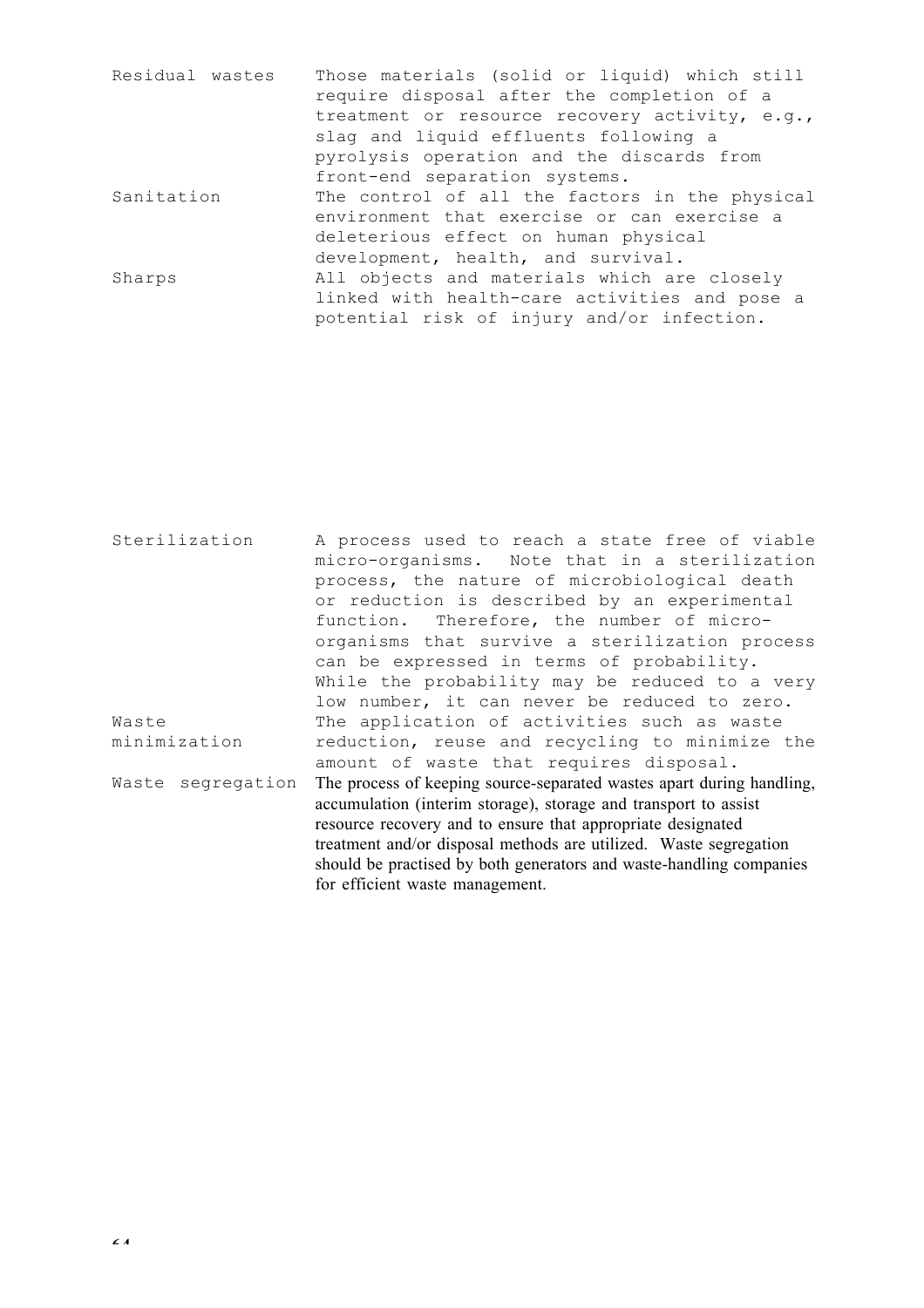| | |
|---|---|
| Residual wastes | Those materials (solid or liquid) which still require disposal after the completion of a treatment or resource recovery activity, e.g., slag and liquid effluents following a pyrolysis operation and the discards from front-end separation systems. |
| Sanitation | The control of all the factors in the physical environment that exercise or can exercise a deleterious effect on human physical development, health, and survival. |
| Sharps | All objects and materials which are closely linked with health-care activities and pose a potential risk of injury and/or infection. |
| Sterilization | A process used to reach a state free of viable micro-organisms. Note that in a sterilization process, the nature of microbiological death or reduction is described by an experimental function. Therefore, the number of micro-organisms that survive a sterilization process can be expressed in terms of probability. While the probability may be reduced to a very low number, it can never be reduced to zero. |
| Waste minimization | The application of activities such as waste reduction, reuse and recycling to minimize the amount of waste that requires disposal. |
| Waste segregation | The process of keeping source-separated wastes apart during handling, accumulation (interim storage), storage and transport to assist resource recovery and to ensure that appropriate designated treatment and/or disposal methods are utilized. Waste segregation should be practised by both generators and waste-handling companies for efficient waste management. |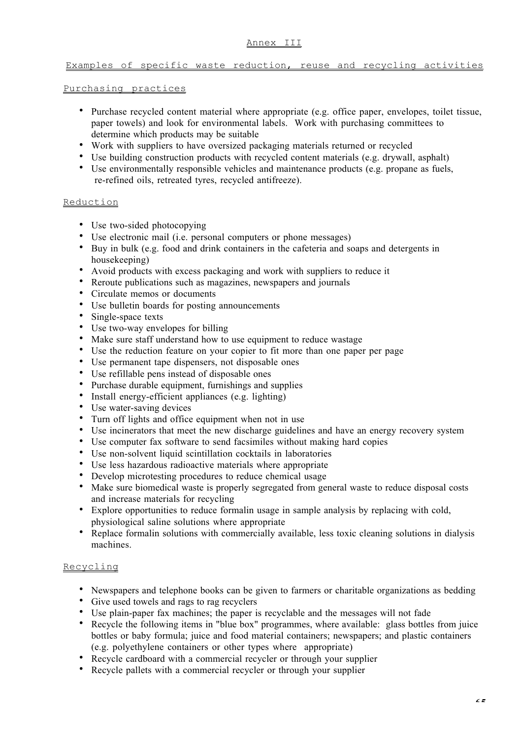# Annex III

## Examples of specific waste reduction, reuse and recycling activities

### Purchasing practices

- Purchase recycled content material where appropriate (e.g. office paper, envelopes, toilet tissue, paper towels) and look for environmental labels. Work with purchasing committees to determine which products may be suitable
- Work with suppliers to have oversized packaging materials returned or recycled
- Use building construction products with recycled content materials (e.g. drywall, asphalt)
- Use environmentally responsible vehicles and maintenance products (e.g. propane as fuels, re-refined oils, retreated tyres, recycled antifreeze).

### Reduction

- Use two-sided photocopying
- Use electronic mail (i.e. personal computers or phone messages)
- Buy in bulk (e.g. food and drink containers in the cafeteria and soaps and detergents in housekeeping)
- Avoid products with excess packaging and work with suppliers to reduce it
- Reroute publications such as magazines, newspapers and journals
- Circulate memos or documents
- Use bulletin boards for posting announcements
- Single-space texts
- Use two-way envelopes for billing
- Make sure staff understand how to use equipment to reduce wastage
- Use the reduction feature on your copier to fit more than one paper per page
- Use permanent tape dispensers, not disposable ones
- Use refillable pens instead of disposable ones
- Purchase durable equipment, furnishings and supplies
- Install energy-efficient appliances (e.g. lighting)
- Use water-saving devices
- Turn off lights and office equipment when not in use
- Use incinerators that meet the new discharge guidelines and have an energy recovery system
- Use computer fax software to send facsimiles without making hard copies
- Use non-solvent liquid scintillation cocktails in laboratories
- Use less hazardous radioactive materials where appropriate
- Develop microtesting procedures to reduce chemical usage
- Make sure biomedical waste is properly segregated from general waste to reduce disposal costs and increase materials for recycling
- Explore opportunities to reduce formalin usage in sample analysis by replacing with cold, physiological saline solutions where appropriate
- Replace formalin solutions with commercially available, less toxic cleaning solutions in dialysis machines.

### Recycling

- Newspapers and telephone books can be given to farmers or charitable organizations as bedding
- Give used towels and rags to rag recyclers
- Use plain-paper fax machines; the paper is recyclable and the messages will not fade
- Recycle the following items in "blue box" programmes, where available: glass bottles from juice bottles or baby formula; juice and food material containers; newspapers; and plastic containers (e.g. polyethylene containers or other types where appropriate)
- Recycle cardboard with a commercial recycler or through your supplier
- Recycle pallets with a commercial recycler or through your supplier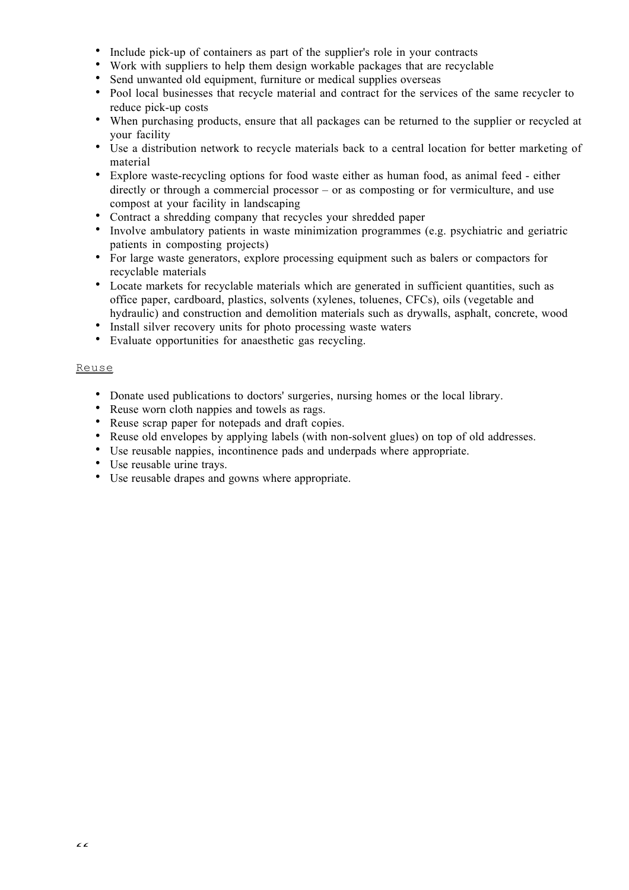- Include pick-up of containers as part of the supplier's role in your contracts
- Work with suppliers to help them design workable packages that are recyclable
- Send unwanted old equipment, furniture or medical supplies overseas
- Pool local businesses that recycle material and contract for the services of the same recycler to reduce pick-up costs
- When purchasing products, ensure that all packages can be returned to the supplier or recycled at your facility
- Use a distribution network to recycle materials back to a central location for better marketing of material
- Explore waste-recycling options for food waste either as human food, as animal feed - either directly or through a commercial processor – or as composting or for vermiculture, and use compost at your facility in landscaping
- Contract a shredding company that recycles your shredded paper
- Involve ambulatory patients in waste minimization programmes (e.g. psychiatric and geriatric patients in composting projects)
- For large waste generators, explore processing equipment such as balers or compactors for recyclable materials
- Locate markets for recyclable materials which are generated in sufficient quantities, such as office paper, cardboard, plastics, solvents (xylenes, toluenes, CFCs), oils (vegetable and hydraulic) and construction and demolition materials such as drywalls, asphalt, concrete, wood
- Install silver recovery units for photo processing waste waters
- Evaluate opportunities for anaesthetic gas recycling.

Reuse

- Donate used publications to doctors' surgeries, nursing homes or the local library.
- Reuse worn cloth nappies and towels as rags.
- Reuse scrap paper for notepads and draft copies.
- Reuse old envelopes by applying labels (with non-solvent glues) on top of old addresses.
- Use reusable nappies, incontinence pads and underpads where appropriate.
- Use reusable urine trays.
- Use reusable drapes and gowns where appropriate.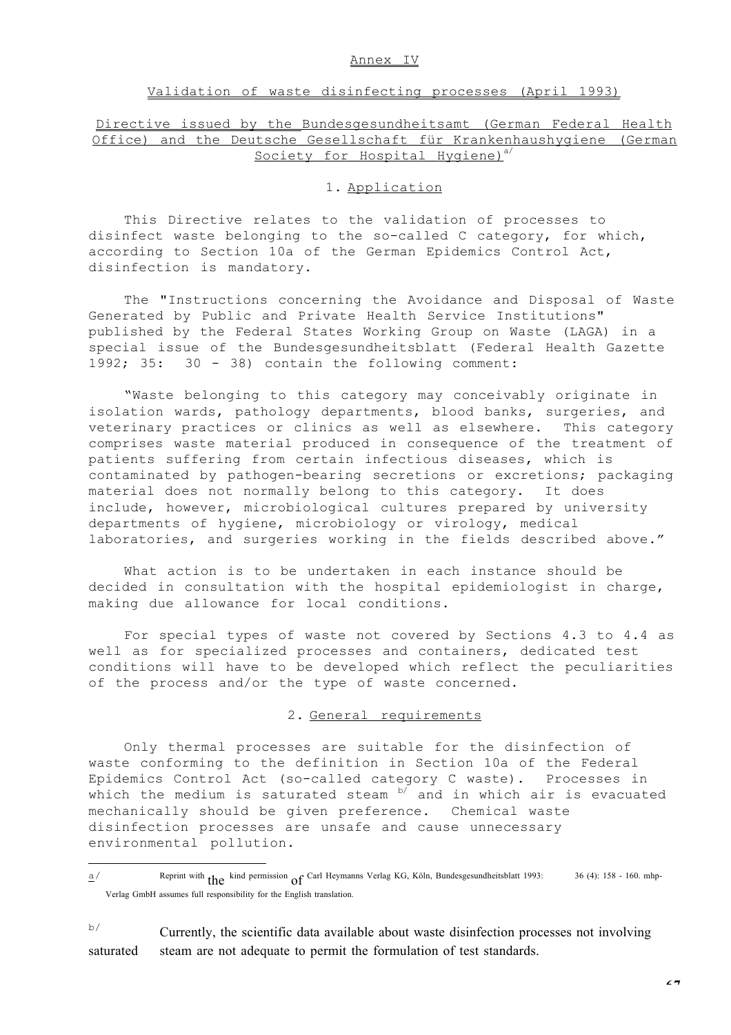## Annex IV

### Validation of waste disinfecting processes (April 1993)

### Directive issued by the Bundesgesundheitsamt (German Federal Health Office) and the Deutsche Gesellschaft für Krankenhaushygiene (German Society for Hospital Hygiene)[a/]

#### 1. Application

This Directive relates to the validation of processes to disinfect waste belonging to the so-called C category, for which, according to Section 10a of the German Epidemics Control Act, disinfection is mandatory.

The "Instructions concerning the Avoidance and Disposal of Waste Generated by Public and Private Health Service Institutions" published by the Federal States Working Group on Waste (LAGA) in a special issue of the Bundesgesundheitsblatt (Federal Health Gazette 1992; 35: 30 - 38) contain the following comment:

"Waste belonging to this category may conceivably originate in isolation wards, pathology departments, blood banks, surgeries, and veterinary practices or clinics as well as elsewhere. This category comprises waste material produced in consequence of the treatment of patients suffering from certain infectious diseases, which is contaminated by pathogen-bearing secretions or excretions; packaging material does not normally belong to this category. It does include, however, microbiological cultures prepared by university departments of hygiene, microbiology or virology, medical laboratories, and surgeries working in the fields described above."

What action is to be undertaken in each instance should be decided in consultation with the hospital epidemiologist in charge, making due allowance for local conditions.

For special types of waste not covered by Sections 4.3 to 4.4 as well as for specialized processes and containers, dedicated test conditions will have to be developed which reflect the peculiarities of the process and/or the type of waste concerned.

#### 2. General requirements

Only thermal processes are suitable for the disinfection of waste conforming to the definition in Section 10a of the Federal Epidemics Control Act (so-called category C waste). Processes in which the medium is saturated steam [b/] and in which air is evacuated mechanically should be given preference. Chemical waste disinfection processes are unsafe and cause unnecessary environmental pollution.

---

a/ Reprint with the kind permission of Carl Heymanns Verlag KG, Köln, Bundesgesundheitsblatt 1993: 36 (4): 158 - 160. mhp-Verlag GmbH assumes full responsibility for the English translation.

b/ Currently, the scientific data available about waste disinfection processes not involving saturated steam are not adequate to permit the formulation of test standards.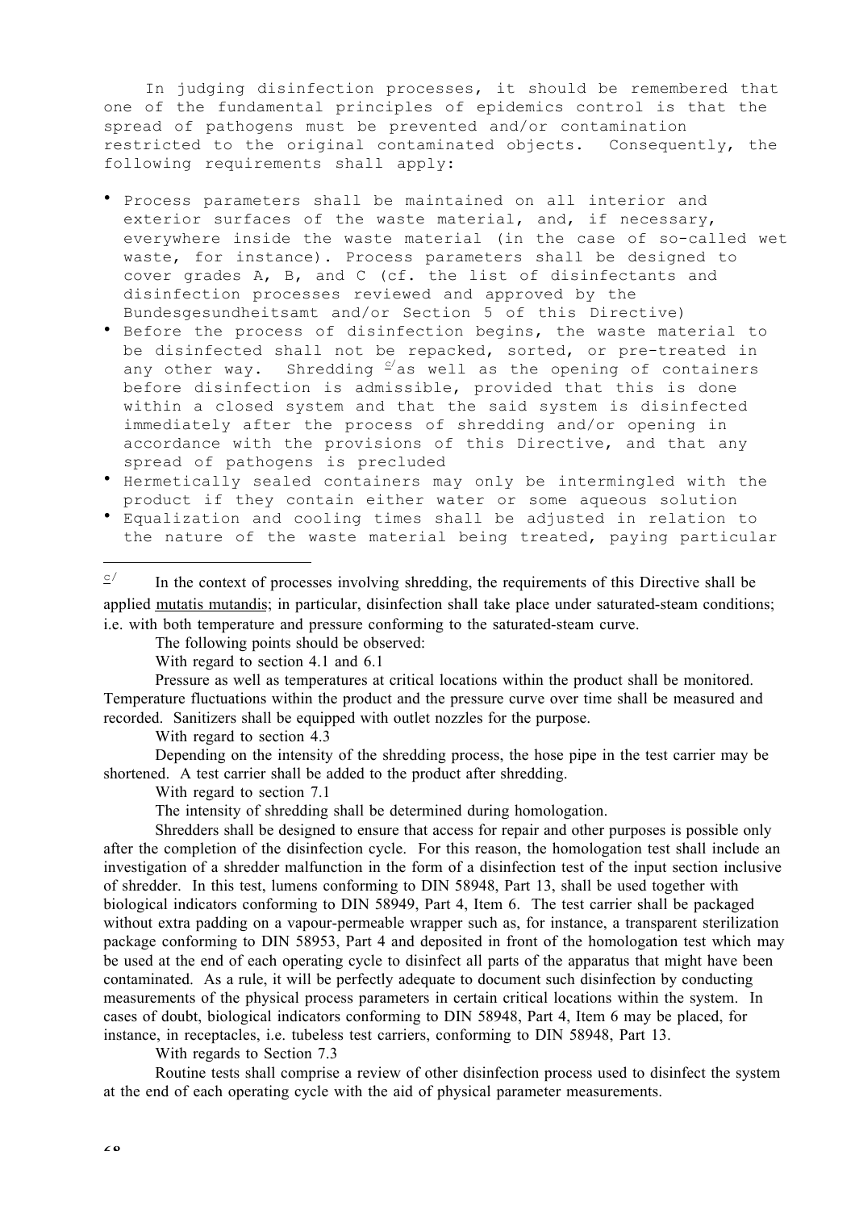In judging disinfection processes, it should be remembered that one of the fundamental principles of epidemics control is that the spread of pathogens must be prevented and/or contamination restricted to the original contaminated objects. Consequently, the following requirements shall apply:

- Process parameters shall be maintained on all interior and exterior surfaces of the waste material, and, if necessary, everywhere inside the waste material (in the case of so-called wet waste, for instance). Process parameters shall be designed to cover grades A, B, and C (cf. the list of disinfectants and disinfection processes reviewed and approved by the Bundesgesundheitsamt and/or Section 5 of this Directive)
- Before the process of disinfection begins, the waste material to be disinfected shall not be repacked, sorted, or pre-treated in any other way. Shredding [c/] as well as the opening of containers before disinfection is admissible, provided that this is done within a closed system and that the said system is disinfected immediately after the process of shredding and/or opening in accordance with the provisions of this Directive, and that any spread of pathogens is precluded
- Hermetically sealed containers may only be intermingled with the product if they contain either water or some aqueous solution
- Equalization and cooling times shall be adjusted in relation to the nature of the waste material being treated, paying particular

---

[c/] In the context of processes involving shredding, the requirements of this Directive shall be applied mutatis mutandis; in particular, disinfection shall take place under saturated-steam conditions; i.e. with both temperature and pressure conforming to the saturated-steam curve.

The following points should be observed:

With regard to section 4.1 and 6.1

Pressure as well as temperatures at critical locations within the product shall be monitored. Temperature fluctuations within the product and the pressure curve over time shall be measured and recorded. Sanitizers shall be equipped with outlet nozzles for the purpose.

With regard to section 4.3

Depending on the intensity of the shredding process, the hose pipe in the test carrier may be shortened. A test carrier shall be added to the product after shredding.

With regard to section 7.1

The intensity of shredding shall be determined during homologation.

Shredders shall be designed to ensure that access for repair and other purposes is possible only after the completion of the disinfection cycle. For this reason, the homologation test shall include an investigation of a shredder malfunction in the form of a disinfection test of the input section inclusive of shredder. In this test, lumens conforming to DIN 58948, Part 13, shall be used together with biological indicators conforming to DIN 58949, Part 4, Item 6. The test carrier shall be packaged without extra padding on a vapour-permeable wrapper such as, for instance, a transparent sterilization package conforming to DIN 58953, Part 4 and deposited in front of the homologation test which may be used at the end of each operating cycle to disinfect all parts of the apparatus that might have been contaminated. As a rule, it will be perfectly adequate to document such disinfection by conducting measurements of the physical process parameters in certain critical locations within the system. In cases of doubt, biological indicators conforming to DIN 58948, Part 4, Item 6 may be placed, for instance, in receptacles, i.e. tubeless test carriers, conforming to DIN 58948, Part 13.

With regards to Section 7.3

Routine tests shall comprise a review of other disinfection process used to disinfect the system at the end of each operating cycle with the aid of physical parameter measurements.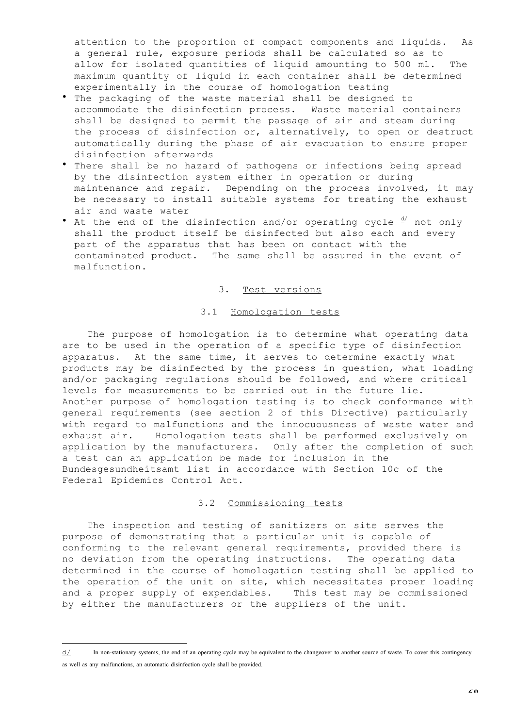attention to the proportion of compact components and liquids. As a general rule, exposure periods shall be calculated so as to allow for isolated quantities of liquid amounting to 500 ml. The maximum quantity of liquid in each container shall be determined experimentally in the course of homologation testing

- The packaging of the waste material shall be designed to accommodate the disinfection process. Waste material containers shall be designed to permit the passage of air and steam during the process of disinfection or, alternatively, to open or destruct automatically during the phase of air evacuation to ensure proper disinfection afterwards
- There shall be no hazard of pathogens or infections being spread by the disinfection system either in operation or during maintenance and repair. Depending on the process involved, it may be necessary to install suitable systems for treating the exhaust air and waste water
- At the end of the disinfection and/or operating cycle [d/] not only shall the product itself be disinfected but also each and every part of the apparatus that has been on contact with the contaminated product. The same shall be assured in the event of malfunction.

## 3. Test versions

### 3.1 Homologation tests

The purpose of homologation is to determine what operating data are to be used in the operation of a specific type of disinfection apparatus. At the same time, it serves to determine exactly what products may be disinfected by the process in question, what loading and/or packaging regulations should be followed, and where critical levels for measurements to be carried out in the future lie. Another purpose of homologation testing is to check conformance with general requirements (see section 2 of this Directive) particularly with regard to malfunctions and the innocuousness of waste water and exhaust air. Homologation tests shall be performed exclusively on application by the manufacturers. Only after the completion of such a test can an application be made for inclusion in the Bundesgesundheitsamt list in accordance with Section 10c of the Federal Epidemics Control Act.

### 3.2 Commissioning tests

The inspection and testing of sanitizers on site serves the purpose of demonstrating that a particular unit is capable of conforming to the relevant general requirements, provided there is no deviation from the operating instructions. The operating data determined in the course of homologation testing shall be applied to the operation of the unit on site, which necessitates proper loading and a proper supply of expendables. This test may be commissioned by either the manufacturers or the suppliers of the unit.

---

d/ In non-stationary systems, the end of an operating cycle may be equivalent to the changeover to another source of waste. To cover this contingency as well as any malfunctions, an automatic disinfection cycle shall be provided.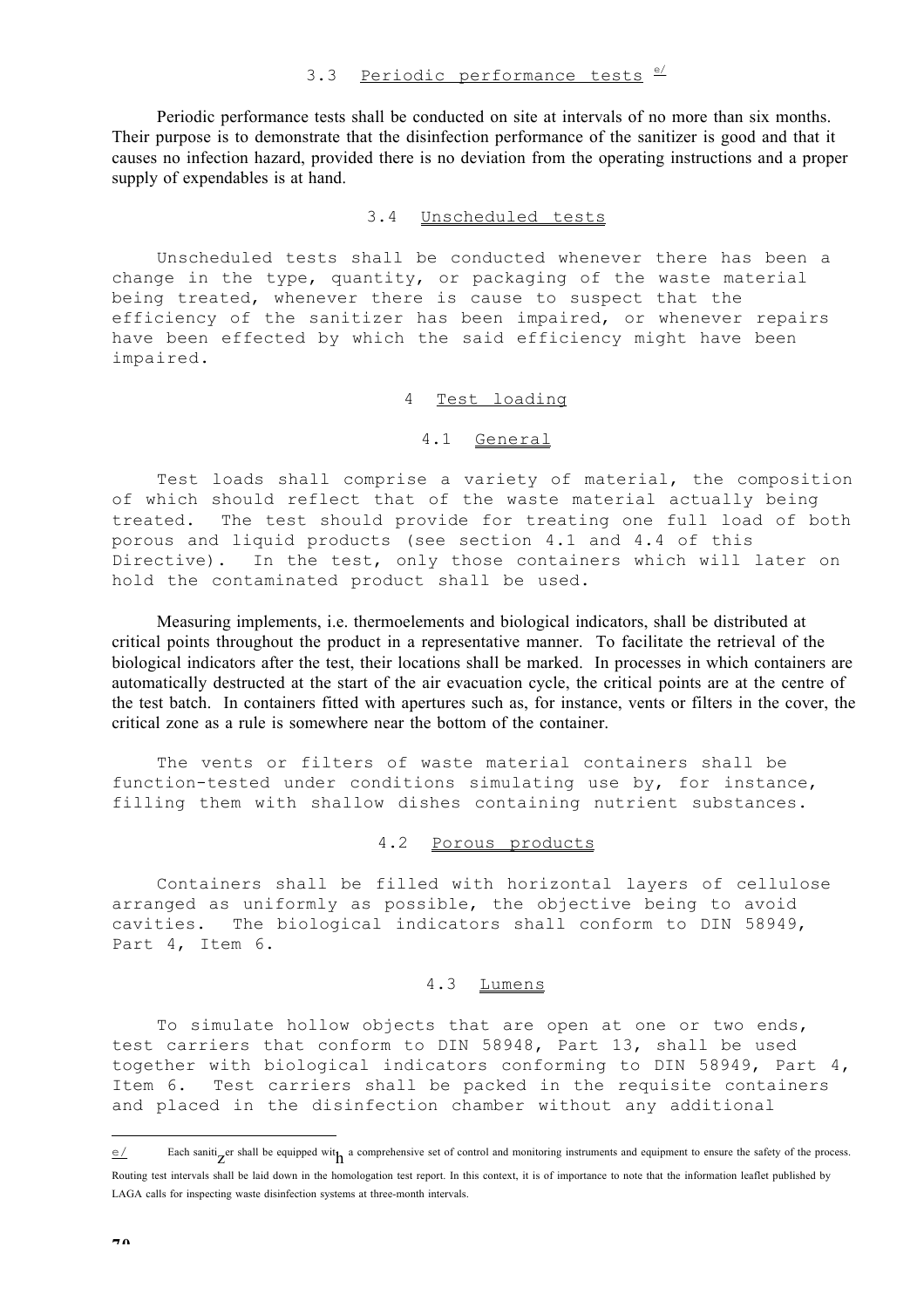### 3.3 Periodic performance tests [e/]

Periodic performance tests shall be conducted on site at intervals of no more than six months. Their purpose is to demonstrate that the disinfection performance of the sanitizer is good and that it causes no infection hazard, provided there is no deviation from the operating instructions and a proper supply of expendables is at hand.

### 3.4 Unscheduled tests

Unscheduled tests shall be conducted whenever there has been a change in the type, quantity, or packaging of the waste material being treated, whenever there is cause to suspect that the efficiency of the sanitizer has been impaired, or whenever repairs have been effected by which the said efficiency might have been impaired.

## 4 Test loading

### 4.1 General

Test loads shall comprise a variety of material, the composition of which should reflect that of the waste material actually being treated. The test should provide for treating one full load of both porous and liquid products (see section 4.1 and 4.4 of this Directive). In the test, only those containers which will later on hold the contaminated product shall be used.

Measuring implements, i.e. thermoelements and biological indicators, shall be distributed at critical points throughout the product in a representative manner. To facilitate the retrieval of the biological indicators after the test, their locations shall be marked. In processes in which containers are automatically destructed at the start of the air evacuation cycle, the critical points are at the centre of the test batch. In containers fitted with apertures such as, for instance, vents or filters in the cover, the critical zone as a rule is somewhere near the bottom of the container.

The vents or filters of waste material containers shall be function-tested under conditions simulating use by, for instance, filling them with shallow dishes containing nutrient substances.

### 4.2 Porous products

Containers shall be filled with horizontal layers of cellulose arranged as uniformly as possible, the objective being to avoid cavities. The biological indicators shall conform to DIN 58949, Part 4, Item 6.

### 4.3 Lumens

To simulate hollow objects that are open at one or two ends, test carriers that conform to DIN 58948, Part 13, shall be used together with biological indicators conforming to DIN 58949, Part 4, Item 6. Test carriers shall be packed in the requisite containers and placed in the disinfection chamber without any additional

---

e/ Each sanitizer shall be equipped with a comprehensive set of control and monitoring instruments and equipment to ensure the safety of the process. Routing test intervals shall be laid down in the homologation test report. In this context, it is of importance to note that the information leaflet published by LAGA calls for inspecting waste disinfection systems at three-month intervals.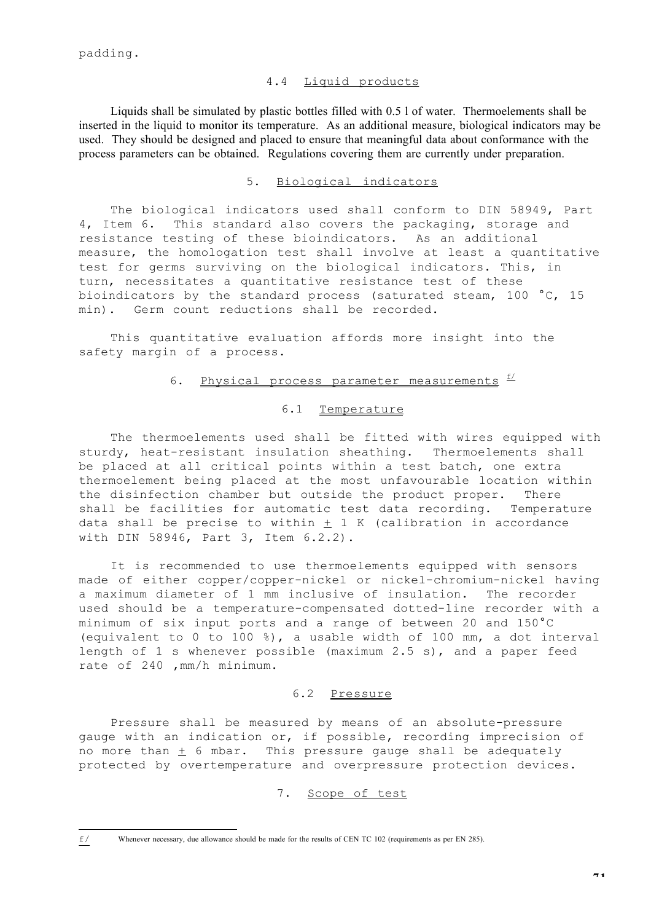padding.

### 4.4 Liquid products

Liquids shall be simulated by plastic bottles filled with 0.5 l of water. Thermoelements shall be inserted in the liquid to monitor its temperature. As an additional measure, biological indicators may be used. They should be designed and placed to ensure that meaningful data about conformance with the process parameters can be obtained. Regulations covering them are currently under preparation.

## 5. Biological indicators

The biological indicators used shall conform to DIN 58949, Part 4, Item 6. This standard also covers the packaging, storage and resistance testing of these bioindicators. As an additional measure, the homologation test shall involve at least a quantitative test for germs surviving on the biological indicators. This, in turn, necessitates a quantitative resistance test of these bioindicators by the standard process (saturated steam, 100 °C, 15 min). Germ count reductions shall be recorded.

This quantitative evaluation affords more insight into the safety margin of a process.

## 6. Physical process parameter measurements [f/]

### 6.1 Temperature

The thermoelements used shall be fitted with wires equipped with sturdy, heat-resistant insulation sheathing. Thermoelements shall be placed at all critical points within a test batch, one extra thermoelement being placed at the most unfavourable location within the disinfection chamber but outside the product proper. There shall be facilities for automatic test data recording. Temperature data shall be precise to within ± 1 K (calibration in accordance with DIN 58946, Part 3, Item 6.2.2).

It is recommended to use thermoelements equipped with sensors made of either copper/copper-nickel or nickel-chromium-nickel having a maximum diameter of 1 mm inclusive of insulation. The recorder used should be a temperature-compensated dotted-line recorder with a minimum of six input ports and a range of between 20 and 150°C (equivalent to 0 to 100 %), a usable width of 100 mm, a dot interval length of 1 s whenever possible (maximum 2.5 s), and a paper feed rate of 240 ,mm/h minimum.

### 6.2 Pressure

Pressure shall be measured by means of an absolute-pressure gauge with an indication or, if possible, recording imprecision of no more than ± 6 mbar. This pressure gauge shall be adequately protected by overtemperature and overpressure protection devices.

## 7. Scope of test

---

f/ Whenever necessary, due allowance should be made for the results of CEN TC 102 (requirements as per EN 285).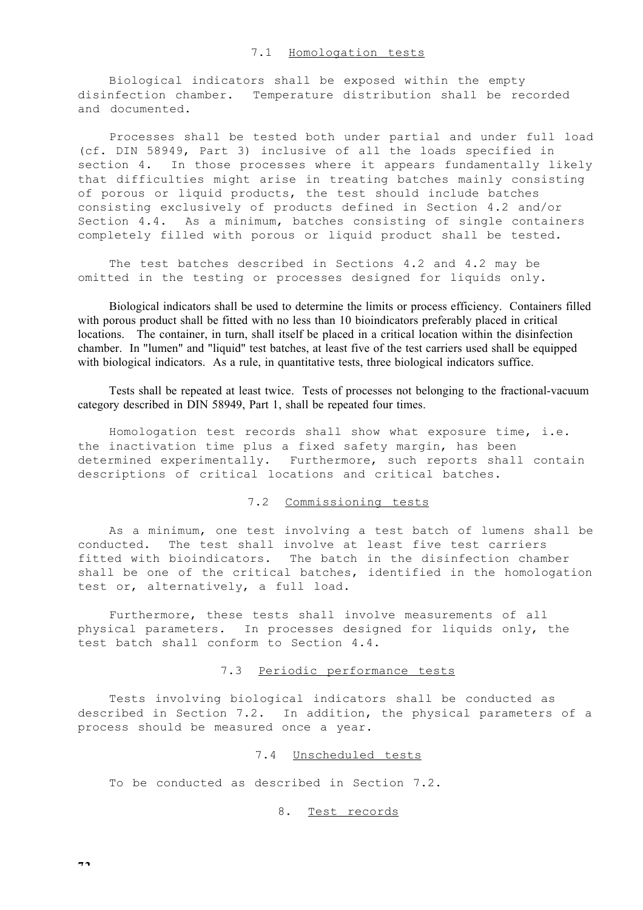### 7.1 Homologation tests

Biological indicators shall be exposed within the empty disinfection chamber. Temperature distribution shall be recorded and documented.

Processes shall be tested both under partial and under full load (cf. DIN 58949, Part 3) inclusive of all the loads specified in section 4. In those processes where it appears fundamentally likely that difficulties might arise in treating batches mainly consisting of porous or liquid products, the test should include batches consisting exclusively of products defined in Section 4.2 and/or Section 4.4. As a minimum, batches consisting of single containers completely filled with porous or liquid product shall be tested.

The test batches described in Sections 4.2 and 4.2 may be omitted in the testing or processes designed for liquids only.

Biological indicators shall be used to determine the limits or process efficiency. Containers filled with porous product shall be fitted with no less than 10 bioindicators preferably placed in critical locations. The container, in turn, shall itself be placed in a critical location within the disinfection chamber. In "lumen" and "liquid" test batches, at least five of the test carriers used shall be equipped with biological indicators. As a rule, in quantitative tests, three biological indicators suffice.

Tests shall be repeated at least twice. Tests of processes not belonging to the fractional-vacuum category described in DIN 58949, Part 1, shall be repeated four times.

Homologation test records shall show what exposure time, i.e. the inactivation time plus a fixed safety margin, has been determined experimentally. Furthermore, such reports shall contain descriptions of critical locations and critical batches.

### 7.2 Commissioning tests

As a minimum, one test involving a test batch of lumens shall be conducted. The test shall involve at least five test carriers fitted with bioindicators. The batch in the disinfection chamber shall be one of the critical batches, identified in the homologation test or, alternatively, a full load.

Furthermore, these tests shall involve measurements of all physical parameters. In processes designed for liquids only, the test batch shall conform to Section 4.4.

### 7.3 Periodic performance tests

Tests involving biological indicators shall be conducted as described in Section 7.2. In addition, the physical parameters of a process should be measured once a year.

### 7.4 Unscheduled tests

To be conducted as described in Section 7.2.

## 8. Test records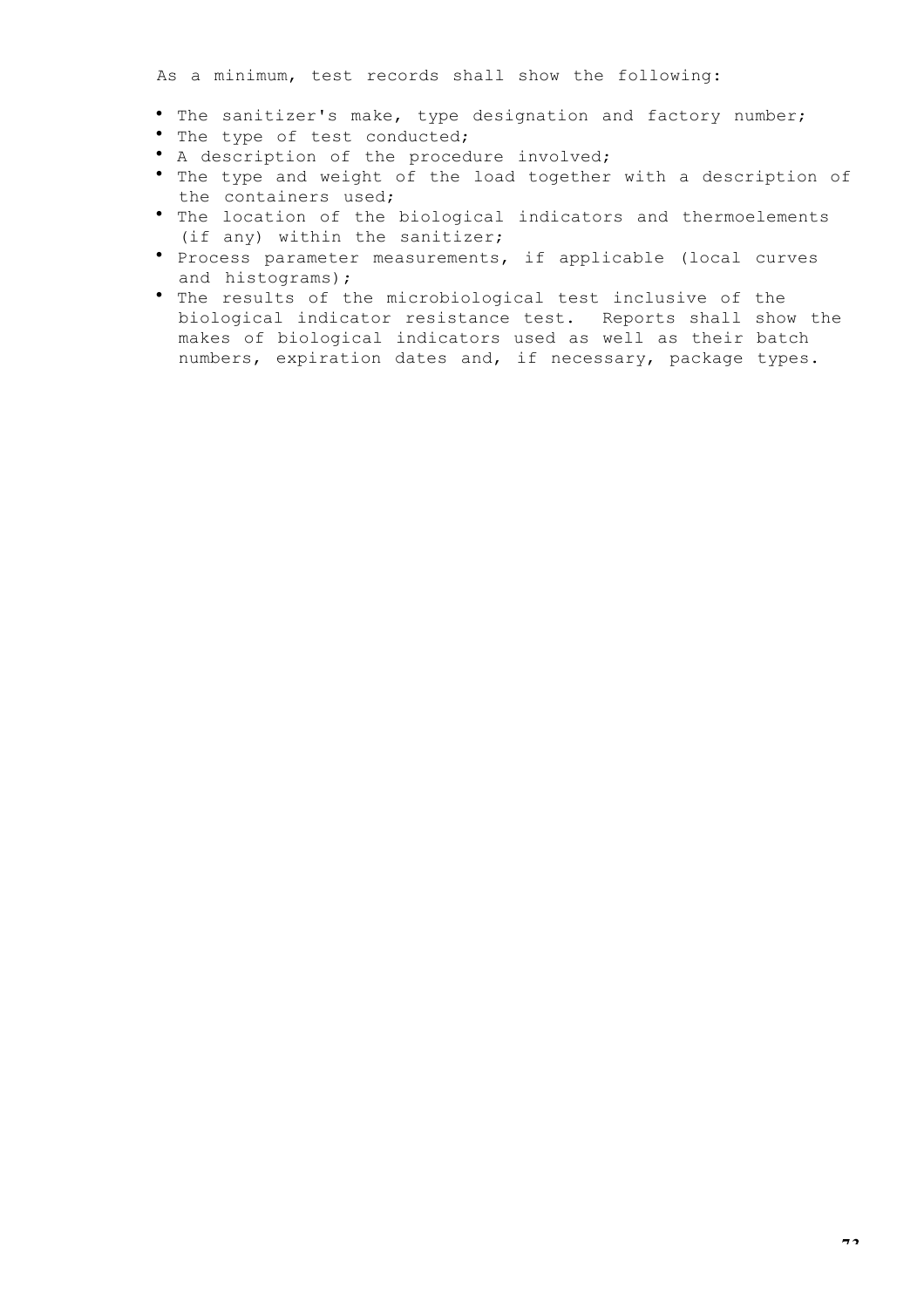As a minimum, test records shall show the following:

- The sanitizer's make, type designation and factory number;
- The type of test conducted;
- A description of the procedure involved;
- The type and weight of the load together with a description of the containers used;
- The location of the biological indicators and thermoelements (if any) within the sanitizer;
- Process parameter measurements, if applicable (local curves and histograms);
- The results of the microbiological test inclusive of the biological indicator resistance test. Reports shall show the makes of biological indicators used as well as their batch numbers, expiration dates and, if necessary, package types.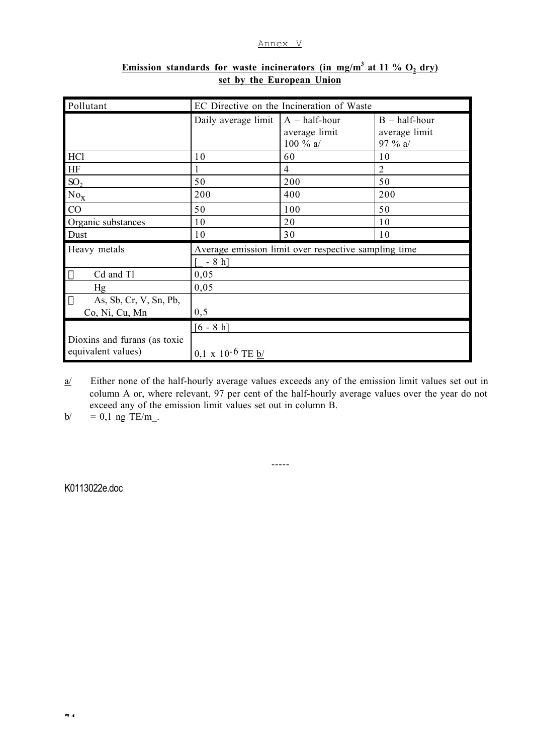Annex V

## Emission standards for waste incinerators (in mg/m$^3$ at 11 % $O_2$ dry) set by the European Union

| Pollutant | EC Directive on the Incineration of Waste | | |
|---|---|---|---|
| | Daily average limit | A – half-hour average limit 100 % a/ | B – half-hour average limit 97 % a/ |
| HCl | 10 | 60 | 10 |
| HF | 1 | 4 | 2 |
| $SO_2$ | 50 | 200 | 50 |
| $No_x$ | 200 | 400 | 200 |
| CO | 50 | 100 | 50 |
| Organic substances | 10 | 20 | 10 |
| Dust | 10 | 30 | 10 |
| Heavy metals | Average emission limit over respective sampling time | | |
| | [_ - 8 h] | | |
| Cd and Tl | 0,05 | | |
| Hg | 0,05 | | |
| As, Sb, Cr, V, Sn, Pb, Co, Ni, Cu, Mn | 0,5 | | |
| | [6 - 8 h] | | |
| Dioxins and furans (as toxic equivalent values) | $0,1 \times 10^{-6}$ TE b/ | | |

a/ Either none of the half-hourly average values exceeds any of the emission limit values set out in column A or, where relevant, 97 per cent of the half-hourly average values over the year do not exceed any of the emission limit values set out in column B.

b/ = 0,1 ng TE/m_.

-----

K0113022e.doc